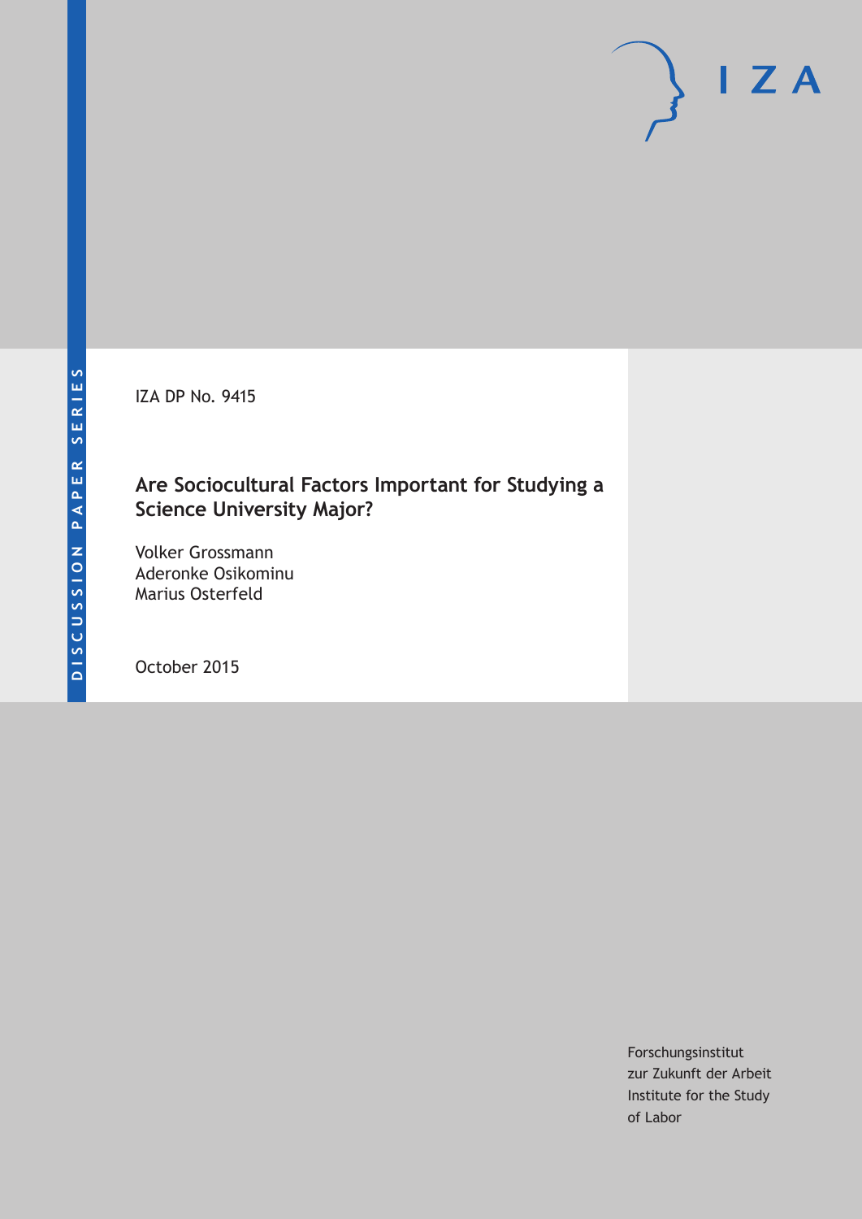DISCUSSION PAPER SERIES

IZA

IZA DP No. 9415

# Are Sociocultural Factors Important for Studying a Science University Major?

Volker Grossmann
Aderonke Osikominu
Marius Osterfeld

October 2015

Forschungsinstitut
zur Zukunft der Arbeit
Institute for the Study
of Labor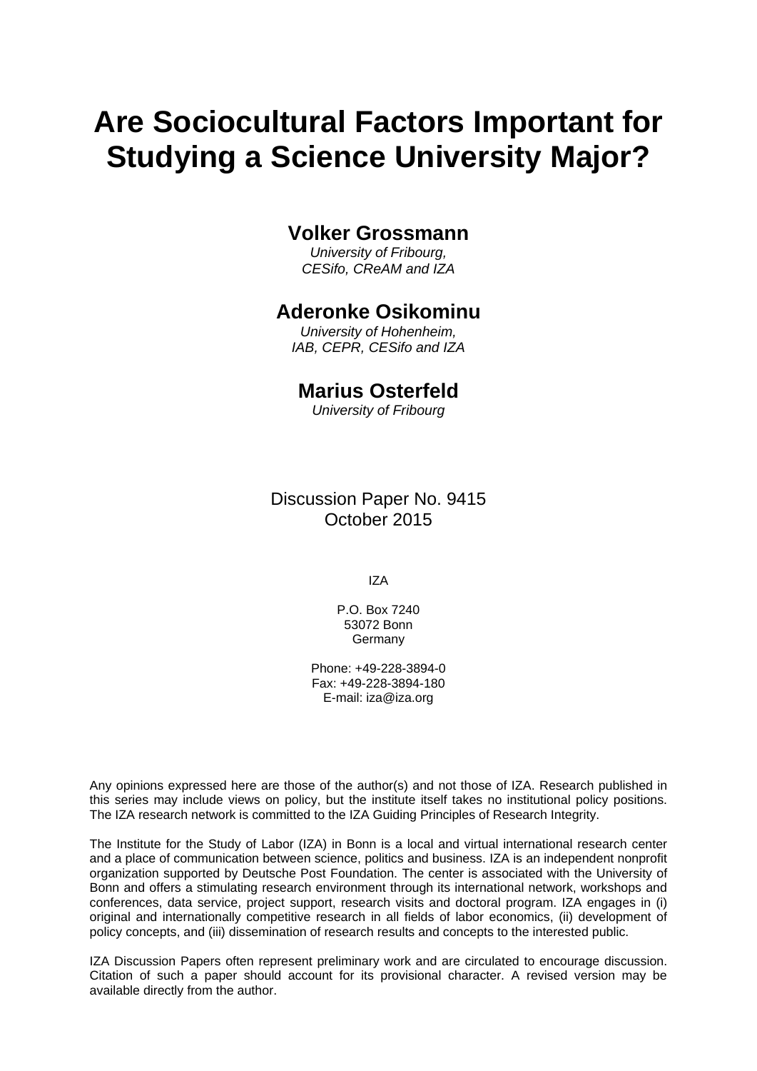# Are Sociocultural Factors Important for Studying a Science University Major?

**Volker Grossmann**
*University of Fribourg,*
*CESifo, CReAM and IZA*

**Aderonke Osikominu**
*University of Hohenheim,*
*IAB, CEPR, CESifo and IZA*

**Marius Osterfeld**
*University of Fribourg*

Discussion Paper No. 9415
October 2015

IZA

P.O. Box 7240
53072 Bonn
Germany

Phone: +49-228-3894-0
Fax: +49-228-3894-180
E-mail: iza@iza.org

Any opinions expressed here are those of the author(s) and not those of IZA. Research published in this series may include views on policy, but the institute itself takes no institutional policy positions. The IZA research network is committed to the IZA Guiding Principles of Research Integrity.

The Institute for the Study of Labor (IZA) in Bonn is a local and virtual international research center and a place of communication between science, politics and business. IZA is an independent nonprofit organization supported by Deutsche Post Foundation. The center is associated with the University of Bonn and offers a stimulating research environment through its international network, workshops and conferences, data service, project support, research visits and doctoral program. IZA engages in (i) original and internationally competitive research in all fields of labor economics, (ii) development of policy concepts, and (iii) dissemination of research results and concepts to the interested public.

IZA Discussion Papers often represent preliminary work and are circulated to encourage discussion. Citation of such a paper should account for its provisional character. A revised version may be available directly from the author.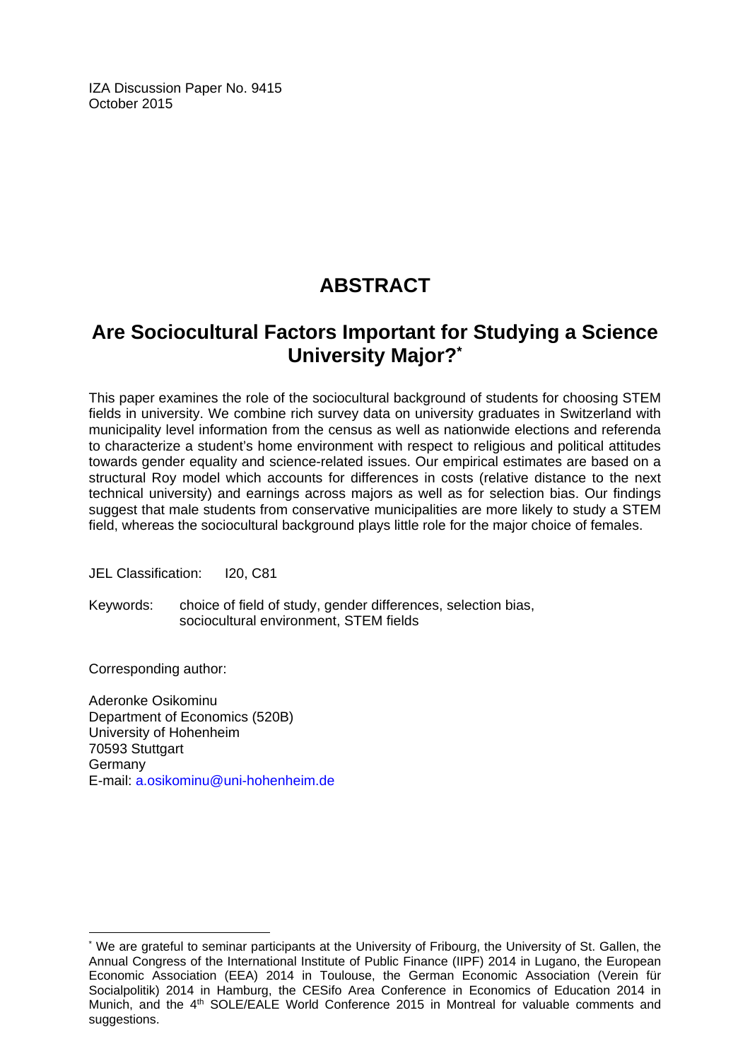IZA Discussion Paper No. 9415
October 2015

# ABSTRACT

## Are Sociocultural Factors Important for Studying a Science University Major?*

This paper examines the role of the sociocultural background of students for choosing STEM fields in university. We combine rich survey data on university graduates in Switzerland with municipality level information from the census as well as nationwide elections and referenda to characterize a student's home environment with respect to religious and political attitudes towards gender equality and science-related issues. Our empirical estimates are based on a structural Roy model which accounts for differences in costs (relative distance to the next technical university) and earnings across majors as well as for selection bias. Our findings suggest that male students from conservative municipalities are more likely to study a STEM field, whereas the sociocultural background plays little role for the major choice of females.

JEL Classification: I20, C81

Keywords: choice of field of study, gender differences, selection bias, sociocultural environment, STEM fields

Corresponding author:

Aderonke Osikominu
Department of Economics (520B)
University of Hohenheim
70593 Stuttgart
Germany
E-mail: a.osikominu@uni-hohenheim.de

* We are grateful to seminar participants at the University of Fribourg, the University of St. Gallen, the Annual Congress of the International Institute of Public Finance (IIPF) 2014 in Lugano, the European Economic Association (EEA) 2014 in Toulouse, the German Economic Association (Verein für Socialpolitik) 2014 in Hamburg, the CESifo Area Conference in Economics of Education 2014 in Munich, and the 4th SOLE/EALE World Conference 2015 in Montreal for valuable comments and suggestions.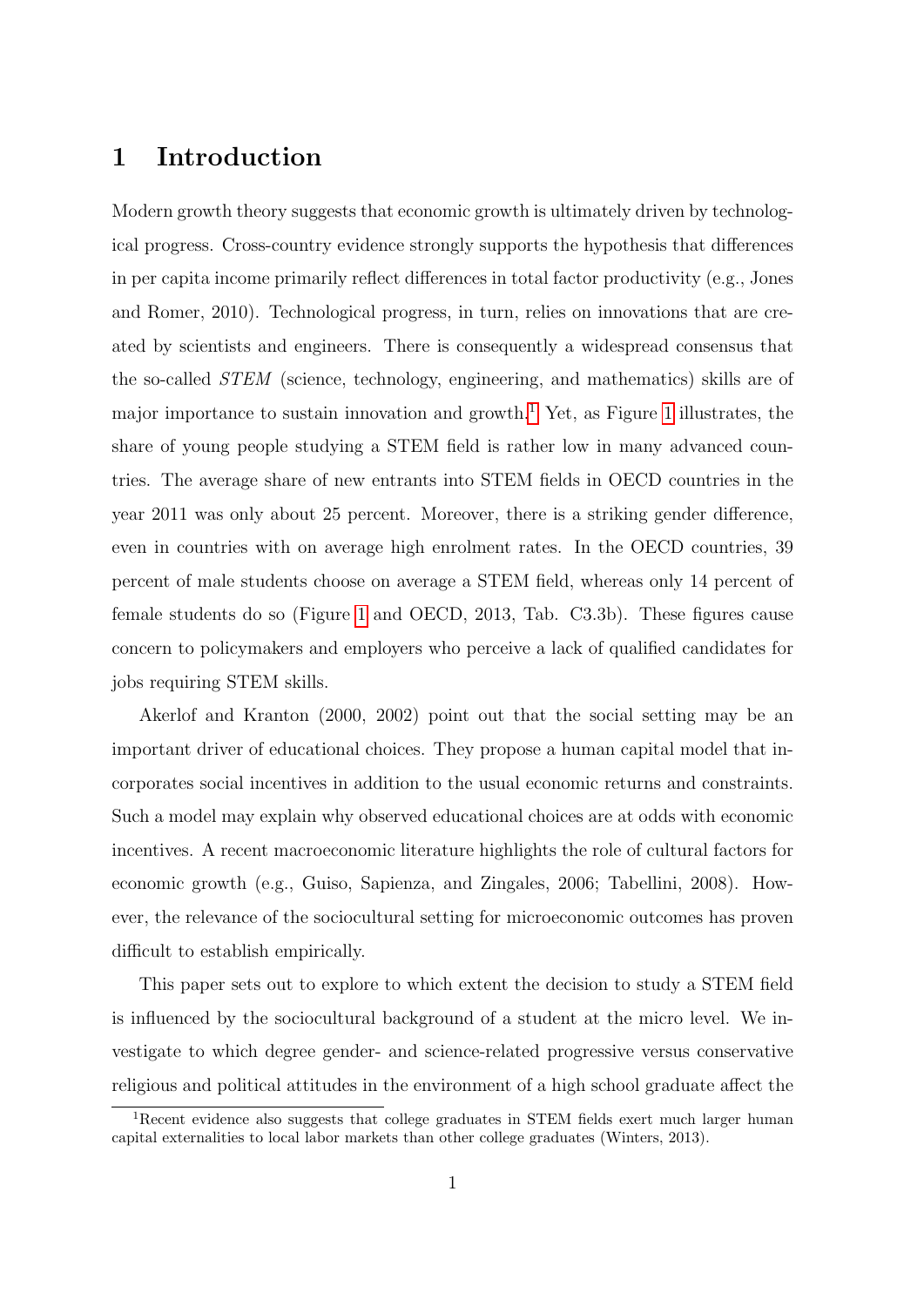# 1 Introduction

Modern growth theory suggests that economic growth is ultimately driven by technological progress. Cross-country evidence strongly supports the hypothesis that differences in per capita income primarily reflect differences in total factor productivity (e.g., Jones and Romer, 2010). Technological progress, in turn, relies on innovations that are created by scientists and engineers. There is consequently a widespread consensus that the so-called *STEM* (science, technology, engineering, and mathematics) skills are of major importance to sustain innovation and growth.[1] Yet, as Figure 1 illustrates, the share of young people studying a STEM field is rather low in many advanced countries. The average share of new entrants into STEM fields in OECD countries in the year 2011 was only about 25 percent. Moreover, there is a striking gender difference, even in countries with on average high enrolment rates. In the OECD countries, 39 percent of male students choose on average a STEM field, whereas only 14 percent of female students do so (Figure 1 and OECD, 2013, Tab. C3.3b). These figures cause concern to policymakers and employers who perceive a lack of qualified candidates for jobs requiring STEM skills.

Akerlof and Kranton (2000, 2002) point out that the social setting may be an important driver of educational choices. They propose a human capital model that incorporates social incentives in addition to the usual economic returns and constraints. Such a model may explain why observed educational choices are at odds with economic incentives. A recent macroeconomic literature highlights the role of cultural factors for economic growth (e.g., Guiso, Sapienza, and Zingales, 2006; Tabellini, 2008). However, the relevance of the sociocultural setting for microeconomic outcomes has proven difficult to establish empirically.

This paper sets out to explore to which extent the decision to study a STEM field is influenced by the sociocultural background of a student at the micro level. We investigate to which degree gender- and science-related progressive versus conservative religious and political attitudes in the environment of a high school graduate affect the

[1] Recent evidence also suggests that college graduates in STEM fields exert much larger human capital externalities to local labor markets than other college graduates (Winters, 2013).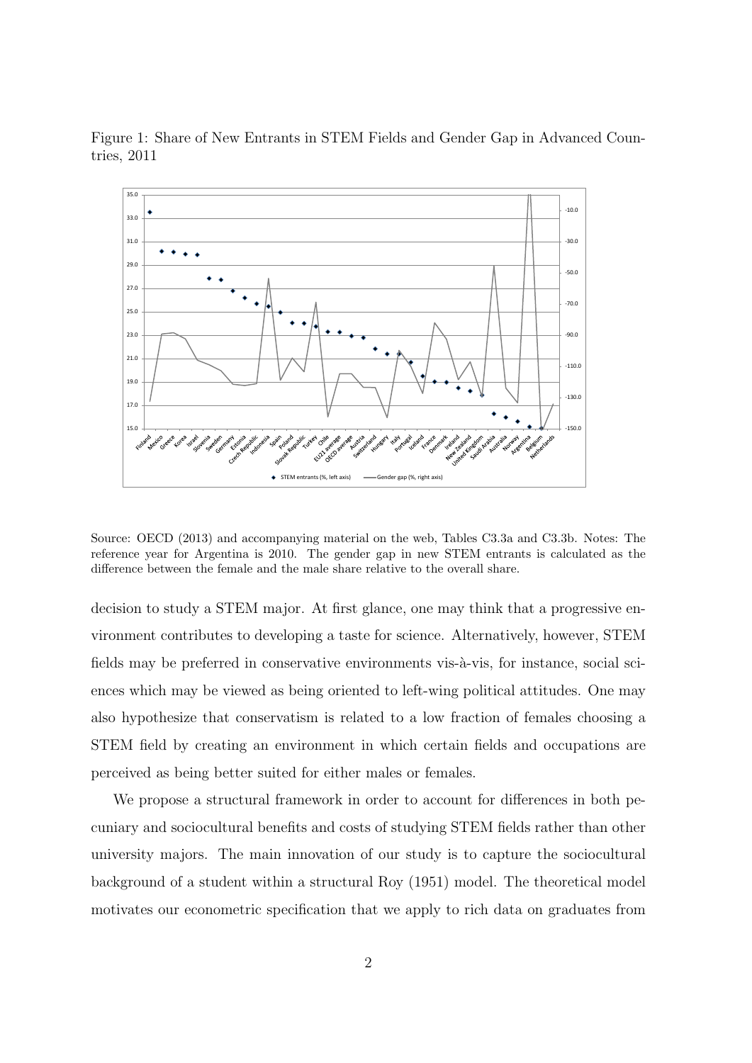Figure 1: Share of New Entrants in STEM Fields and Gender Gap in Advanced Countries, 2011

Source: OECD (2013) and accompanying material on the web, Tables C3.3a and C3.3b. Notes: The reference year for Argentina is 2010. The gender gap in new STEM entrants is calculated as the difference between the female and the male share relative to the overall share.

decision to study a STEM major. At first glance, one may think that a progressive environment contributes to developing a taste for science. Alternatively, however, STEM fields may be preferred in conservative environments vis-à-vis, for instance, social sciences which may be viewed as being oriented to left-wing political attitudes. One may also hypothesize that conservatism is related to a low fraction of females choosing a STEM field by creating an environment in which certain fields and occupations are perceived as being better suited for either males or females.

We propose a structural framework in order to account for differences in both pecuniary and sociocultural benefits and costs of studying STEM fields rather than other university majors. The main innovation of our study is to capture the sociocultural background of a student within a structural Roy (1951) model. The theoretical model motivates our econometric specification that we apply to rich data on graduates from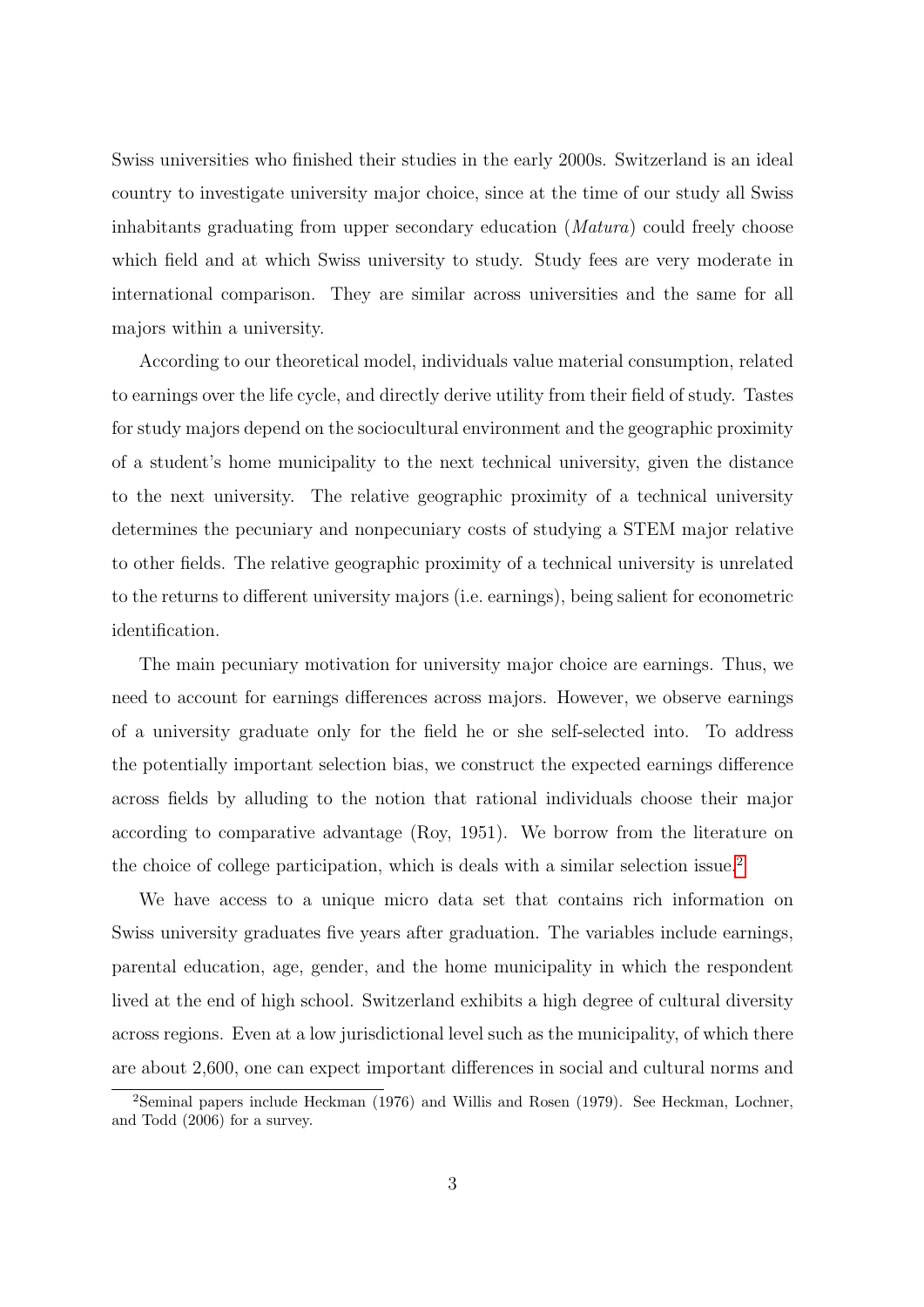Swiss universities who finished their studies in the early 2000s. Switzerland is an ideal country to investigate university major choice, since at the time of our study all Swiss inhabitants graduating from upper secondary education (*Matura*) could freely choose which field and at which Swiss university to study. Study fees are very moderate in international comparison. They are similar across universities and the same for all majors within a university.

According to our theoretical model, individuals value material consumption, related to earnings over the life cycle, and directly derive utility from their field of study. Tastes for study majors depend on the sociocultural environment and the geographic proximity of a student's home municipality to the next technical university, given the distance to the next university. The relative geographic proximity of a technical university determines the pecuniary and nonpecuniary costs of studying a STEM major relative to other fields. The relative geographic proximity of a technical university is unrelated to the returns to different university majors (i.e. earnings), being salient for econometric identification.

The main pecuniary motivation for university major choice are earnings. Thus, we need to account for earnings differences across majors. However, we observe earnings of a university graduate only for the field he or she self-selected into. To address the potentially important selection bias, we construct the expected earnings difference across fields by alluding to the notion that rational individuals choose their major according to comparative advantage (Roy, 1951). We borrow from the literature on the choice of college participation, which is deals with a similar selection issue.[2]

We have access to a unique micro data set that contains rich information on Swiss university graduates five years after graduation. The variables include earnings, parental education, age, gender, and the home municipality in which the respondent lived at the end of high school. Switzerland exhibits a high degree of cultural diversity across regions. Even at a low jurisdictional level such as the municipality, of which there are about 2,600, one can expect important differences in social and cultural norms and

[2] Seminal papers include Heckman (1976) and Willis and Rosen (1979). See Heckman, Lochner, and Todd (2006) for a survey.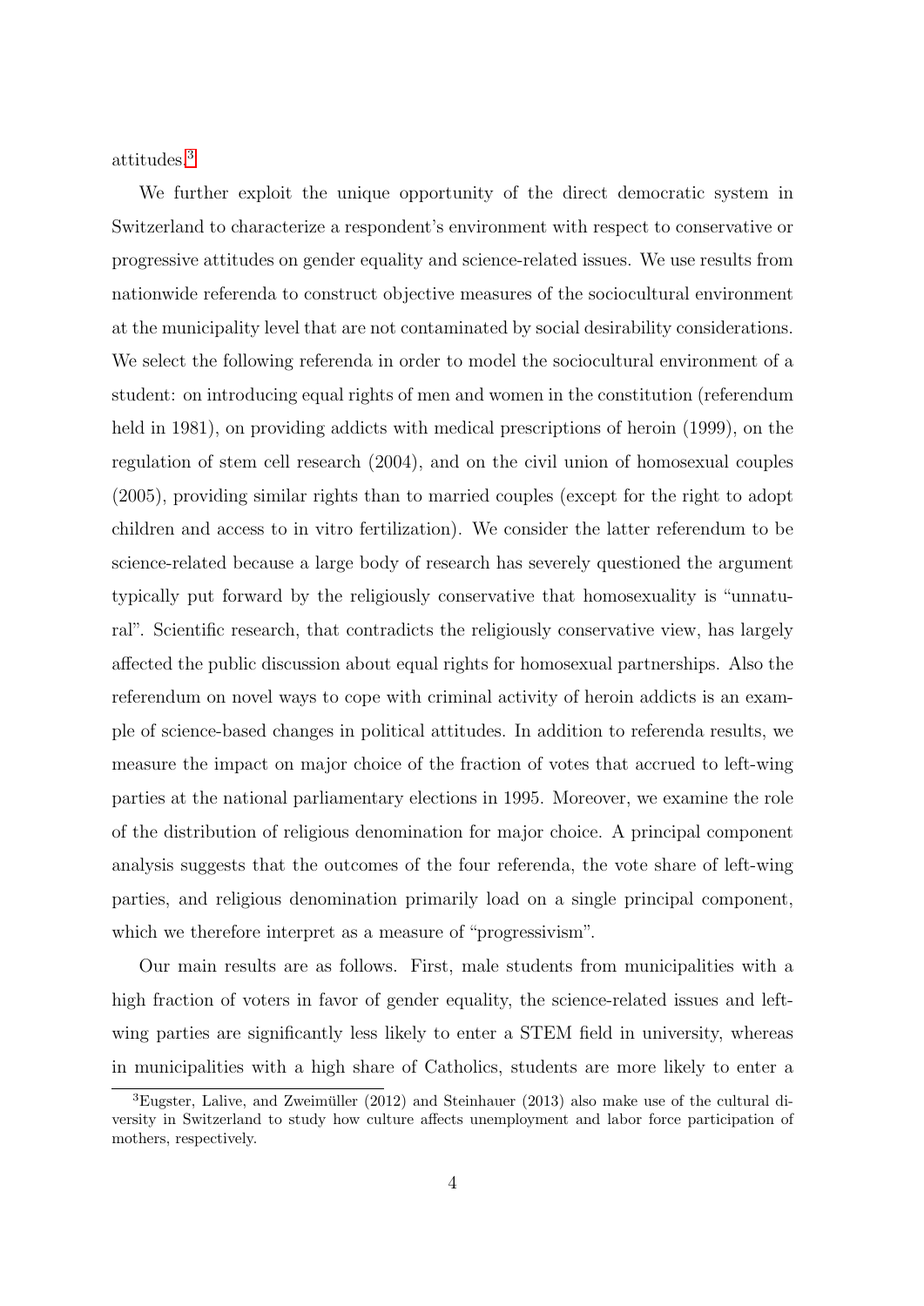attitudes.[3]

We further exploit the unique opportunity of the direct democratic system in Switzerland to characterize a respondent's environment with respect to conservative or progressive attitudes on gender equality and science-related issues. We use results from nationwide referenda to construct objective measures of the sociocultural environment at the municipality level that are not contaminated by social desirability considerations. We select the following referenda in order to model the sociocultural environment of a student: on introducing equal rights of men and women in the constitution (referendum held in 1981), on providing addicts with medical prescriptions of heroin (1999), on the regulation of stem cell research (2004), and on the civil union of homosexual couples (2005), providing similar rights than to married couples (except for the right to adopt children and access to in vitro fertilization). We consider the latter referendum to be science-related because a large body of research has severely questioned the argument typically put forward by the religiously conservative that homosexuality is "unnatural". Scientific research, that contradicts the religiously conservative view, has largely affected the public discussion about equal rights for homosexual partnerships. Also the referendum on novel ways to cope with criminal activity of heroin addicts is an example of science-based changes in political attitudes. In addition to referenda results, we measure the impact on major choice of the fraction of votes that accrued to left-wing parties at the national parliamentary elections in 1995. Moreover, we examine the role of the distribution of religious denomination for major choice. A principal component analysis suggests that the outcomes of the four referenda, the vote share of left-wing parties, and religious denomination primarily load on a single principal component, which we therefore interpret as a measure of "progressivism".

Our main results are as follows. First, male students from municipalities with a high fraction of voters in favor of gender equality, the science-related issues and left-wing parties are significantly less likely to enter a STEM field in university, whereas in municipalities with a high share of Catholics, students are more likely to enter a

[3] Eugster, Lalive, and Zweimüller (2012) and Steinhauer (2013) also make use of the cultural diversity in Switzerland to study how culture affects unemployment and labor force participation of mothers, respectively.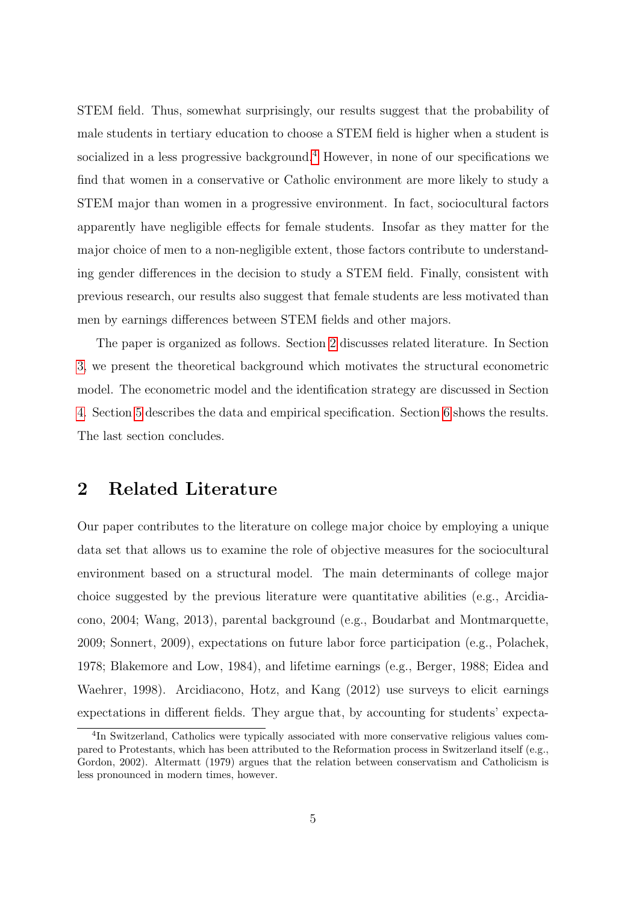STEM field. Thus, somewhat surprisingly, our results suggest that the probability of male students in tertiary education to choose a STEM field is higher when a student is socialized in a less progressive background.[4] However, in none of our specifications we find that women in a conservative or Catholic environment are more likely to study a STEM major than women in a progressive environment. In fact, sociocultural factors apparently have negligible effects for female students. Insofar as they matter for the major choice of men to a non-negligible extent, those factors contribute to understanding gender differences in the decision to study a STEM field. Finally, consistent with previous research, our results also suggest that female students are less motivated than men by earnings differences between STEM fields and other majors.

The paper is organized as follows. Section 2 discusses related literature. In Section 3, we present the theoretical background which motivates the structural econometric model. The econometric model and the identification strategy are discussed in Section 4. Section 5 describes the data and empirical specification. Section 6 shows the results. The last section concludes.

## 2 Related Literature

Our paper contributes to the literature on college major choice by employing a unique data set that allows us to examine the role of objective measures for the sociocultural environment based on a structural model. The main determinants of college major choice suggested by the previous literature were quantitative abilities (e.g., Arcidiacono, 2004; Wang, 2013), parental background (e.g., Boudarbat and Montmarquette, 2009; Sonnert, 2009), expectations on future labor force participation (e.g., Polachek, 1978; Blakemore and Low, 1984), and lifetime earnings (e.g., Berger, 1988; Eidea and Waehrer, 1998). Arcidiacono, Hotz, and Kang (2012) use surveys to elicit earnings expectations in different fields. They argue that, by accounting for students' expecta-

[4] In Switzerland, Catholics were typically associated with more conservative religious values compared to Protestants, which has been attributed to the Reformation process in Switzerland itself (e.g., Gordon, 2002). Altermatt (1979) argues that the relation between conservatism and Catholicism is less pronounced in modern times, however.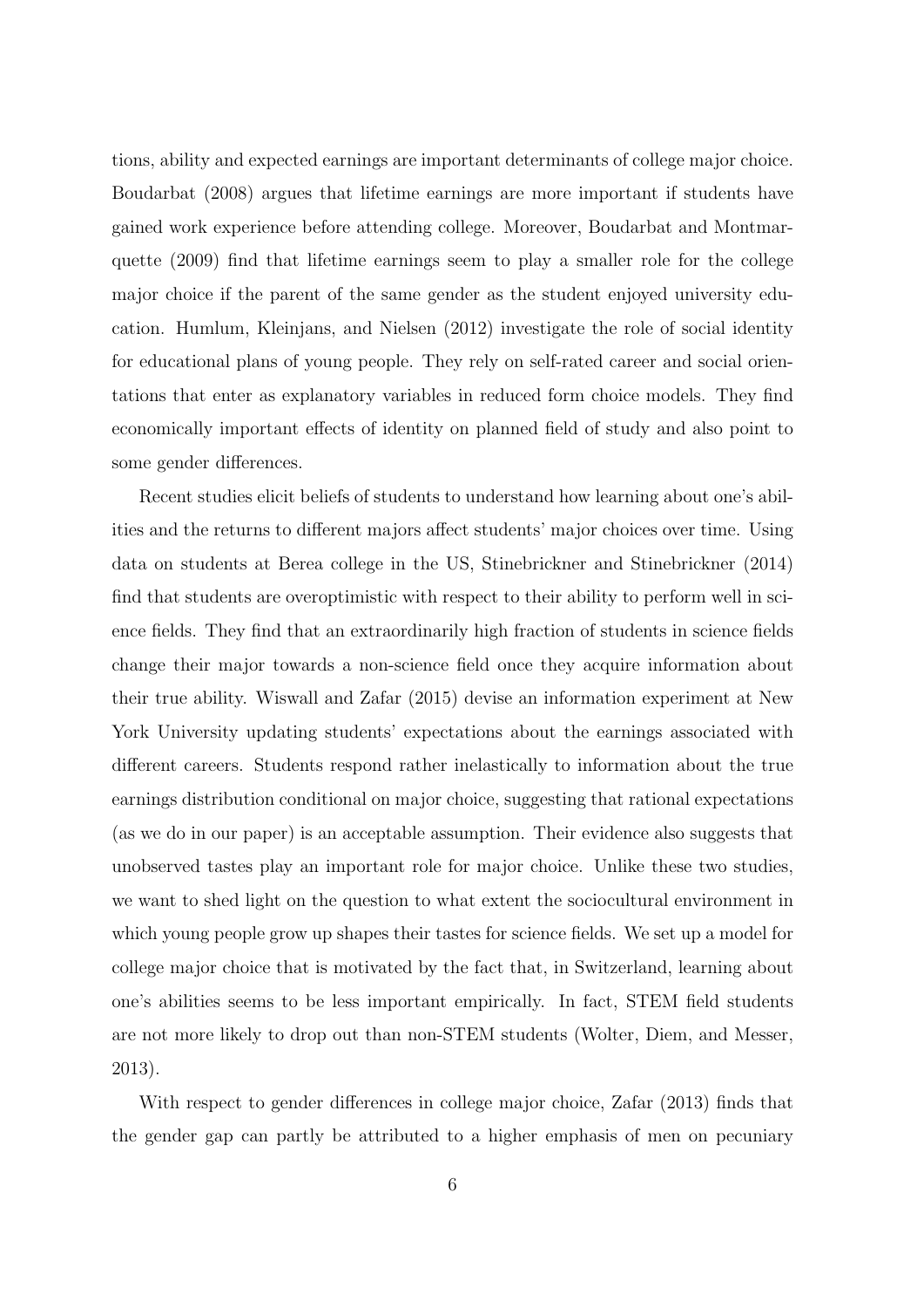tions, ability and expected earnings are important determinants of college major choice. Boudarbat (2008) argues that lifetime earnings are more important if students have gained work experience before attending college. Moreover, Boudarbat and Montmarquette (2009) find that lifetime earnings seem to play a smaller role for the college major choice if the parent of the same gender as the student enjoyed university education. Humlum, Kleinjans, and Nielsen (2012) investigate the role of social identity for educational plans of young people. They rely on self-rated career and social orientations that enter as explanatory variables in reduced form choice models. They find economically important effects of identity on planned field of study and also point to some gender differences.

Recent studies elicit beliefs of students to understand how learning about one's abilities and the returns to different majors affect students' major choices over time. Using data on students at Berea college in the US, Stinebrickner and Stinebrickner (2014) find that students are overoptimistic with respect to their ability to perform well in science fields. They find that an extraordinarily high fraction of students in science fields change their major towards a non-science field once they acquire information about their true ability. Wiswall and Zafar (2015) devise an information experiment at New York University updating students' expectations about the earnings associated with different careers. Students respond rather inelastically to information about the true earnings distribution conditional on major choice, suggesting that rational expectations (as we do in our paper) is an acceptable assumption. Their evidence also suggests that unobserved tastes play an important role for major choice. Unlike these two studies, we want to shed light on the question to what extent the sociocultural environment in which young people grow up shapes their tastes for science fields. We set up a model for college major choice that is motivated by the fact that, in Switzerland, learning about one's abilities seems to be less important empirically. In fact, STEM field students are not more likely to drop out than non-STEM students (Wolter, Diem, and Messer, 2013).

With respect to gender differences in college major choice, Zafar (2013) finds that the gender gap can partly be attributed to a higher emphasis of men on pecuniary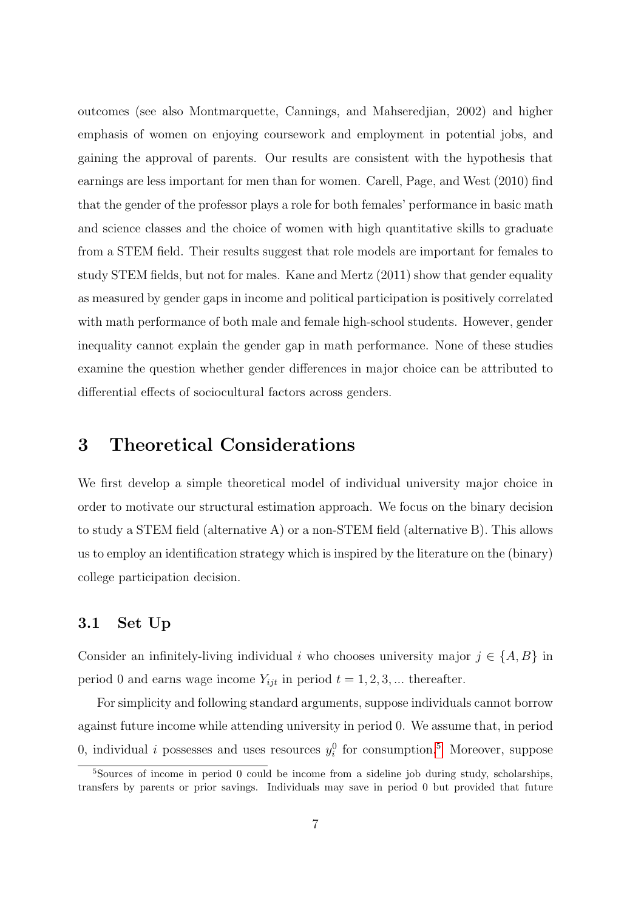outcomes (see also Montmarquette, Cannings, and Mahseredjian, 2002) and higher emphasis of women on enjoying coursework and employment in potential jobs, and gaining the approval of parents. Our results are consistent with the hypothesis that earnings are less important for men than for women. Carell, Page, and West (2010) find that the gender of the professor plays a role for both females' performance in basic math and science classes and the choice of women with high quantitative skills to graduate from a STEM field. Their results suggest that role models are important for females to study STEM fields, but not for males. Kane and Mertz (2011) show that gender equality as measured by gender gaps in income and political participation is positively correlated with math performance of both male and female high-school students. However, gender inequality cannot explain the gender gap in math performance. None of these studies examine the question whether gender differences in major choice can be attributed to differential effects of sociocultural factors across genders.

# 3 Theoretical Considerations

We first develop a simple theoretical model of individual university major choice in order to motivate our structural estimation approach. We focus on the binary decision to study a STEM field (alternative A) or a non-STEM field (alternative B). This allows us to employ an identification strategy which is inspired by the literature on the (binary) college participation decision.

## 3.1 Set Up

Consider an infinitely-living individual $i$ who chooses university major $j \in \{A, B\}$ in period 0 and earns wage income $Y_{ijt}$ in period $t = 1, 2, 3, ...$ thereafter.

For simplicity and following standard arguments, suppose individuals cannot borrow against future income while attending university in period 0. We assume that, in period 0, individual $i$ possesses and uses resources $y_i^0$ for consumption.[5] Moreover, suppose

[5] Sources of income in period 0 could be income from a sideline job during study, scholarships, transfers by parents or prior savings. Individuals may save in period 0 but provided that future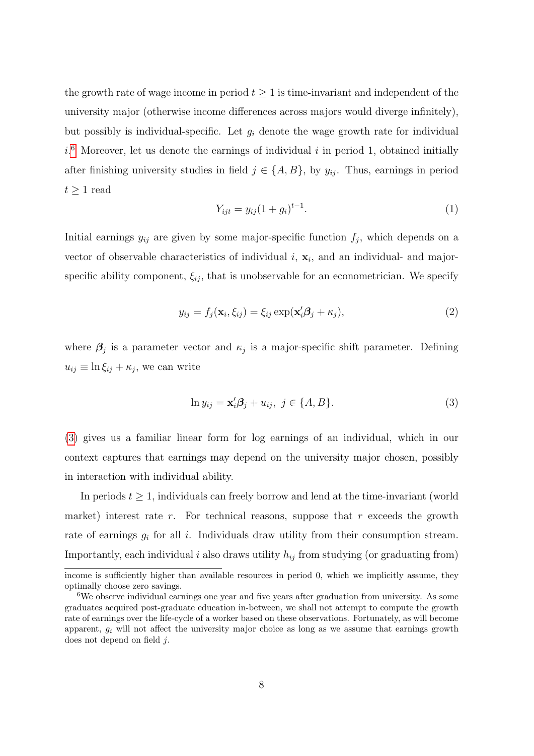the growth rate of wage income in period $t \geq 1$ is time-invariant and independent of the university major (otherwise income differences across majors would diverge infinitely), but possibly is individual-specific. Let $g_i$ denote the wage growth rate for individual $i$.[6] Moreover, let us denote the earnings of individual $i$ in period 1, obtained initially after finishing university studies in field $j \in \{A, B\}$, by $y_{ij}$. Thus, earnings in period $t \geq 1$ read

$$Y_{ijt} = y_{ij}(1 + g_i)^{t-1}. \tag{1}$$

Initial earnings $y_{ij}$ are given by some major-specific function $f_j$, which depends on a vector of observable characteristics of individual $i$, $\mathbf{x}_i$, and an individual- and major-specific ability component, $\xi_{ij}$, that is unobservable for an econometrician. We specify

$$y_{ij} = f_j(\mathbf{x}_i, \xi_{ij}) = \xi_{ij} \exp(\mathbf{x}_i' \boldsymbol{\beta}_j + \kappa_j), \tag{2}$$

where $\boldsymbol{\beta}_j$ is a parameter vector and $\kappa_j$ is a major-specific shift parameter. Defining $u_{ij} \equiv \ln \xi_{ij} + \kappa_j$, we can write

$$\ln y_{ij} = \mathbf{x}_i' \boldsymbol{\beta}_j + u_{ij}, \; j \in \{A, B\}. \tag{3}$$

(3) gives us a familiar linear form for log earnings of an individual, which in our context captures that earnings may depend on the university major chosen, possibly in interaction with individual ability.

In periods $t \geq 1$, individuals can freely borrow and lend at the time-invariant (world market) interest rate $r$. For technical reasons, suppose that $r$ exceeds the growth rate of earnings $g_i$ for all $i$. Individuals draw utility from their consumption stream. Importantly, each individual $i$ also draws utility $h_{ij}$ from studying (or graduating from)

---

income is sufficiently higher than available resources in period 0, which we implicitly assume, they optimally choose zero savings.

[6] We observe individual earnings one year and five years after graduation from university. As some graduates acquired post-graduate education in-between, we shall not attempt to compute the growth rate of earnings over the life-cycle of a worker based on these observations. Fortunately, as will become apparent, $g_i$ will not affect the university major choice as long as we assume that earnings growth does not depend on field $j$.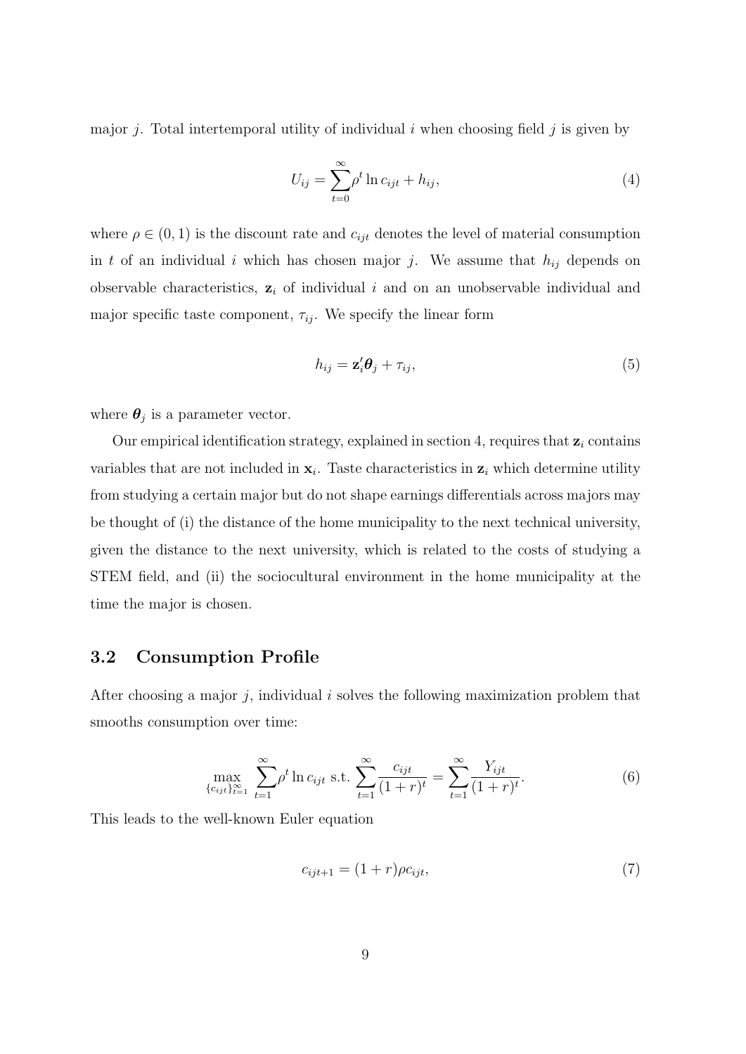major $j$. Total intertemporal utility of individual $i$ when choosing field $j$ is given by

$$U_{ij} = \sum_{t=0}^{\infty} \rho^t \ln c_{ijt} + h_{ij}, \tag{4}$$

where $\rho \in (0, 1)$ is the discount rate and $c_{ijt}$ denotes the level of material consumption in $t$ of an individual $i$ which has chosen major $j$. We assume that $h_{ij}$ depends on observable characteristics, $\mathbf{z}_i$ of individual $i$ and on an unobservable individual and major specific taste component, $\tau_{ij}$. We specify the linear form

$$h_{ij} = \mathbf{z}_i' \boldsymbol{\theta}_j + \tau_{ij}, \tag{5}$$

where $\boldsymbol{\theta}_j$ is a parameter vector.

Our empirical identification strategy, explained in section 4, requires that $\mathbf{z}_i$ contains variables that are not included in $\mathbf{x}_i$. Taste characteristics in $\mathbf{z}_i$ which determine utility from studying a certain major but do not shape earnings differentials across majors may be thought of (i) the distance of the home municipality to the next technical university, given the distance to the next university, which is related to the costs of studying a STEM field, and (ii) the sociocultural environment in the home municipality at the time the major is chosen.

## 3.2 Consumption Profile

After choosing a major $j$, individual $i$ solves the following maximization problem that smooths consumption over time:

$$\max_{\{c_{ijt}\}_{t=1}^{\infty}} \sum_{t=1}^{\infty} \rho^t \ln c_{ijt} \text{ s.t. } \sum_{t=1}^{\infty} \frac{c_{ijt}}{(1+r)^t} = \sum_{t=1}^{\infty} \frac{Y_{ijt}}{(1+r)^t}. \tag{6}$$

This leads to the well-known Euler equation

$$c_{ijt+1} = (1+r)\rho c_{ijt}, \tag{7}$$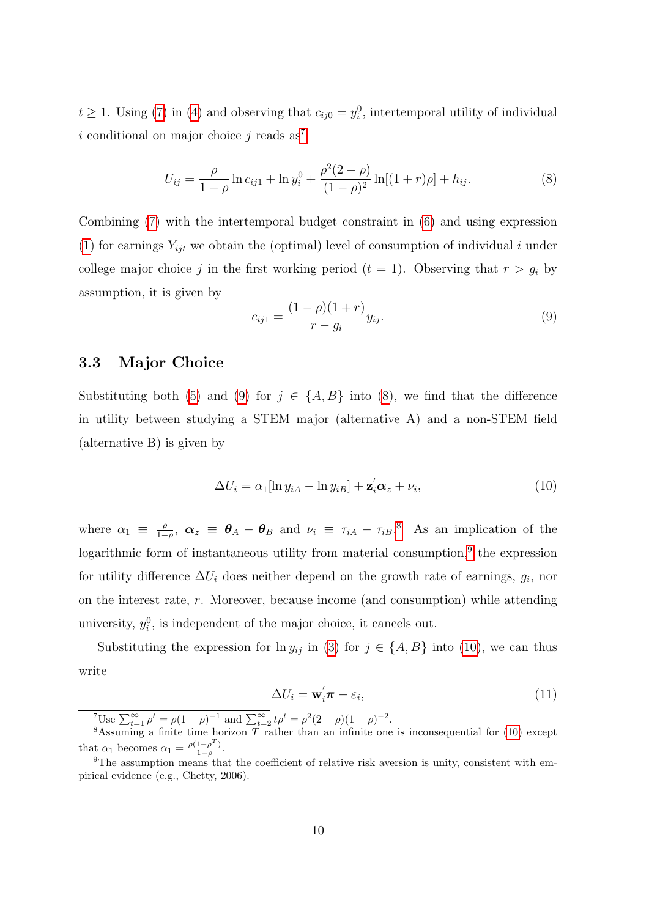$t \geq 1$. Using (7) in (4) and observing that $c_{ij0} = y_i^0$, intertemporal utility of individual $i$ conditional on major choice $j$ reads as[7]

$$U_{ij} = \frac{\rho}{1-\rho} \ln c_{ij1} + \ln y_i^0 + \frac{\rho^2(2-\rho)}{(1-\rho)^2} \ln[(1+r)\rho] + h_{ij}. \tag{8}$$

Combining (7) with the intertemporal budget constraint in (6) and using expression (1) for earnings $Y_{ijt}$ we obtain the (optimal) level of consumption of individual $i$ under college major choice $j$ in the first working period ($t = 1$). Observing that $r > g_i$ by assumption, it is given by

$$c_{ij1} = \frac{(1-\rho)(1+r)}{r - g_i} y_{ij}. \tag{9}$$

### 3.3 Major Choice

Substituting both (5) and (9) for $j \in \{A, B\}$ into (8), we find that the difference in utility between studying a STEM major (alternative A) and a non-STEM field (alternative B) is given by

$$\Delta U_i = \alpha_1 [\ln y_{iA} - \ln y_{iB}] + \mathbf{z}_i^{'} \boldsymbol{\alpha}_z + \nu_i, \tag{10}$$

where $\alpha_1 \equiv \frac{\rho}{1-\rho}$, $\boldsymbol{\alpha}_z \equiv \boldsymbol{\theta}_A - \boldsymbol{\theta}_B$ and $\nu_i \equiv \tau_{iA} - \tau_{iB}$.[8] As an implication of the logarithmic form of instantaneous utility from material consumption,[9] the expression for utility difference $\Delta U_i$ does neither depend on the growth rate of earnings, $g_i$, nor on the interest rate, $r$. Moreover, because income (and consumption) while attending university, $y_i^0$, is independent of the major choice, it cancels out.

Substituting the expression for $\ln y_{ij}$ in (3) for $j \in \{A, B\}$ into (10), we can thus write

$$\Delta U_i = \mathbf{w}_i^{'} \boldsymbol{\pi} - \varepsilon_i, \tag{11}$$

---

[7] Use $\sum_{t=1}^{\infty} \rho^t = \rho(1-\rho)^{-1}$ and $\sum_{t=2}^{\infty} t\rho^t = \rho^2(2-\rho)(1-\rho)^{-2}$.

[8] Assuming a finite time horizon $T$ rather than an infinite one is inconsequential for (10) except that $\alpha_1$ becomes $\alpha_1 = \frac{\rho(1-\rho^T)}{1-\rho}$.

[9] The assumption means that the coefficient of relative risk aversion is unity, consistent with empirical evidence (e.g., Chetty, 2006).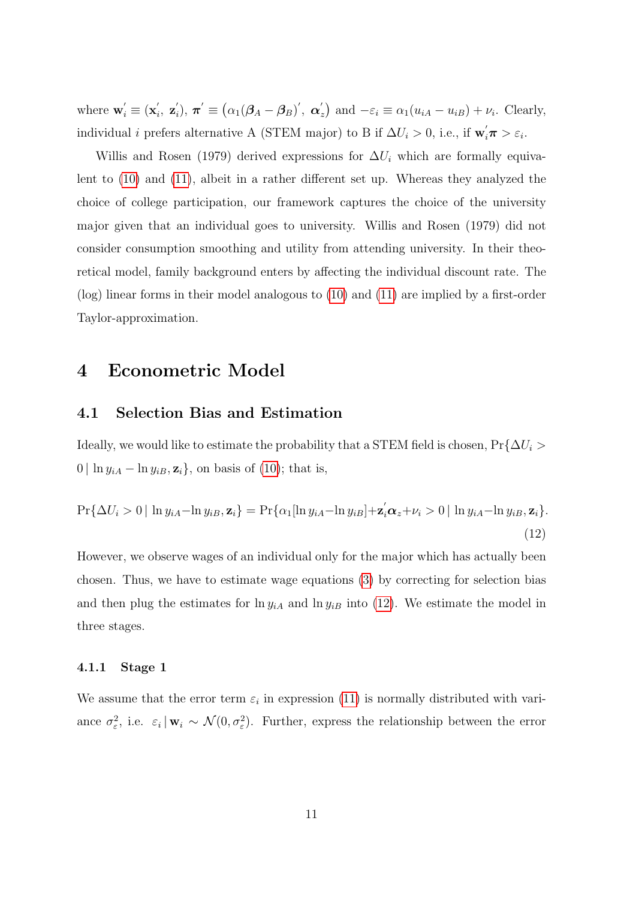where $\mathbf{w}_i^{'} \equiv (\mathbf{x}_i^{'},\ \mathbf{z}_i^{'})$, $\boldsymbol{\pi}^{'} \equiv \left(\alpha_1(\boldsymbol{\beta}_A - \boldsymbol{\beta}_B)^{'},\ \boldsymbol{\alpha}_z^{'}\right)$ and $-\varepsilon_i \equiv \alpha_1(u_{iA} - u_{iB}) + \nu_i$. Clearly, individual $i$ prefers alternative A (STEM major) to B if $\Delta U_i > 0$, i.e., if $\mathbf{w}_i^{'}\boldsymbol{\pi} > \varepsilon_i$.

Willis and Rosen (1979) derived expressions for $\Delta U_i$ which are formally equivalent to (10) and (11), albeit in a rather different set up. Whereas they analyzed the choice of college participation, our framework captures the choice of the university major given that an individual goes to university. Willis and Rosen (1979) did not consider consumption smoothing and utility from attending university. In their theoretical model, family background enters by affecting the individual discount rate. The (log) linear forms in their model analogous to (10) and (11) are implied by a first-order Taylor-approximation.

# 4 Econometric Model

## 4.1 Selection Bias and Estimation

Ideally, we would like to estimate the probability that a STEM field is chosen, $\Pr\{\Delta U_i > 0 \,|\, \ln y_{iA} - \ln y_{iB}, \mathbf{z}_i\}$, on basis of (10); that is,

$$\Pr\{\Delta U_i > 0 \,|\, \ln y_{iA} - \ln y_{iB}, \mathbf{z}_i\} = \Pr\{\alpha_1[\ln y_{iA} - \ln y_{iB}] + \mathbf{z}_i^{'}\boldsymbol{\alpha}_z + \nu_i > 0 \,|\, \ln y_{iA} - \ln y_{iB}, \mathbf{z}_i\}. \tag{12}$$

However, we observe wages of an individual only for the major which has actually been chosen. Thus, we have to estimate wage equations (3) by correcting for selection bias and then plug the estimates for $\ln y_{iA}$ and $\ln y_{iB}$ into (12). We estimate the model in three stages.

### 4.1.1 Stage 1

We assume that the error term $\varepsilon_i$ in expression (11) is normally distributed with variance $\sigma_\varepsilon^2$, i.e. $\varepsilon_i \,|\, \mathbf{w}_i \sim \mathcal{N}(0, \sigma_\varepsilon^2)$. Further, express the relationship between the error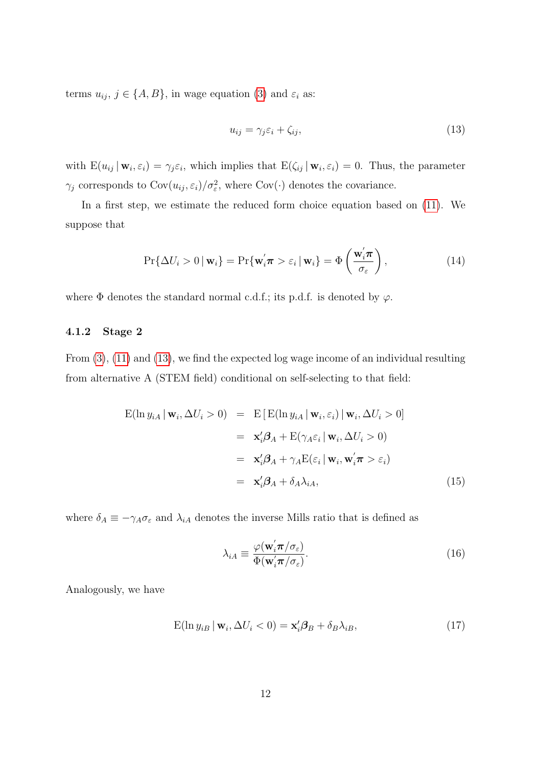terms $u_{ij}$, $j \in \{A, B\}$, in wage equation (3) and $\varepsilon_i$ as:

$$u_{ij} = \gamma_j \varepsilon_i + \zeta_{ij}, \tag{13}$$

with $\mathrm{E}(u_{ij} \,|\, \mathbf{w}_i, \varepsilon_i) = \gamma_j \varepsilon_i$, which implies that $\mathrm{E}(\zeta_{ij} \,|\, \mathbf{w}_i, \varepsilon_i) = 0$. Thus, the parameter $\gamma_j$ corresponds to $\mathrm{Cov}(u_{ij}, \varepsilon_i)/\sigma_\varepsilon^2$, where $\mathrm{Cov}(\cdot)$ denotes the covariance.

In a first step, we estimate the reduced form choice equation based on (11). We suppose that

$$\Pr\{\Delta U_i > 0 \,|\, \mathbf{w}_i\} = \Pr\{\mathbf{w}_i^{'} \boldsymbol{\pi} > \varepsilon_i \,|\, \mathbf{w}_i\} = \Phi\left(\frac{\mathbf{w}_i^{'} \boldsymbol{\pi}}{\sigma_\varepsilon}\right), \tag{14}$$

where $\Phi$ denotes the standard normal c.d.f.; its p.d.f. is denoted by $\varphi$.

### 4.1.2 Stage 2

From (3), (11) and (13), we find the expected log wage income of an individual resulting from alternative A (STEM field) conditional on self-selecting to that field:

$$\begin{aligned}
\mathrm{E}(\ln y_{iA} \,|\, \mathbf{w}_i, \Delta U_i > 0) &= \mathrm{E}\left[\mathrm{E}(\ln y_{iA} \,|\, \mathbf{w}_i, \varepsilon_i) \,|\, \mathbf{w}_i, \Delta U_i > 0\right] \\
&= \mathbf{x}_i' \boldsymbol{\beta}_A + \mathrm{E}(\gamma_A \varepsilon_i \,|\, \mathbf{w}_i, \Delta U_i > 0) \\
&= \mathbf{x}_i' \boldsymbol{\beta}_A + \gamma_A \mathrm{E}(\varepsilon_i \,|\, \mathbf{w}_i, \mathbf{w}_i^{'} \boldsymbol{\pi} > \varepsilon_i) \\
&= \mathbf{x}_i' \boldsymbol{\beta}_A + \delta_A \lambda_{iA},
\end{aligned} \tag{15}$$

where $\delta_A \equiv -\gamma_A \sigma_\varepsilon$ and $\lambda_{iA}$ denotes the inverse Mills ratio that is defined as

$$\lambda_{iA} \equiv \frac{\varphi(\mathbf{w}_i^{'} \boldsymbol{\pi}/\sigma_\varepsilon)}{\Phi(\mathbf{w}_i^{'} \boldsymbol{\pi}/\sigma_\varepsilon)}. \tag{16}$$

Analogously, we have

$$\mathrm{E}(\ln y_{iB} \,|\, \mathbf{w}_i, \Delta U_i < 0) = \mathbf{x}_i' \boldsymbol{\beta}_B + \delta_B \lambda_{iB}, \tag{17}$$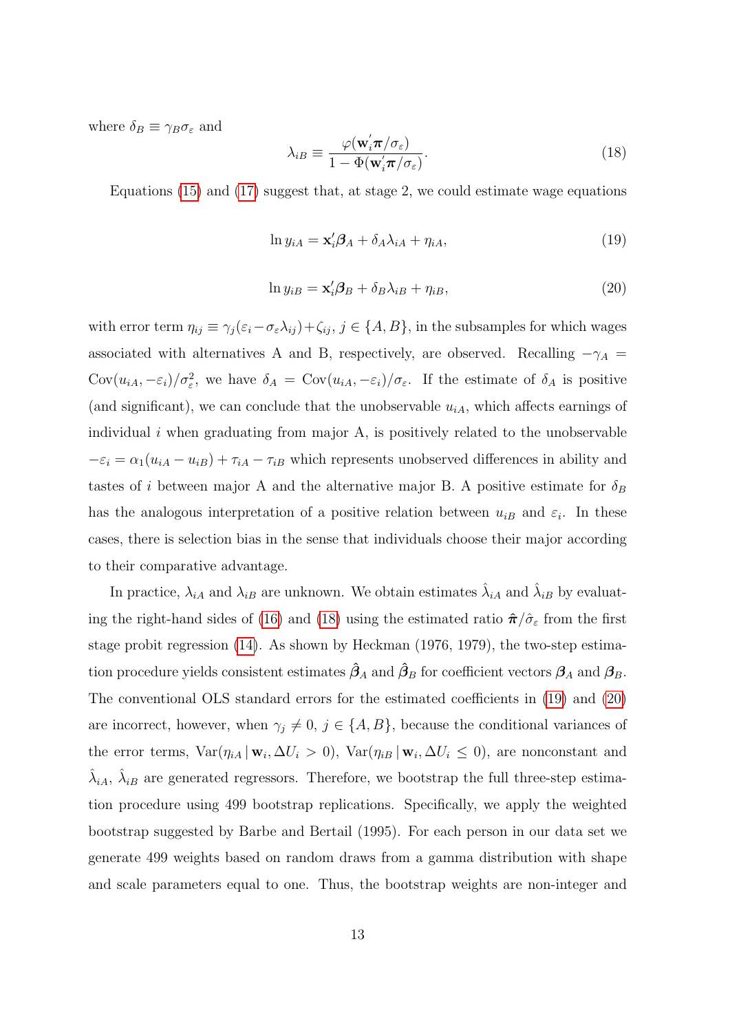where $\delta_B \equiv \gamma_B \sigma_\varepsilon$ and

$$\lambda_{iB} \equiv \frac{\varphi(\mathbf{w}_i'\boldsymbol{\pi}/\sigma_\varepsilon)}{1 - \Phi(\mathbf{w}_i'\boldsymbol{\pi}/\sigma_\varepsilon)}. \tag{18}$$

Equations (15) and (17) suggest that, at stage 2, we could estimate wage equations

$$\ln y_{iA} = \mathbf{x}_i'\boldsymbol{\beta}_A + \delta_A \lambda_{iA} + \eta_{iA}, \tag{19}$$

$$\ln y_{iB} = \mathbf{x}_i'\boldsymbol{\beta}_B + \delta_B \lambda_{iB} + \eta_{iB}, \tag{20}$$

with error term $\eta_{ij} \equiv \gamma_j(\varepsilon_i - \sigma_\varepsilon \lambda_{ij}) + \zeta_{ij}$, $j \in \{A, B\}$, in the subsamples for which wages associated with alternatives A and B, respectively, are observed. Recalling $-\gamma_A = \mathrm{Cov}(u_{iA}, -\varepsilon_i)/\sigma_\varepsilon^2$, we have $\delta_A = \mathrm{Cov}(u_{iA}, -\varepsilon_i)/\sigma_\varepsilon$. If the estimate of $\delta_A$ is positive (and significant), we can conclude that the unobservable $u_{iA}$, which affects earnings of individual $i$ when graduating from major A, is positively related to the unobservable $-\varepsilon_i = \alpha_1(u_{iA} - u_{iB}) + \tau_{iA} - \tau_{iB}$ which represents unobserved differences in ability and tastes of $i$ between major A and the alternative major B. A positive estimate for $\delta_B$ has the analogous interpretation of a positive relation between $u_{iB}$ and $\varepsilon_i$. In these cases, there is selection bias in the sense that individuals choose their major according to their comparative advantage.

In practice, $\lambda_{iA}$ and $\lambda_{iB}$ are unknown. We obtain estimates $\hat{\lambda}_{iA}$ and $\hat{\lambda}_{iB}$ by evaluating the right-hand sides of (16) and (18) using the estimated ratio $\hat{\boldsymbol{\pi}}/\hat{\sigma}_\varepsilon$ from the first stage probit regression (14). As shown by Heckman (1976, 1979), the two-step estimation procedure yields consistent estimates $\hat{\boldsymbol{\beta}}_A$ and $\hat{\boldsymbol{\beta}}_B$ for coefficient vectors $\boldsymbol{\beta}_A$ and $\boldsymbol{\beta}_B$. The conventional OLS standard errors for the estimated coefficients in (19) and (20) are incorrect, however, when $\gamma_j \neq 0$, $j \in \{A, B\}$, because the conditional variances of the error terms, $\mathrm{Var}(\eta_{iA} \,|\, \mathbf{w}_i, \Delta U_i > 0)$, $\mathrm{Var}(\eta_{iB} \,|\, \mathbf{w}_i, \Delta U_i \leq 0)$, are nonconstant and $\hat{\lambda}_{iA}$, $\hat{\lambda}_{iB}$ are generated regressors. Therefore, we bootstrap the full three-step estimation procedure using 499 bootstrap replications. Specifically, we apply the weighted bootstrap suggested by Barbe and Bertail (1995). For each person in our data set we generate 499 weights based on random draws from a gamma distribution with shape and scale parameters equal to one. Thus, the bootstrap weights are non-integer and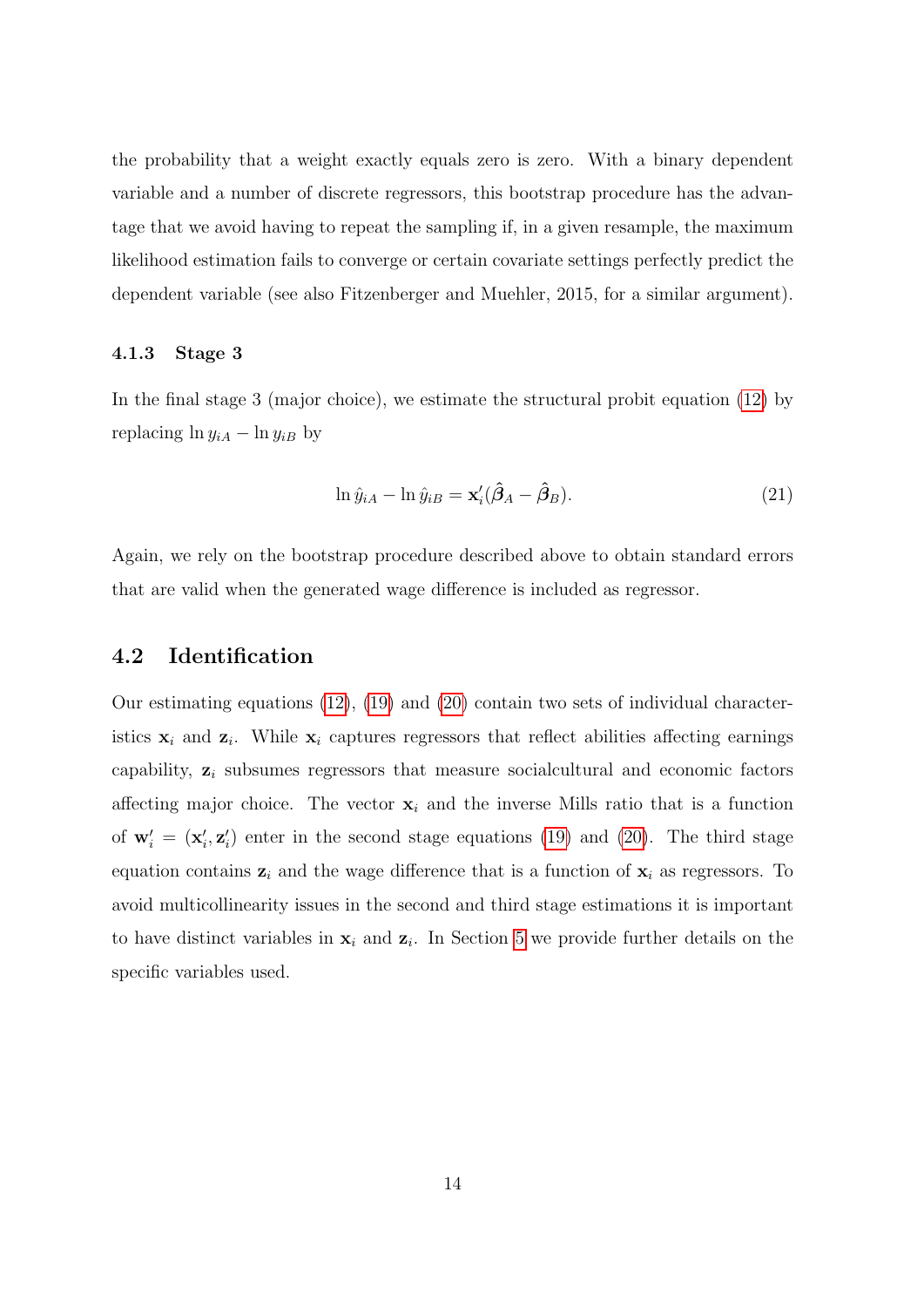the probability that a weight exactly equals zero is zero. With a binary dependent variable and a number of discrete regressors, this bootstrap procedure has the advantage that we avoid having to repeat the sampling if, in a given resample, the maximum likelihood estimation fails to converge or certain covariate settings perfectly predict the dependent variable (see also Fitzenberger and Muehler, 2015, for a similar argument).

### 4.1.3 Stage 3

In the final stage 3 (major choice), we estimate the structural probit equation (12) by replacing $\ln y_{iA} - \ln y_{iB}$ by

$$\ln \hat{y}_{iA} - \ln \hat{y}_{iB} = \mathbf{x}_i'(\hat{\boldsymbol{\beta}}_A - \hat{\boldsymbol{\beta}}_B). \tag{21}$$

Again, we rely on the bootstrap procedure described above to obtain standard errors that are valid when the generated wage difference is included as regressor.

## 4.2 Identification

Our estimating equations (12), (19) and (20) contain two sets of individual characteristics $\mathbf{x}_i$ and $\mathbf{z}_i$. While $\mathbf{x}_i$ captures regressors that reflect abilities affecting earnings capability, $\mathbf{z}_i$ subsumes regressors that measure socialcultural and economic factors affecting major choice. The vector $\mathbf{x}_i$ and the inverse Mills ratio that is a function of $\mathbf{w}_i' = (\mathbf{x}_i', \mathbf{z}_i')$ enter in the second stage equations (19) and (20). The third stage equation contains $\mathbf{z}_i$ and the wage difference that is a function of $\mathbf{x}_i$ as regressors. To avoid multicollinearity issues in the second and third stage estimations it is important to have distinct variables in $\mathbf{x}_i$ and $\mathbf{z}_i$. In Section 5 we provide further details on the specific variables used.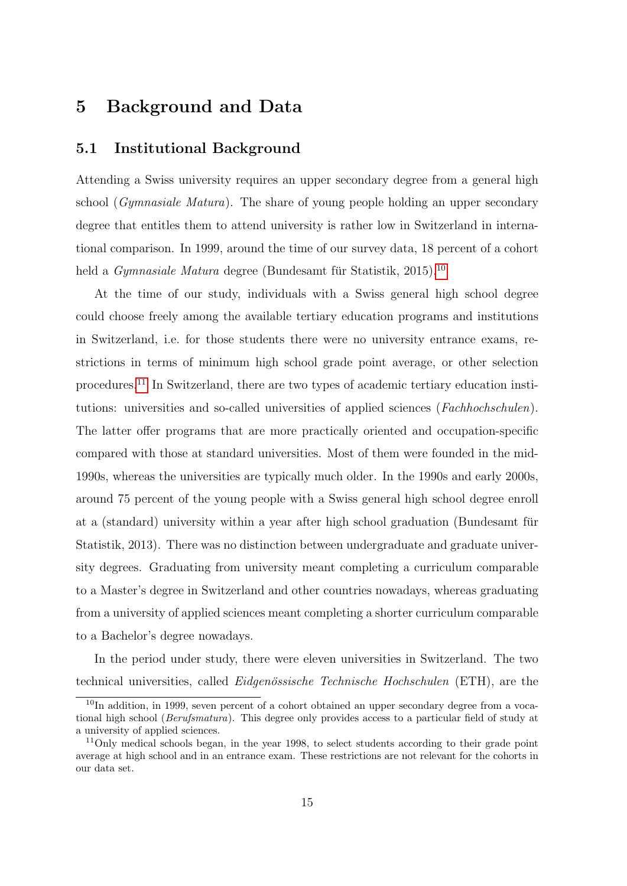# 5 Background and Data

## 5.1 Institutional Background

Attending a Swiss university requires an upper secondary degree from a general high school (*Gymnasiale Matura*). The share of young people holding an upper secondary degree that entitles them to attend university is rather low in Switzerland in international comparison. In 1999, around the time of our survey data, 18 percent of a cohort held a *Gymnasiale Matura* degree (Bundesamt für Statistik, 2015).[10]

At the time of our study, individuals with a Swiss general high school degree could choose freely among the available tertiary education programs and institutions in Switzerland, i.e. for those students there were no university entrance exams, restrictions in terms of minimum high school grade point average, or other selection procedures.[11] In Switzerland, there are two types of academic tertiary education institutions: universities and so-called universities of applied sciences (*Fachhochschulen*). The latter offer programs that are more practically oriented and occupation-specific compared with those at standard universities. Most of them were founded in the mid-1990s, whereas the universities are typically much older. In the 1990s and early 2000s, around 75 percent of the young people with a Swiss general high school degree enroll at a (standard) university within a year after high school graduation (Bundesamt für Statistik, 2013). There was no distinction between undergraduate and graduate university degrees. Graduating from university meant completing a curriculum comparable to a Master's degree in Switzerland and other countries nowadays, whereas graduating from a university of applied sciences meant completing a shorter curriculum comparable to a Bachelor's degree nowadays.

In the period under study, there were eleven universities in Switzerland. The two technical universities, called *Eidgenössische Technische Hochschulen* (ETH), are the

[10] In addition, in 1999, seven percent of a cohort obtained an upper secondary degree from a vocational high school (*Berufsmatura*). This degree only provides access to a particular field of study at a university of applied sciences.

[11] Only medical schools began, in the year 1998, to select students according to their grade point average at high school and in an entrance exam. These restrictions are not relevant for the cohorts in our data set.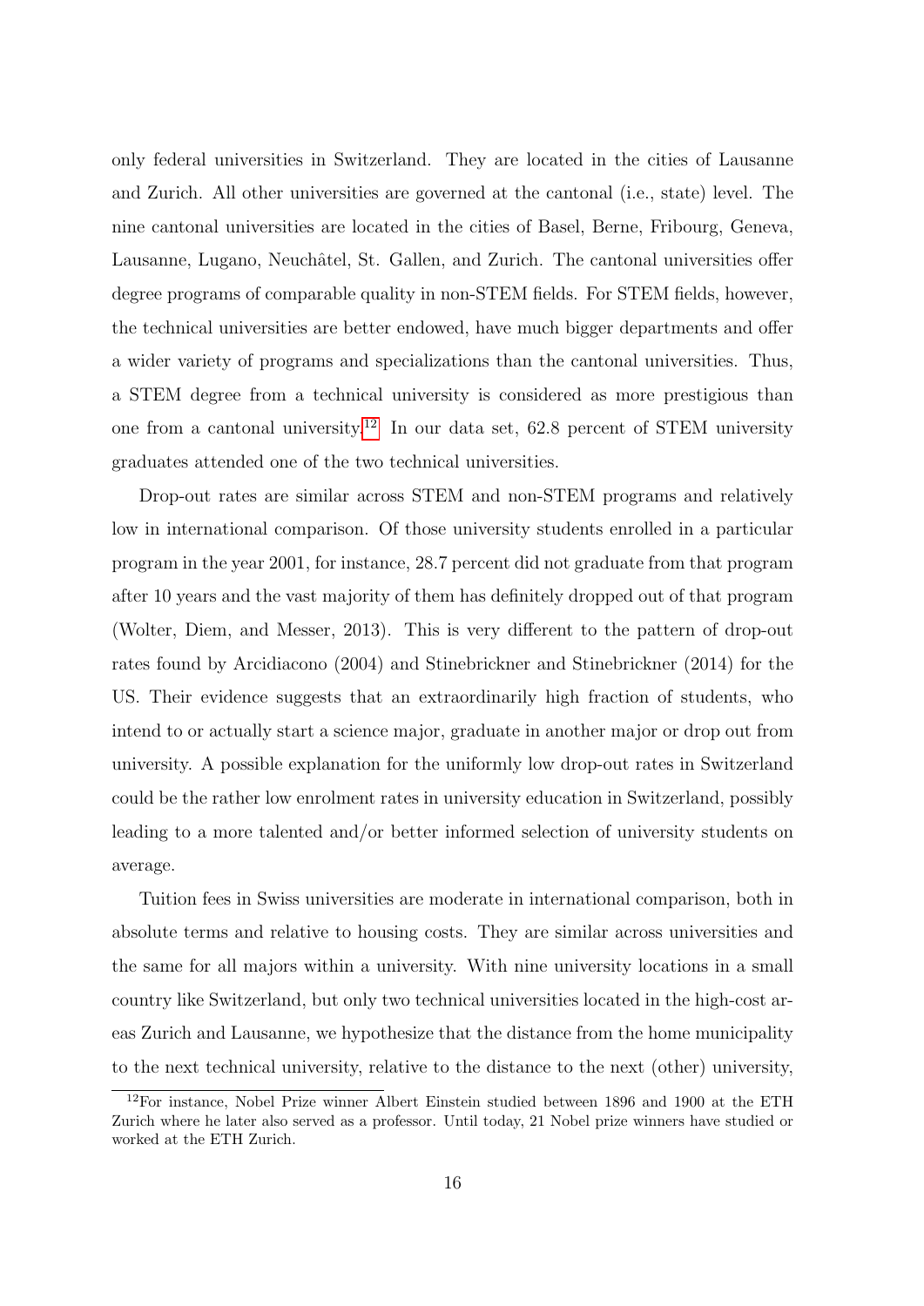only federal universities in Switzerland. They are located in the cities of Lausanne and Zurich. All other universities are governed at the cantonal (i.e., state) level. The nine cantonal universities are located in the cities of Basel, Berne, Fribourg, Geneva, Lausanne, Lugano, Neuchâtel, St. Gallen, and Zurich. The cantonal universities offer degree programs of comparable quality in non-STEM fields. For STEM fields, however, the technical universities are better endowed, have much bigger departments and offer a wider variety of programs and specializations than the cantonal universities. Thus, a STEM degree from a technical university is considered as more prestigious than one from a cantonal university.[12] In our data set, 62.8 percent of STEM university graduates attended one of the two technical universities.

Drop-out rates are similar across STEM and non-STEM programs and relatively low in international comparison. Of those university students enrolled in a particular program in the year 2001, for instance, 28.7 percent did not graduate from that program after 10 years and the vast majority of them has definitely dropped out of that program (Wolter, Diem, and Messer, 2013). This is very different to the pattern of drop-out rates found by Arcidiacono (2004) and Stinebrickner and Stinebrickner (2014) for the US. Their evidence suggests that an extraordinarily high fraction of students, who intend to or actually start a science major, graduate in another major or drop out from university. A possible explanation for the uniformly low drop-out rates in Switzerland could be the rather low enrolment rates in university education in Switzerland, possibly leading to a more talented and/or better informed selection of university students on average.

Tuition fees in Swiss universities are moderate in international comparison, both in absolute terms and relative to housing costs. They are similar across universities and the same for all majors within a university. With nine university locations in a small country like Switzerland, but only two technical universities located in the high-cost areas Zurich and Lausanne, we hypothesize that the distance from the home municipality to the next technical university, relative to the distance to the next (other) university,

[12] For instance, Nobel Prize winner Albert Einstein studied between 1896 and 1900 at the ETH Zurich where he later also served as a professor. Until today, 21 Nobel prize winners have studied or worked at the ETH Zurich.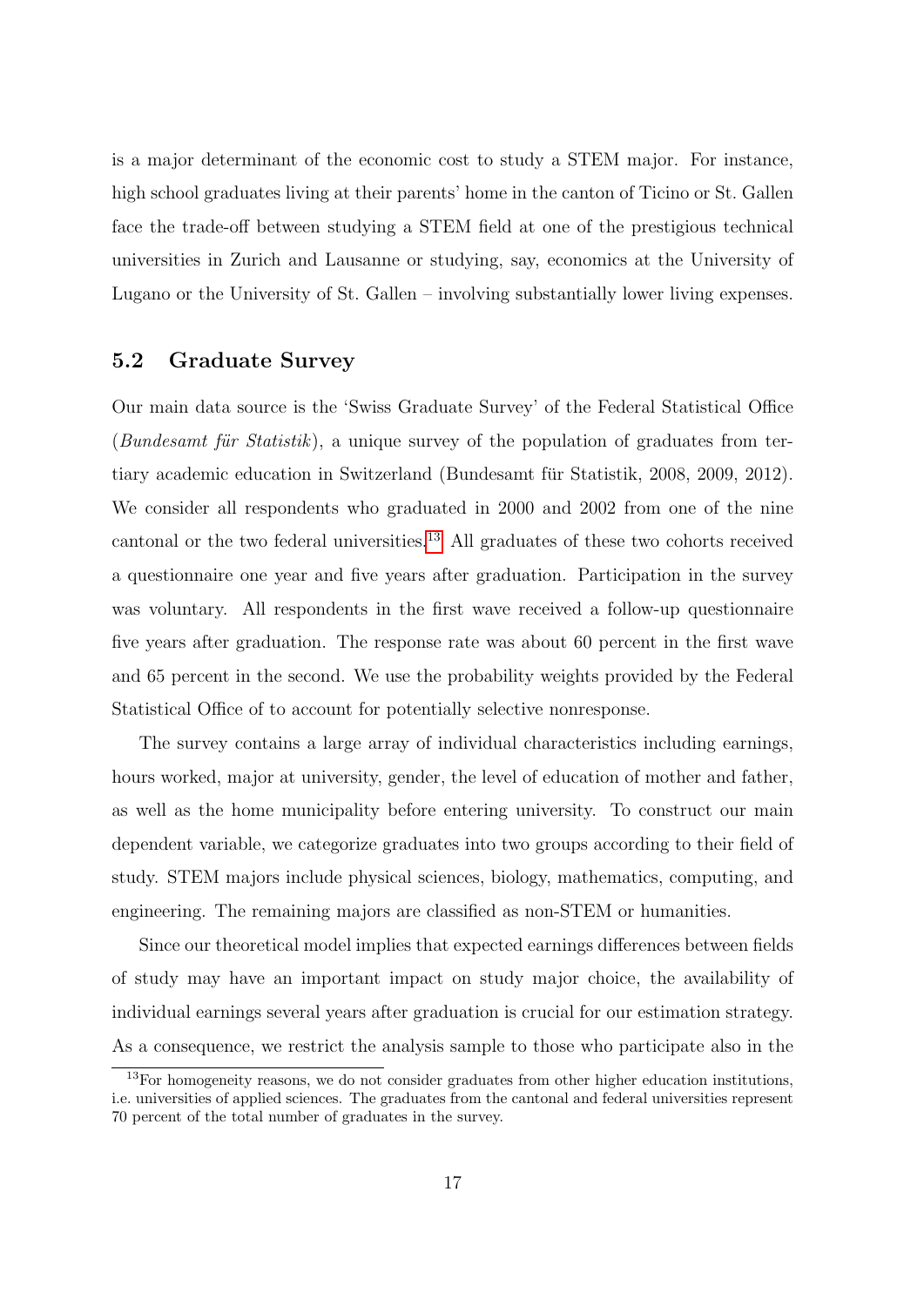is a major determinant of the economic cost to study a STEM major. For instance, high school graduates living at their parents' home in the canton of Ticino or St. Gallen face the trade-off between studying a STEM field at one of the prestigious technical universities in Zurich and Lausanne or studying, say, economics at the University of Lugano or the University of St. Gallen – involving substantially lower living expenses.

## 5.2 Graduate Survey

Our main data source is the 'Swiss Graduate Survey' of the Federal Statistical Office (*Bundesamt für Statistik*), a unique survey of the population of graduates from tertiary academic education in Switzerland (Bundesamt für Statistik, 2008, 2009, 2012). We consider all respondents who graduated in 2000 and 2002 from one of the nine cantonal or the two federal universities.[13] All graduates of these two cohorts received a questionnaire one year and five years after graduation. Participation in the survey was voluntary. All respondents in the first wave received a follow-up questionnaire five years after graduation. The response rate was about 60 percent in the first wave and 65 percent in the second. We use the probability weights provided by the Federal Statistical Office of to account for potentially selective nonresponse.

The survey contains a large array of individual characteristics including earnings, hours worked, major at university, gender, the level of education of mother and father, as well as the home municipality before entering university. To construct our main dependent variable, we categorize graduates into two groups according to their field of study. STEM majors include physical sciences, biology, mathematics, computing, and engineering. The remaining majors are classified as non-STEM or humanities.

Since our theoretical model implies that expected earnings differences between fields of study may have an important impact on study major choice, the availability of individual earnings several years after graduation is crucial for our estimation strategy. As a consequence, we restrict the analysis sample to those who participate also in the

[13] For homogeneity reasons, we do not consider graduates from other higher education institutions, i.e. universities of applied sciences. The graduates from the cantonal and federal universities represent 70 percent of the total number of graduates in the survey.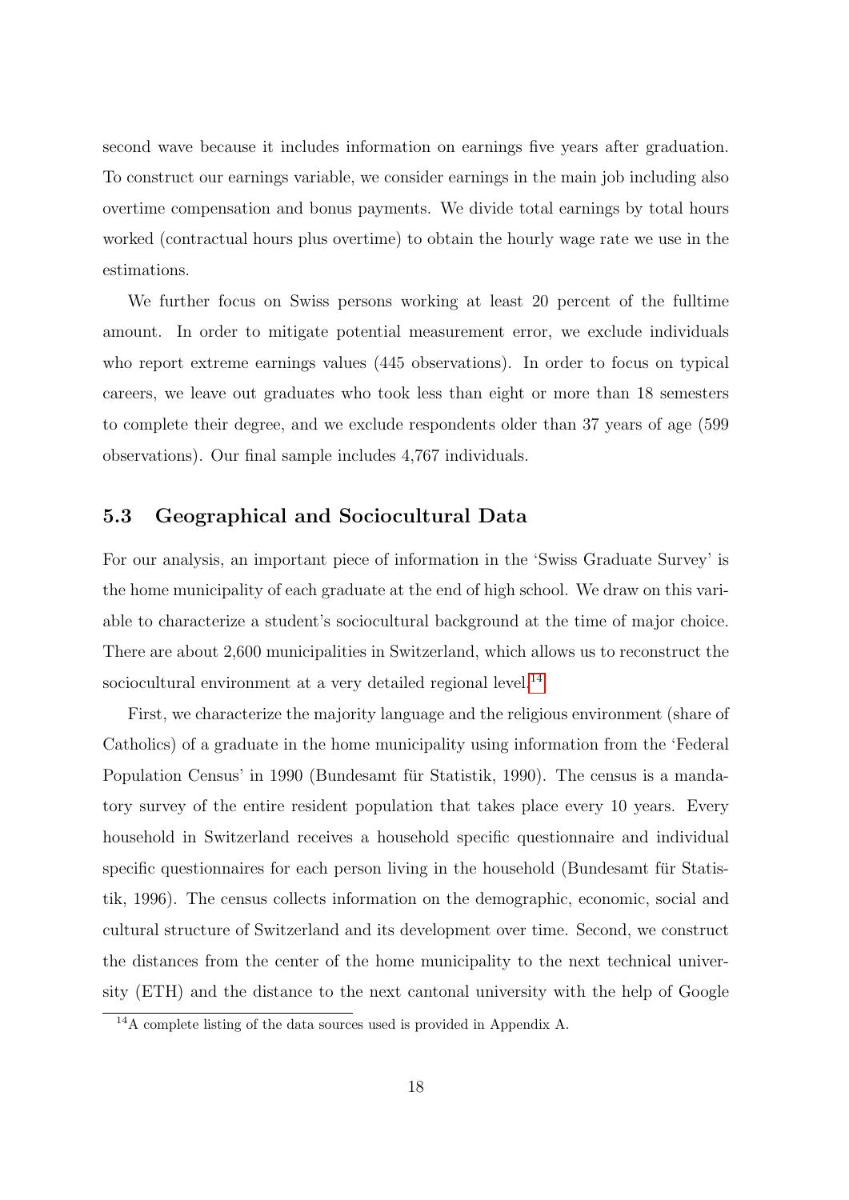second wave because it includes information on earnings five years after graduation. To construct our earnings variable, we consider earnings in the main job including also overtime compensation and bonus payments. We divide total earnings by total hours worked (contractual hours plus overtime) to obtain the hourly wage rate we use in the estimations.

We further focus on Swiss persons working at least 20 percent of the fulltime amount. In order to mitigate potential measurement error, we exclude individuals who report extreme earnings values (445 observations). In order to focus on typical careers, we leave out graduates who took less than eight or more than 18 semesters to complete their degree, and we exclude respondents older than 37 years of age (599 observations). Our final sample includes 4,767 individuals.

## 5.3 Geographical and Sociocultural Data

For our analysis, an important piece of information in the 'Swiss Graduate Survey' is the home municipality of each graduate at the end of high school. We draw on this variable to characterize a student's sociocultural background at the time of major choice. There are about 2,600 municipalities in Switzerland, which allows us to reconstruct the sociocultural environment at a very detailed regional level.[14]

First, we characterize the majority language and the religious environment (share of Catholics) of a graduate in the home municipality using information from the 'Federal Population Census' in 1990 (Bundesamt für Statistik, 1990). The census is a mandatory survey of the entire resident population that takes place every 10 years. Every household in Switzerland receives a household specific questionnaire and individual specific questionnaires for each person living in the household (Bundesamt für Statistik, 1996). The census collects information on the demographic, economic, social and cultural structure of Switzerland and its development over time. Second, we construct the distances from the center of the home municipality to the next technical university (ETH) and the distance to the next cantonal university with the help of Google

[14] A complete listing of the data sources used is provided in Appendix A.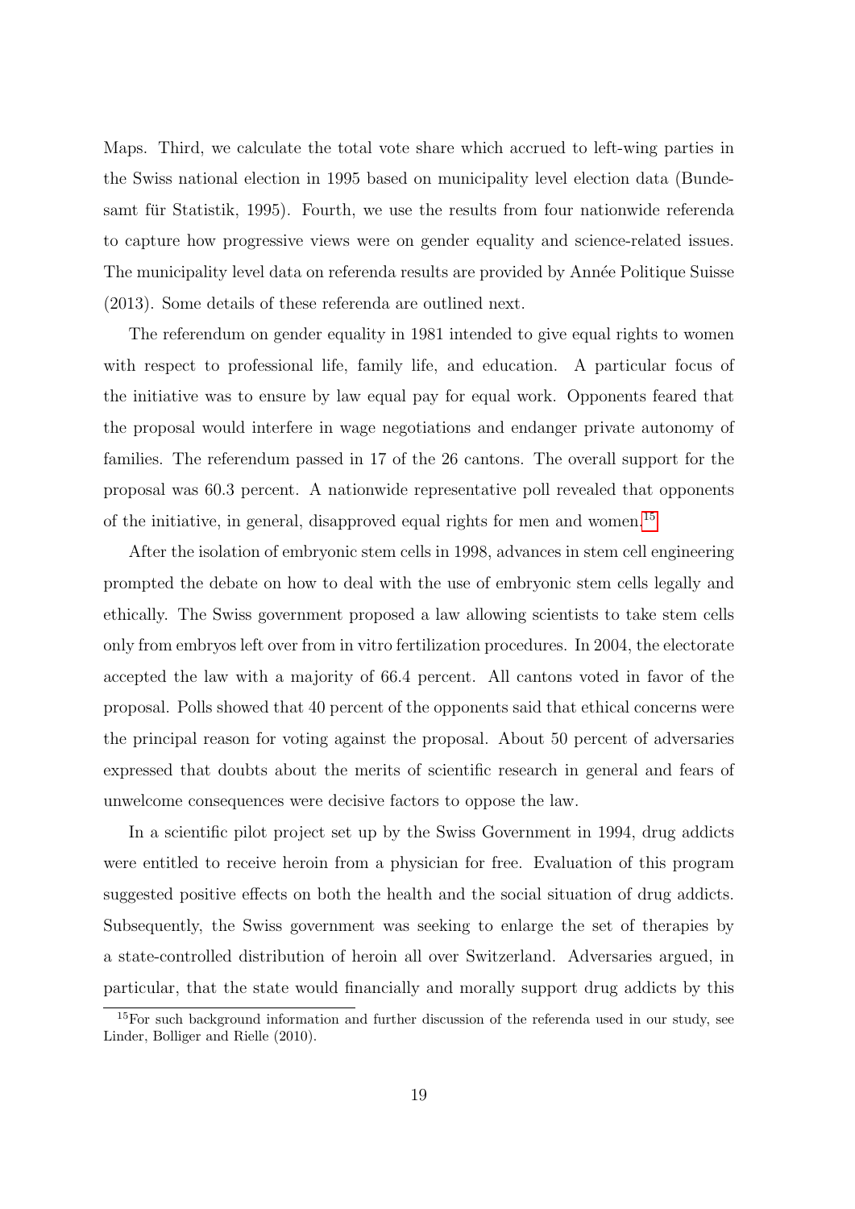Maps. Third, we calculate the total vote share which accrued to left-wing parties in the Swiss national election in 1995 based on municipality level election data (Bundesamt für Statistik, 1995). Fourth, we use the results from four nationwide referenda to capture how progressive views were on gender equality and science-related issues. The municipality level data on referenda results are provided by Année Politique Suisse (2013). Some details of these referenda are outlined next.

The referendum on gender equality in 1981 intended to give equal rights to women with respect to professional life, family life, and education. A particular focus of the initiative was to ensure by law equal pay for equal work. Opponents feared that the proposal would interfere in wage negotiations and endanger private autonomy of families. The referendum passed in 17 of the 26 cantons. The overall support for the proposal was 60.3 percent. A nationwide representative poll revealed that opponents of the initiative, in general, disapproved equal rights for men and women.[15]

After the isolation of embryonic stem cells in 1998, advances in stem cell engineering prompted the debate on how to deal with the use of embryonic stem cells legally and ethically. The Swiss government proposed a law allowing scientists to take stem cells only from embryos left over from in vitro fertilization procedures. In 2004, the electorate accepted the law with a majority of 66.4 percent. All cantons voted in favor of the proposal. Polls showed that 40 percent of the opponents said that ethical concerns were the principal reason for voting against the proposal. About 50 percent of adversaries expressed that doubts about the merits of scientific research in general and fears of unwelcome consequences were decisive factors to oppose the law.

In a scientific pilot project set up by the Swiss Government in 1994, drug addicts were entitled to receive heroin from a physician for free. Evaluation of this program suggested positive effects on both the health and the social situation of drug addicts. Subsequently, the Swiss government was seeking to enlarge the set of therapies by a state-controlled distribution of heroin all over Switzerland. Adversaries argued, in particular, that the state would financially and morally support drug addicts by this

[15] For such background information and further discussion of the referenda used in our study, see Linder, Bolliger and Rielle (2010).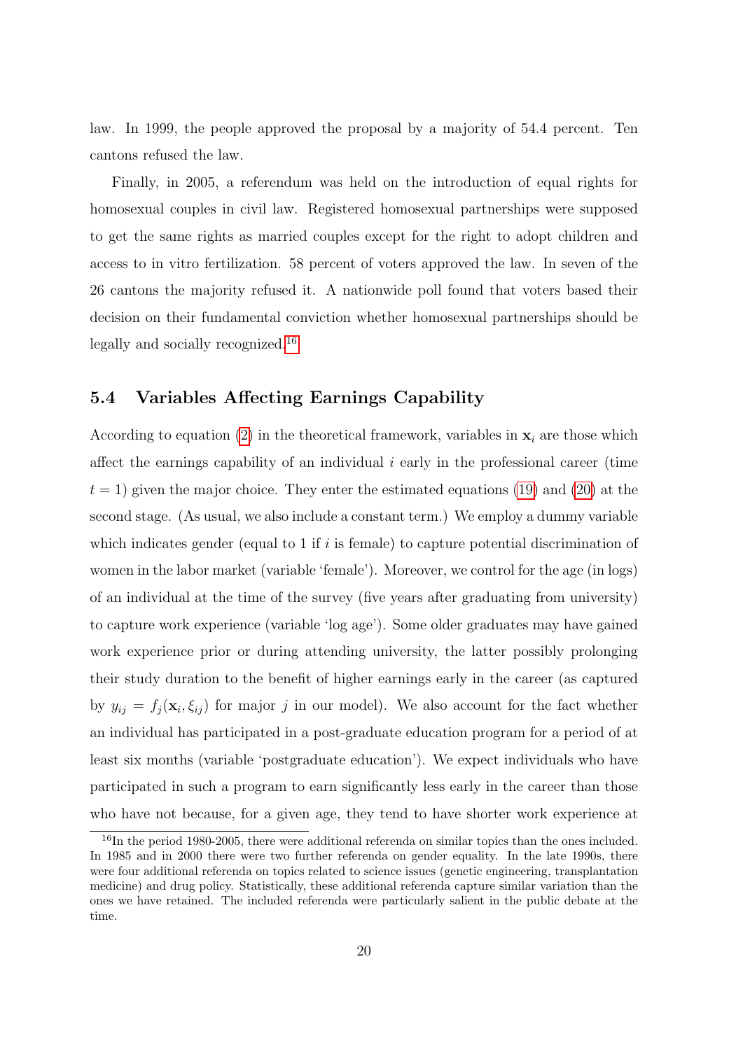law. In 1999, the people approved the proposal by a majority of 54.4 percent. Ten cantons refused the law.

Finally, in 2005, a referendum was held on the introduction of equal rights for homosexual couples in civil law. Registered homosexual partnerships were supposed to get the same rights as married couples except for the right to adopt children and access to in vitro fertilization. 58 percent of voters approved the law. In seven of the 26 cantons the majority refused it. A nationwide poll found that voters based their decision on their fundamental conviction whether homosexual partnerships should be legally and socially recognized.[16]

### 5.4 Variables Affecting Earnings Capability

According to equation (2) in the theoretical framework, variables in $\mathbf{x}_i$ are those which affect the earnings capability of an individual $i$ early in the professional career (time $t = 1$) given the major choice. They enter the estimated equations (19) and (20) at the second stage. (As usual, we also include a constant term.) We employ a dummy variable which indicates gender (equal to 1 if $i$ is female) to capture potential discrimination of women in the labor market (variable 'female'). Moreover, we control for the age (in logs) of an individual at the time of the survey (five years after graduating from university) to capture work experience (variable 'log age'). Some older graduates may have gained work experience prior or during attending university, the latter possibly prolonging their study duration to the benefit of higher earnings early in the career (as captured by $y_{ij} = f_j(\mathbf{x}_i, \xi_{ij})$ for major $j$ in our model). We also account for the fact whether an individual has participated in a post-graduate education program for a period of at least six months (variable 'postgraduate education'). We expect individuals who have participated in such a program to earn significantly less early in the career than those who have not because, for a given age, they tend to have shorter work experience at

[16] In the period 1980-2005, there were additional referenda on similar topics than the ones included. In 1985 and in 2000 there were two further referenda on gender equality. In the late 1990s, there were four additional referenda on topics related to science issues (genetic engineering, transplantation medicine) and drug policy. Statistically, these additional referenda capture similar variation than the ones we have retained. The included referenda were particularly salient in the public debate at the time.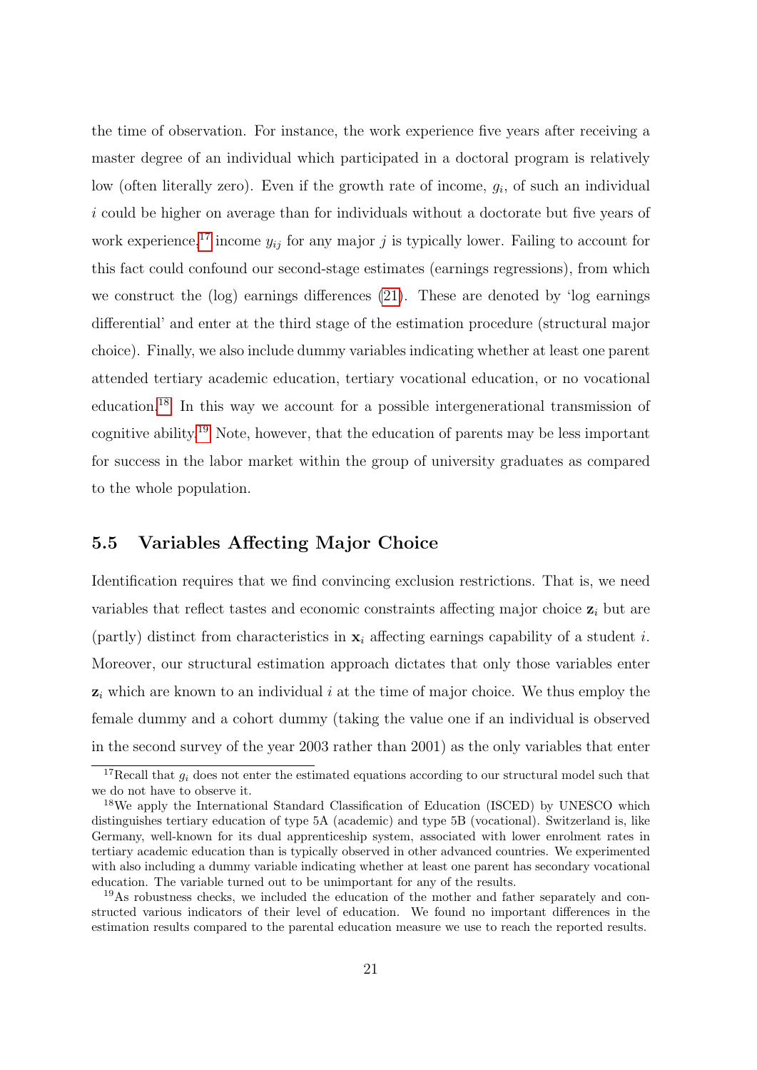the time of observation. For instance, the work experience five years after receiving a master degree of an individual which participated in a doctoral program is relatively low (often literally zero). Even if the growth rate of income, $g_i$, of such an individual $i$ could be higher on average than for individuals without a doctorate but five years of work experience,[17] income $y_{ij}$ for any major $j$ is typically lower. Failing to account for this fact could confound our second-stage estimates (earnings regressions), from which we construct the (log) earnings differences (21). These are denoted by 'log earnings differential' and enter at the third stage of the estimation procedure (structural major choice). Finally, we also include dummy variables indicating whether at least one parent attended tertiary academic education, tertiary vocational education, or no vocational education.[18] In this way we account for a possible intergenerational transmission of cognitive ability.[19] Note, however, that the education of parents may be less important for success in the labor market within the group of university graduates as compared to the whole population.

## 5.5 Variables Affecting Major Choice

Identification requires that we find convincing exclusion restrictions. That is, we need variables that reflect tastes and economic constraints affecting major choice $\mathbf{z}_i$ but are (partly) distinct from characteristics in $\mathbf{x}_i$ affecting earnings capability of a student $i$. Moreover, our structural estimation approach dictates that only those variables enter $\mathbf{z}_i$ which are known to an individual $i$ at the time of major choice. We thus employ the female dummy and a cohort dummy (taking the value one if an individual is observed in the second survey of the year 2003 rather than 2001) as the only variables that enter

[17] Recall that $g_i$ does not enter the estimated equations according to our structural model such that we do not have to observe it.

[18] We apply the International Standard Classification of Education (ISCED) by UNESCO which distinguishes tertiary education of type 5A (academic) and type 5B (vocational). Switzerland is, like Germany, well-known for its dual apprenticeship system, associated with lower enrolment rates in tertiary academic education than is typically observed in other advanced countries. We experimented with also including a dummy variable indicating whether at least one parent has secondary vocational education. The variable turned out to be unimportant for any of the results.

[19] As robustness checks, we included the education of the mother and father separately and constructed various indicators of their level of education. We found no important differences in the estimation results compared to the parental education measure we use to reach the reported results.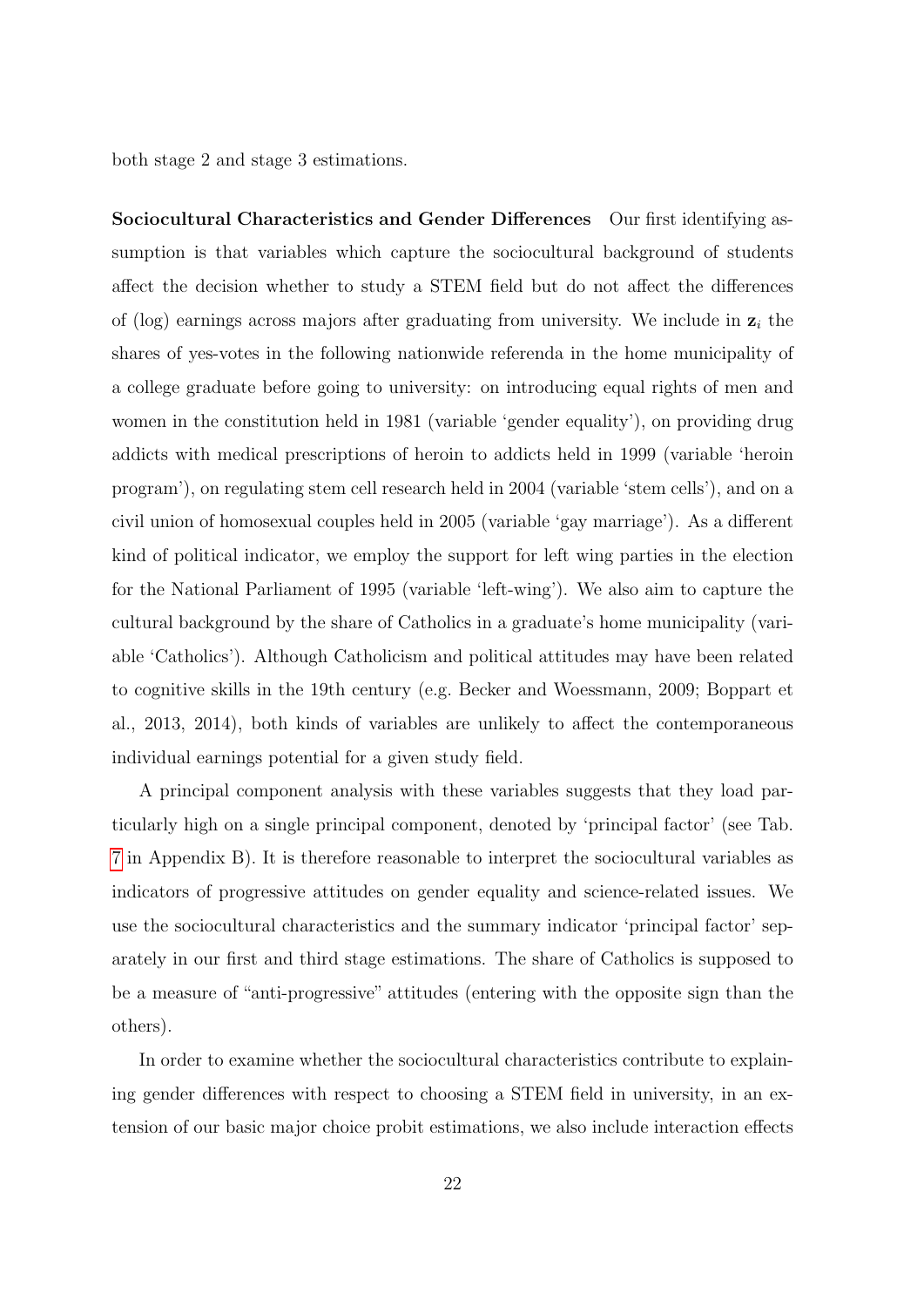both stage 2 and stage 3 estimations.

**Sociocultural Characteristics and Gender Differences** Our first identifying assumption is that variables which capture the sociocultural background of students affect the decision whether to study a STEM field but do not affect the differences of (log) earnings across majors after graduating from university. We include in $\mathbf{z}_i$ the shares of yes-votes in the following nationwide referenda in the home municipality of a college graduate before going to university: on introducing equal rights of men and women in the constitution held in 1981 (variable 'gender equality'), on providing drug addicts with medical prescriptions of heroin to addicts held in 1999 (variable 'heroin program'), on regulating stem cell research held in 2004 (variable 'stem cells'), and on a civil union of homosexual couples held in 2005 (variable 'gay marriage'). As a different kind of political indicator, we employ the support for left wing parties in the election for the National Parliament of 1995 (variable 'left-wing'). We also aim to capture the cultural background by the share of Catholics in a graduate's home municipality (variable 'Catholics'). Although Catholicism and political attitudes may have been related to cognitive skills in the 19th century (e.g. Becker and Woessmann, 2009; Boppart et al., 2013, 2014), both kinds of variables are unlikely to affect the contemporaneous individual earnings potential for a given study field.

A principal component analysis with these variables suggests that they load particularly high on a single principal component, denoted by 'principal factor' (see Tab. 7 in Appendix B). It is therefore reasonable to interpret the sociocultural variables as indicators of progressive attitudes on gender equality and science-related issues. We use the sociocultural characteristics and the summary indicator 'principal factor' separately in our first and third stage estimations. The share of Catholics is supposed to be a measure of "anti-progressive" attitudes (entering with the opposite sign than the others).

In order to examine whether the sociocultural characteristics contribute to explaining gender differences with respect to choosing a STEM field in university, in an extension of our basic major choice probit estimations, we also include interaction effects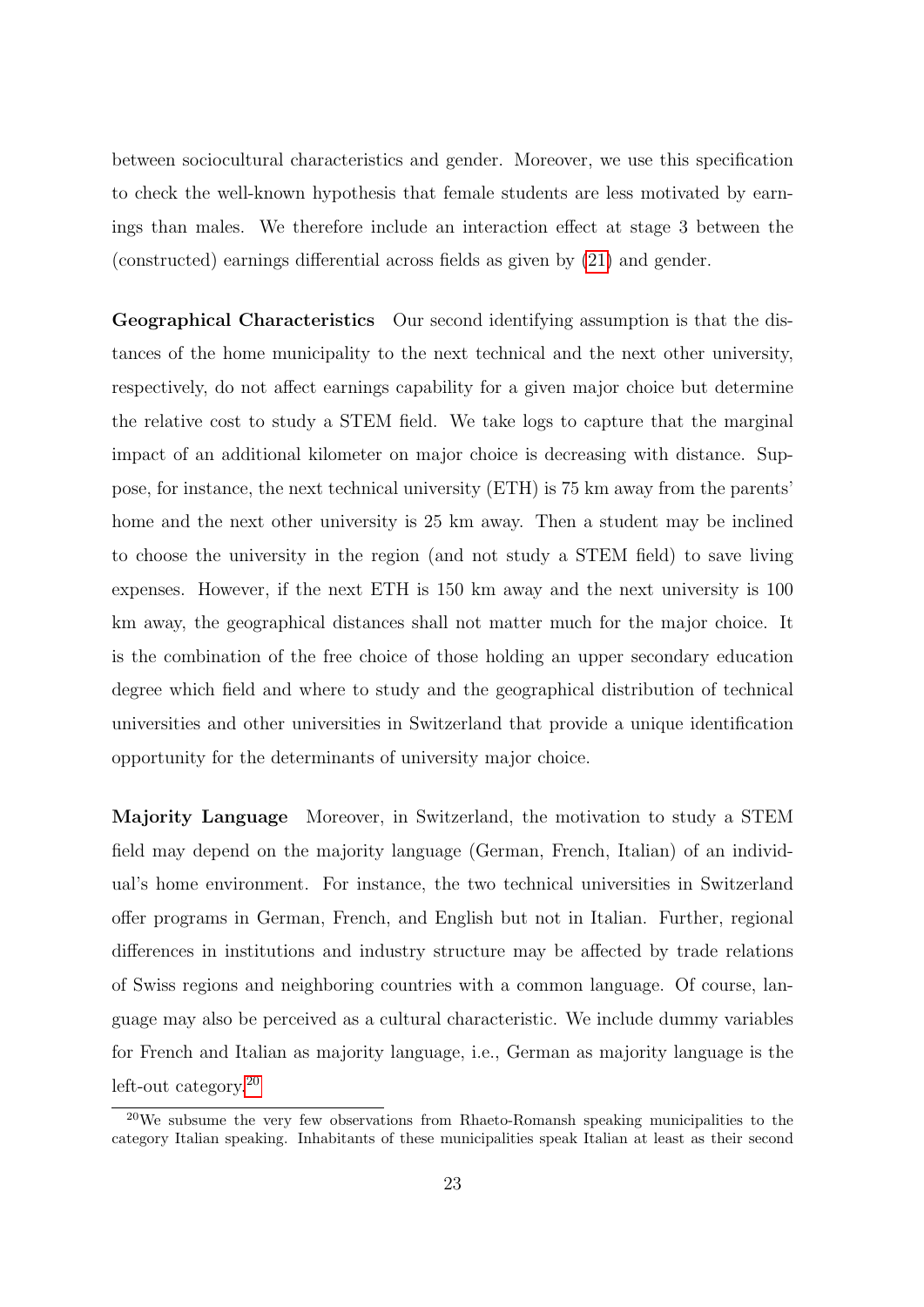between sociocultural characteristics and gender. Moreover, we use this specification to check the well-known hypothesis that female students are less motivated by earnings than males. We therefore include an interaction effect at stage 3 between the (constructed) earnings differential across fields as given by (21) and gender.

**Geographical Characteristics** Our second identifying assumption is that the distances of the home municipality to the next technical and the next other university, respectively, do not affect earnings capability for a given major choice but determine the relative cost to study a STEM field. We take logs to capture that the marginal impact of an additional kilometer on major choice is decreasing with distance. Suppose, for instance, the next technical university (ETH) is 75 km away from the parents' home and the next other university is 25 km away. Then a student may be inclined to choose the university in the region (and not study a STEM field) to save living expenses. However, if the next ETH is 150 km away and the next university is 100 km away, the geographical distances shall not matter much for the major choice. It is the combination of the free choice of those holding an upper secondary education degree which field and where to study and the geographical distribution of technical universities and other universities in Switzerland that provide a unique identification opportunity for the determinants of university major choice.

**Majority Language** Moreover, in Switzerland, the motivation to study a STEM field may depend on the majority language (German, French, Italian) of an individual's home environment. For instance, the two technical universities in Switzerland offer programs in German, French, and English but not in Italian. Further, regional differences in institutions and industry structure may be affected by trade relations of Swiss regions and neighboring countries with a common language. Of course, language may also be perceived as a cultural characteristic. We include dummy variables for French and Italian as majority language, i.e., German as majority language is the left-out category.[20]

[20] We subsume the very few observations from Rhaeto-Romansh speaking municipalities to the category Italian speaking. Inhabitants of these municipalities speak Italian at least as their second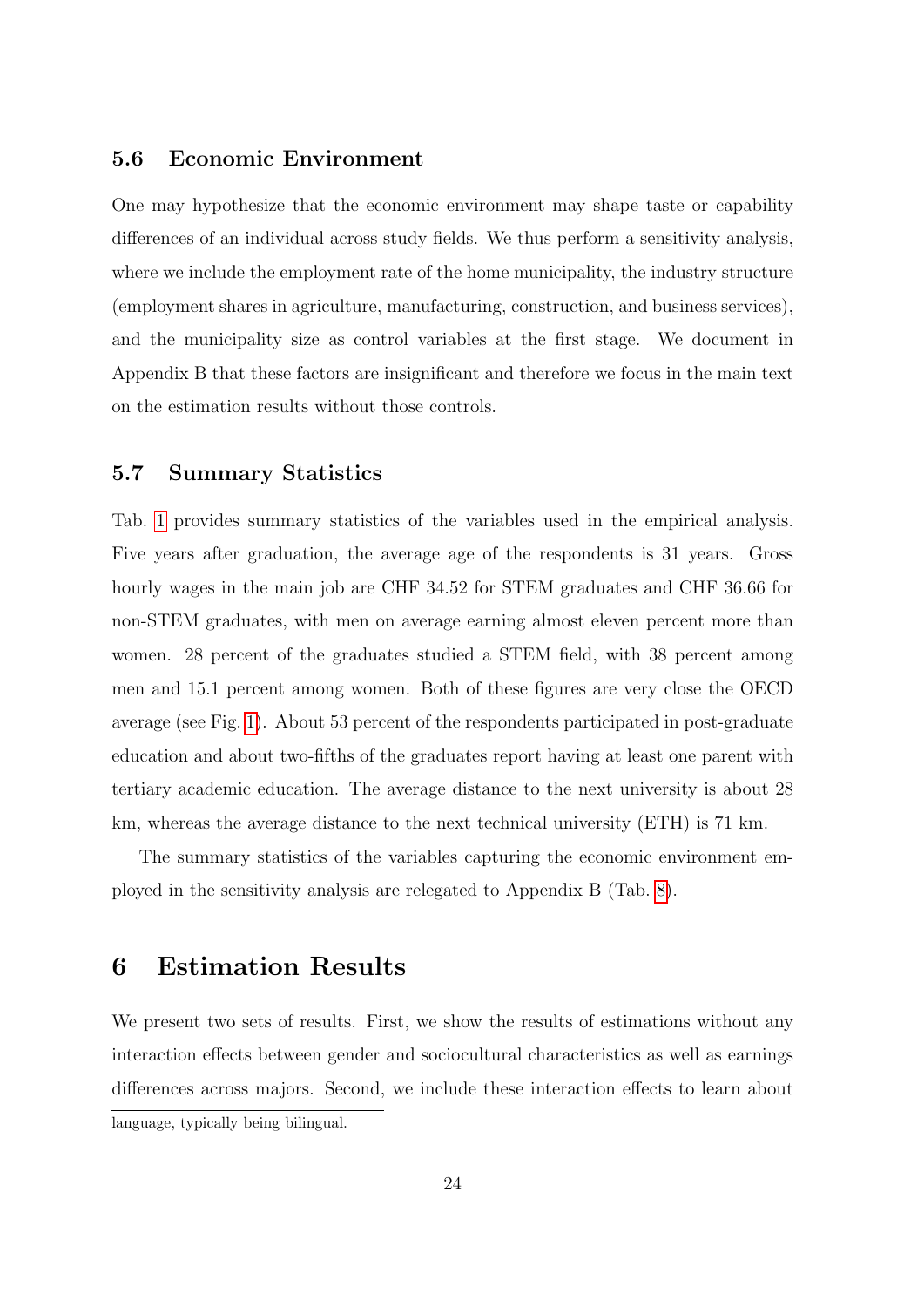### 5.6 Economic Environment

One may hypothesize that the economic environment may shape taste or capability differences of an individual across study fields. We thus perform a sensitivity analysis, where we include the employment rate of the home municipality, the industry structure (employment shares in agriculture, manufacturing, construction, and business services), and the municipality size as control variables at the first stage. We document in Appendix B that these factors are insignificant and therefore we focus in the main text on the estimation results without those controls.

### 5.7 Summary Statistics

Tab. 1 provides summary statistics of the variables used in the empirical analysis. Five years after graduation, the average age of the respondents is 31 years. Gross hourly wages in the main job are CHF 34.52 for STEM graduates and CHF 36.66 for non-STEM graduates, with men on average earning almost eleven percent more than women. 28 percent of the graduates studied a STEM field, with 38 percent among men and 15.1 percent among women. Both of these figures are very close the OECD average (see Fig. 1). About 53 percent of the respondents participated in post-graduate education and about two-fifths of the graduates report having at least one parent with tertiary academic education. The average distance to the next university is about 28 km, whereas the average distance to the next technical university (ETH) is 71 km.

The summary statistics of the variables capturing the economic environment employed in the sensitivity analysis are relegated to Appendix B (Tab. 8).

## 6 Estimation Results

We present two sets of results. First, we show the results of estimations without any interaction effects between gender and sociocultural characteristics as well as earnings differences across majors. Second, we include these interaction effects to learn about

language, typically being bilingual.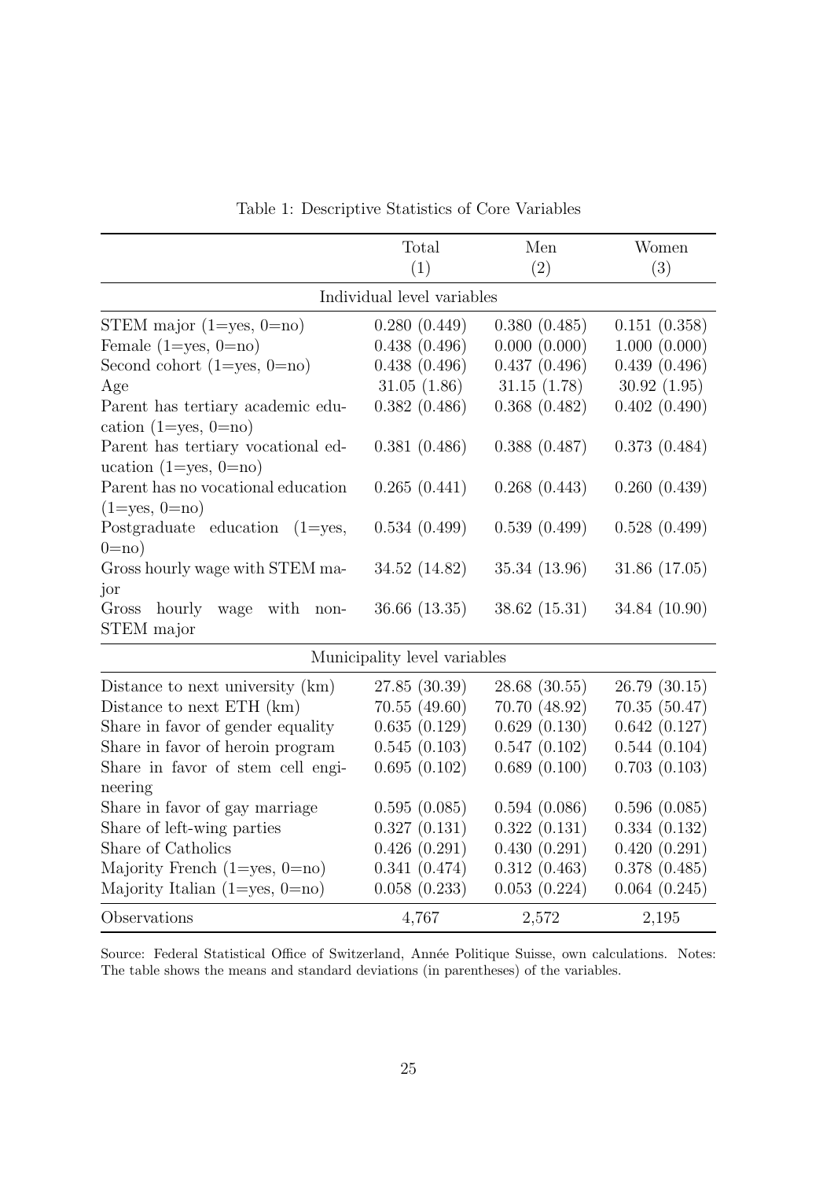Table 1: Descriptive Statistics of Core Variables

| | Total (1) | Men (2) | Women (3) |
|---|---|---|---|
| *Individual level variables* | | | |
| STEM major (1=yes, 0=no) | 0.280 (0.449) | 0.380 (0.485) | 0.151 (0.358) |
| Female (1=yes, 0=no) | 0.438 (0.496) | 0.000 (0.000) | 1.000 (0.000) |
| Second cohort (1=yes, 0=no) | 0.438 (0.496) | 0.437 (0.496) | 0.439 (0.496) |
| Age | 31.05 (1.86) | 31.15 (1.78) | 30.92 (1.95) |
| Parent has tertiary academic education (1=yes, 0=no) | 0.382 (0.486) | 0.368 (0.482) | 0.402 (0.490) |
| Parent has tertiary vocational education (1=yes, 0=no) | 0.381 (0.486) | 0.388 (0.487) | 0.373 (0.484) |
| Parent has no vocational education (1=yes, 0=no) | 0.265 (0.441) | 0.268 (0.443) | 0.260 (0.439) |
| Postgraduate education (1=yes, 0=no) | 0.534 (0.499) | 0.539 (0.499) | 0.528 (0.499) |
| Gross hourly wage with STEM major | 34.52 (14.82) | 35.34 (13.96) | 31.86 (17.05) |
| Gross hourly wage with non-STEM major | 36.66 (13.35) | 38.62 (15.31) | 34.84 (10.90) |
| *Municipality level variables* | | | |
| Distance to next university (km) | 27.85 (30.39) | 28.68 (30.55) | 26.79 (30.15) |
| Distance to next ETH (km) | 70.55 (49.60) | 70.70 (48.92) | 70.35 (50.47) |
| Share in favor of gender equality | 0.635 (0.129) | 0.629 (0.130) | 0.642 (0.127) |
| Share in favor of heroin program | 0.545 (0.103) | 0.547 (0.102) | 0.544 (0.104) |
| Share in favor of stem cell engineering | 0.695 (0.102) | 0.689 (0.100) | 0.703 (0.103) |
| Share in favor of gay marriage | 0.595 (0.085) | 0.594 (0.086) | 0.596 (0.085) |
| Share of left-wing parties | 0.327 (0.131) | 0.322 (0.131) | 0.334 (0.132) |
| Share of Catholics | 0.426 (0.291) | 0.430 (0.291) | 0.420 (0.291) |
| Majority French (1=yes, 0=no) | 0.341 (0.474) | 0.312 (0.463) | 0.378 (0.485) |
| Majority Italian (1=yes, 0=no) | 0.058 (0.233) | 0.053 (0.224) | 0.064 (0.245) |
| Observations | 4,767 | 2,572 | 2,195 |

Source: Federal Statistical Office of Switzerland, Année Politique Suisse, own calculations. Notes: The table shows the means and standard deviations (in parentheses) of the variables.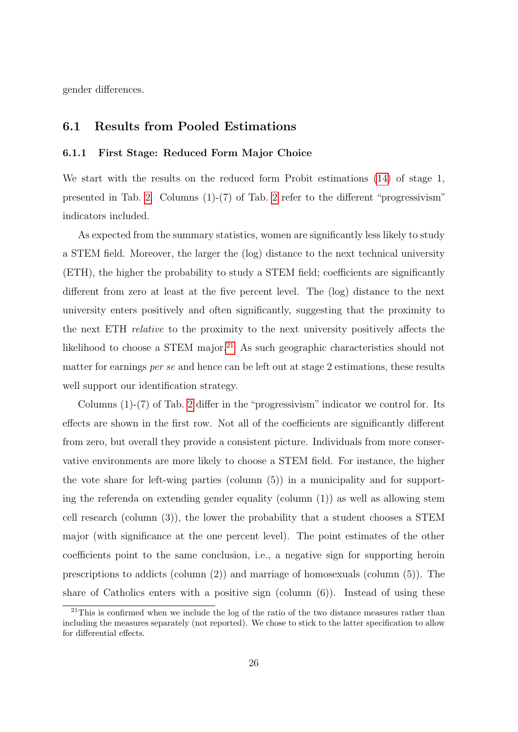gender differences.

## 6.1 Results from Pooled Estimations

### 6.1.1 First Stage: Reduced Form Major Choice

We start with the results on the reduced form Probit estimations (14) of stage 1, presented in Tab. 2. Columns (1)-(7) of Tab. 2 refer to the different "progressivism" indicators included.

As expected from the summary statistics, women are significantly less likely to study a STEM field. Moreover, the larger the (log) distance to the next technical university (ETH), the higher the probability to study a STEM field; coefficients are significantly different from zero at least at the five percent level. The (log) distance to the next university enters positively and often significantly, suggesting that the proximity to the next ETH *relative* to the proximity to the next university positively affects the likelihood to choose a STEM major.[21] As such geographic characteristics should not matter for earnings *per se* and hence can be left out at stage 2 estimations, these results well support our identification strategy.

Columns (1)-(7) of Tab. 2 differ in the "progressivism" indicator we control for. Its effects are shown in the first row. Not all of the coefficients are significantly different from zero, but overall they provide a consistent picture. Individuals from more conservative environments are more likely to choose a STEM field. For instance, the higher the vote share for left-wing parties (column (5)) in a municipality and for supporting the referenda on extending gender equality (column (1)) as well as allowing stem cell research (column (3)), the lower the probability that a student chooses a STEM major (with significance at the one percent level). The point estimates of the other coefficients point to the same conclusion, i.e., a negative sign for supporting heroin prescriptions to addicts (column (2)) and marriage of homosexuals (column (5)). The share of Catholics enters with a positive sign (column (6)). Instead of using these

[21] This is confirmed when we include the log of the ratio of the two distance measures rather than including the measures separately (not reported). We chose to stick to the latter specification to allow for differential effects.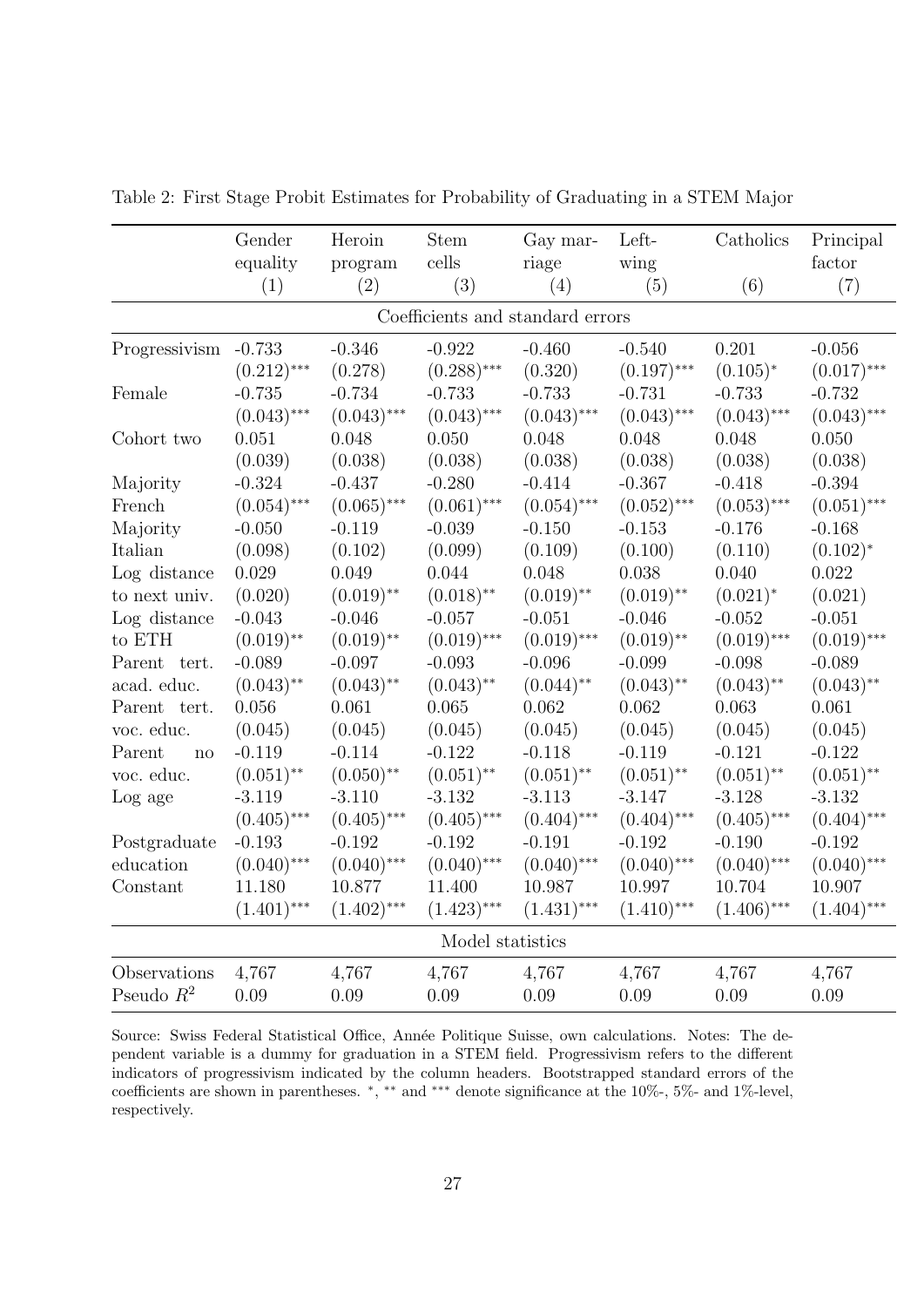Table 2: First Stage Probit Estimates for Probability of Graduating in a STEM Major

| | Gender equality (1) | Heroin program (2) | Stem cells (3) | Gay marriage (4) | Left-wing (5) | Catholics (6) | Principal factor (7) |
|---|---|---|---|---|---|---|---|
| | | | Coefficients and standard errors | | | | |
| Progressivism | -0.733 | -0.346 | -0.922 | -0.460 | -0.540 | 0.201 | -0.056 |
| | $(0.212)^{***}$ | (0.278) | $(0.288)^{***}$ | (0.320) | $(0.197)^{***}$ | $(0.105)^{*}$ | $(0.017)^{***}$ |
| Female | -0.735 | -0.734 | -0.733 | -0.733 | -0.731 | -0.733 | -0.732 |
| | $(0.043)^{***}$ | $(0.043)^{***}$ | $(0.043)^{***}$ | $(0.043)^{***}$ | $(0.043)^{***}$ | $(0.043)^{***}$ | $(0.043)^{***}$ |
| Cohort two | 0.051 | 0.048 | 0.050 | 0.048 | 0.048 | 0.048 | 0.050 |
| | (0.039) | (0.038) | (0.038) | (0.038) | (0.038) | (0.038) | (0.038) |
| Majority French | -0.324 | -0.437 | -0.280 | -0.414 | -0.367 | -0.418 | -0.394 |
| | $(0.054)^{***}$ | $(0.065)^{***}$ | $(0.061)^{***}$ | $(0.054)^{***}$ | $(0.052)^{***}$ | $(0.053)^{***}$ | $(0.051)^{***}$ |
| Majority Italian | -0.050 | -0.119 | -0.039 | -0.150 | -0.153 | -0.176 | -0.168 |
| | (0.098) | (0.102) | (0.099) | (0.109) | (0.100) | (0.110) | $(0.102)^{*}$ |
| Log distance to next univ. | 0.029 | 0.049 | 0.044 | 0.048 | 0.038 | 0.040 | 0.022 |
| | (0.020) | $(0.019)^{**}$ | $(0.018)^{**}$ | $(0.019)^{**}$ | $(0.019)^{**}$ | $(0.021)^{*}$ | (0.021) |
| Log distance to ETH | -0.043 | -0.046 | -0.057 | -0.051 | -0.046 | -0.052 | -0.051 |
| | $(0.019)^{**}$ | $(0.019)^{**}$ | $(0.019)^{***}$ | $(0.019)^{***}$ | $(0.019)^{**}$ | $(0.019)^{***}$ | $(0.019)^{***}$ |
| Parent tert. acad. educ. | -0.089 | -0.097 | -0.093 | -0.096 | -0.099 | -0.098 | -0.089 |
| | $(0.043)^{**}$ | $(0.043)^{**}$ | $(0.043)^{**}$ | $(0.044)^{**}$ | $(0.043)^{**}$ | $(0.043)^{**}$ | $(0.043)^{**}$ |
| Parent tert. voc. educ. | 0.056 | 0.061 | 0.065 | 0.062 | 0.062 | 0.063 | 0.061 |
| | (0.045) | (0.045) | (0.045) | (0.045) | (0.045) | (0.045) | (0.045) |
| Parent no voc. educ. | -0.119 | -0.114 | -0.122 | -0.118 | -0.119 | -0.121 | -0.122 |
| | $(0.051)^{**}$ | $(0.050)^{**}$ | $(0.051)^{**}$ | $(0.051)^{**}$ | $(0.051)^{**}$ | $(0.051)^{**}$ | $(0.051)^{**}$ |
| Log age | -3.119 | -3.110 | -3.132 | -3.113 | -3.147 | -3.128 | -3.132 |
| | $(0.405)^{***}$ | $(0.405)^{***}$ | $(0.405)^{***}$ | $(0.404)^{***}$ | $(0.404)^{***}$ | $(0.405)^{***}$ | $(0.404)^{***}$ |
| Postgraduate education | -0.193 | -0.192 | -0.192 | -0.191 | -0.192 | -0.190 | -0.192 |
| | $(0.040)^{***}$ | $(0.040)^{***}$ | $(0.040)^{***}$ | $(0.040)^{***}$ | $(0.040)^{***}$ | $(0.040)^{***}$ | $(0.040)^{***}$ |
| Constant | 11.180 | 10.877 | 11.400 | 10.987 | 10.997 | 10.704 | 10.907 |
| | $(1.401)^{***}$ | $(1.402)^{***}$ | $(1.423)^{***}$ | $(1.431)^{***}$ | $(1.410)^{***}$ | $(1.406)^{***}$ | $(1.404)^{***}$ |
| | | | Model statistics | | | | |
| Observations | 4,767 | 4,767 | 4,767 | 4,767 | 4,767 | 4,767 | 4,767 |
| Pseudo $R^2$ | 0.09 | 0.09 | 0.09 | 0.09 | 0.09 | 0.09 | 0.09 |

Source: Swiss Federal Statistical Office, Année Politique Suisse, own calculations. Notes: The dependent variable is a dummy for graduation in a STEM field. Progressivism refers to the different indicators of progressivism indicated by the column headers. Bootstrapped standard errors of the coefficients are shown in parentheses. $^{*}$, $^{**}$ and $^{***}$ denote significance at the 10%-, 5%- and 1%-level, respectively.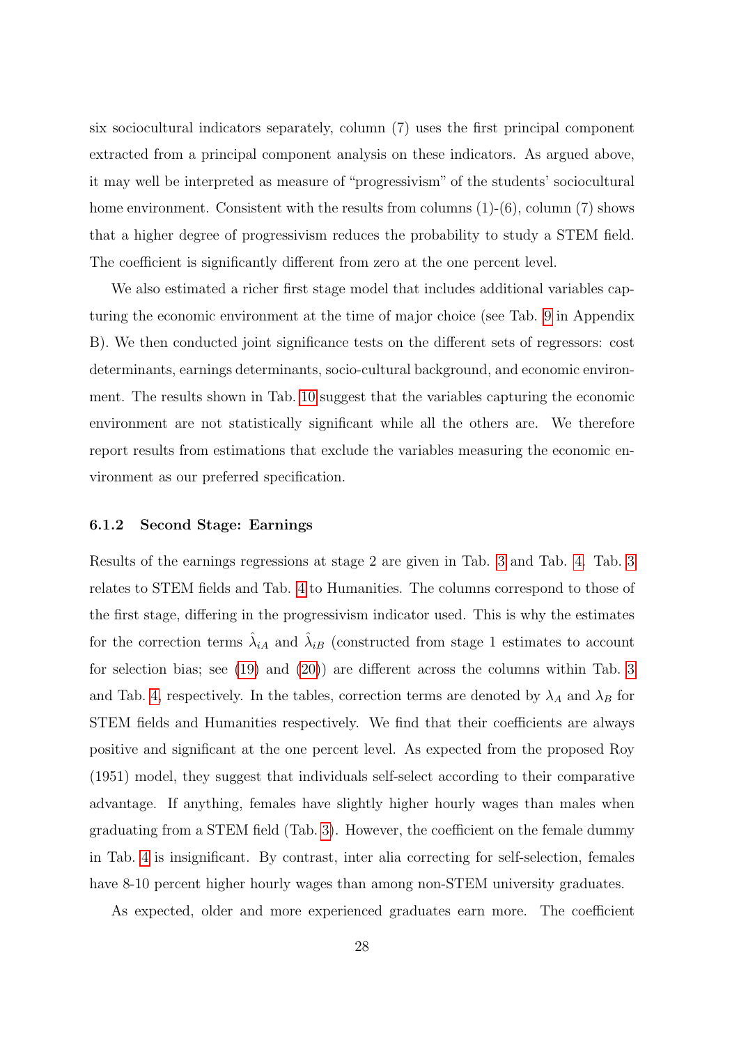six sociocultural indicators separately, column (7) uses the first principal component extracted from a principal component analysis on these indicators. As argued above, it may well be interpreted as measure of "progressivism" of the students' sociocultural home environment. Consistent with the results from columns (1)-(6), column (7) shows that a higher degree of progressivism reduces the probability to study a STEM field. The coefficient is significantly different from zero at the one percent level.

We also estimated a richer first stage model that includes additional variables capturing the economic environment at the time of major choice (see Tab. 9 in Appendix B). We then conducted joint significance tests on the different sets of regressors: cost determinants, earnings determinants, socio-cultural background, and economic environment. The results shown in Tab. 10 suggest that the variables capturing the economic environment are not statistically significant while all the others are. We therefore report results from estimations that exclude the variables measuring the economic environment as our preferred specification.

### 6.1.2 Second Stage: Earnings

Results of the earnings regressions at stage 2 are given in Tab. 3 and Tab. 4. Tab. 3 relates to STEM fields and Tab. 4 to Humanities. The columns correspond to those of the first stage, differing in the progressivism indicator used. This is why the estimates for the correction terms $\hat{\lambda}_{iA}$ and $\hat{\lambda}_{iB}$ (constructed from stage 1 estimates to account for selection bias; see (19) and (20)) are different across the columns within Tab. 3 and Tab. 4, respectively. In the tables, correction terms are denoted by $\lambda_A$ and $\lambda_B$ for STEM fields and Humanities respectively. We find that their coefficients are always positive and significant at the one percent level. As expected from the proposed Roy (1951) model, they suggest that individuals self-select according to their comparative advantage. If anything, females have slightly higher hourly wages than males when graduating from a STEM field (Tab. 3). However, the coefficient on the female dummy in Tab. 4 is insignificant. By contrast, inter alia correcting for self-selection, females have 8-10 percent higher hourly wages than among non-STEM university graduates.

As expected, older and more experienced graduates earn more. The coefficient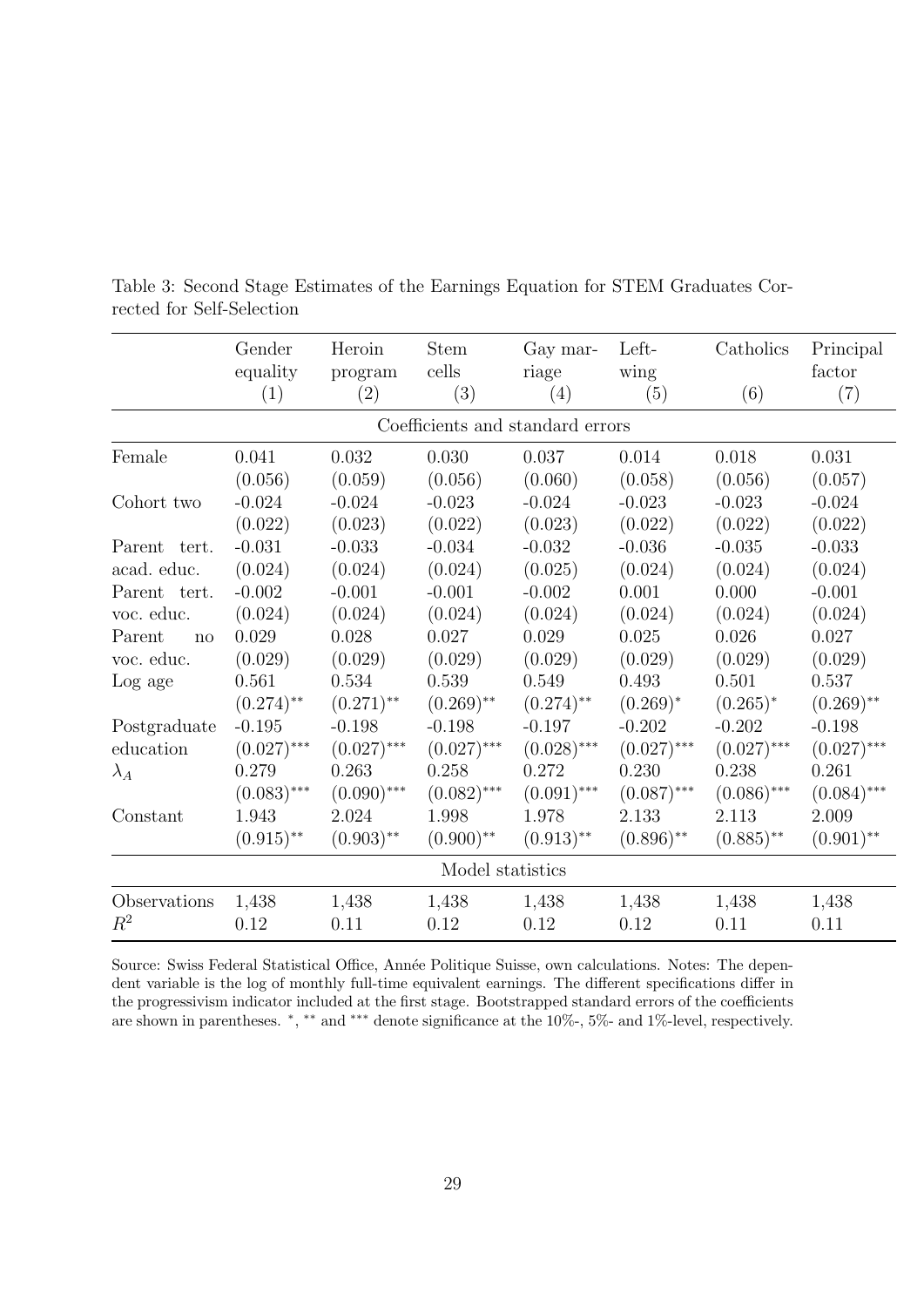Table 3: Second Stage Estimates of the Earnings Equation for STEM Graduates Corrected for Self-Selection

| | Gender equality (1) | Heroin program (2) | Stem cells (3) | Gay marriage (4) | Left-wing (5) | Catholics (6) | Principal factor (7) |
|---|---|---|---|---|---|---|---|
| | | | Coefficients and standard errors | | | | |
| Female | 0.041 | 0.032 | 0.030 | 0.037 | 0.014 | 0.018 | 0.031 |
| | (0.056) | (0.059) | (0.056) | (0.060) | (0.058) | (0.056) | (0.057) |
| Cohort two | -0.024 | -0.024 | -0.023 | -0.024 | -0.023 | -0.023 | -0.024 |
| | (0.022) | (0.023) | (0.022) | (0.023) | (0.022) | (0.022) | (0.022) |
| Parent tert. acad. educ. | -0.031 | -0.033 | -0.034 | -0.032 | -0.036 | -0.035 | -0.033 |
| | (0.024) | (0.024) | (0.024) | (0.025) | (0.024) | (0.024) | (0.024) |
| Parent tert. voc. educ. | -0.002 | -0.001 | -0.001 | -0.002 | 0.001 | 0.000 | -0.001 |
| | (0.024) | (0.024) | (0.024) | (0.024) | (0.024) | (0.024) | (0.024) |
| Parent no voc. educ. | 0.029 | 0.028 | 0.027 | 0.029 | 0.025 | 0.026 | 0.027 |
| | (0.029) | (0.029) | (0.029) | (0.029) | (0.029) | (0.029) | (0.029) |
| Log age | 0.561 | 0.534 | 0.539 | 0.549 | 0.493 | 0.501 | 0.537 |
| | $(0.274)^{**}$ | $(0.271)^{**}$ | $(0.269)^{**}$ | $(0.274)^{**}$ | $(0.269)^{*}$ | $(0.265)^{*}$ | $(0.269)^{**}$ |
| Postgraduate education | -0.195 | -0.198 | -0.198 | -0.197 | -0.202 | -0.202 | -0.198 |
| | $(0.027)^{***}$ | $(0.027)^{***}$ | $(0.027)^{***}$ | $(0.028)^{***}$ | $(0.027)^{***}$ | $(0.027)^{***}$ | $(0.027)^{***}$ |
| $\lambda_A$ | 0.279 | 0.263 | 0.258 | 0.272 | 0.230 | 0.238 | 0.261 |
| | $(0.083)^{***}$ | $(0.090)^{***}$ | $(0.082)^{***}$ | $(0.091)^{***}$ | $(0.087)^{***}$ | $(0.086)^{***}$ | $(0.084)^{***}$ |
| Constant | 1.943 | 2.024 | 1.998 | 1.978 | 2.133 | 2.113 | 2.009 |
| | $(0.915)^{**}$ | $(0.903)^{**}$ | $(0.900)^{**}$ | $(0.913)^{**}$ | $(0.896)^{**}$ | $(0.885)^{**}$ | $(0.901)^{**}$ |
| | | | Model statistics | | | | |
| Observations | 1,438 | 1,438 | 1,438 | 1,438 | 1,438 | 1,438 | 1,438 |
| $R^2$ | 0.12 | 0.11 | 0.12 | 0.12 | 0.12 | 0.11 | 0.11 |

Source: Swiss Federal Statistical Office, Année Politique Suisse, own calculations. Notes: The dependent variable is the log of monthly full-time equivalent earnings. The different specifications differ in the progressivism indicator included at the first stage. Bootstrapped standard errors of the coefficients are shown in parentheses. $^{*}$, $^{**}$ and $^{***}$ denote significance at the 10%-, 5%- and 1%-level, respectively.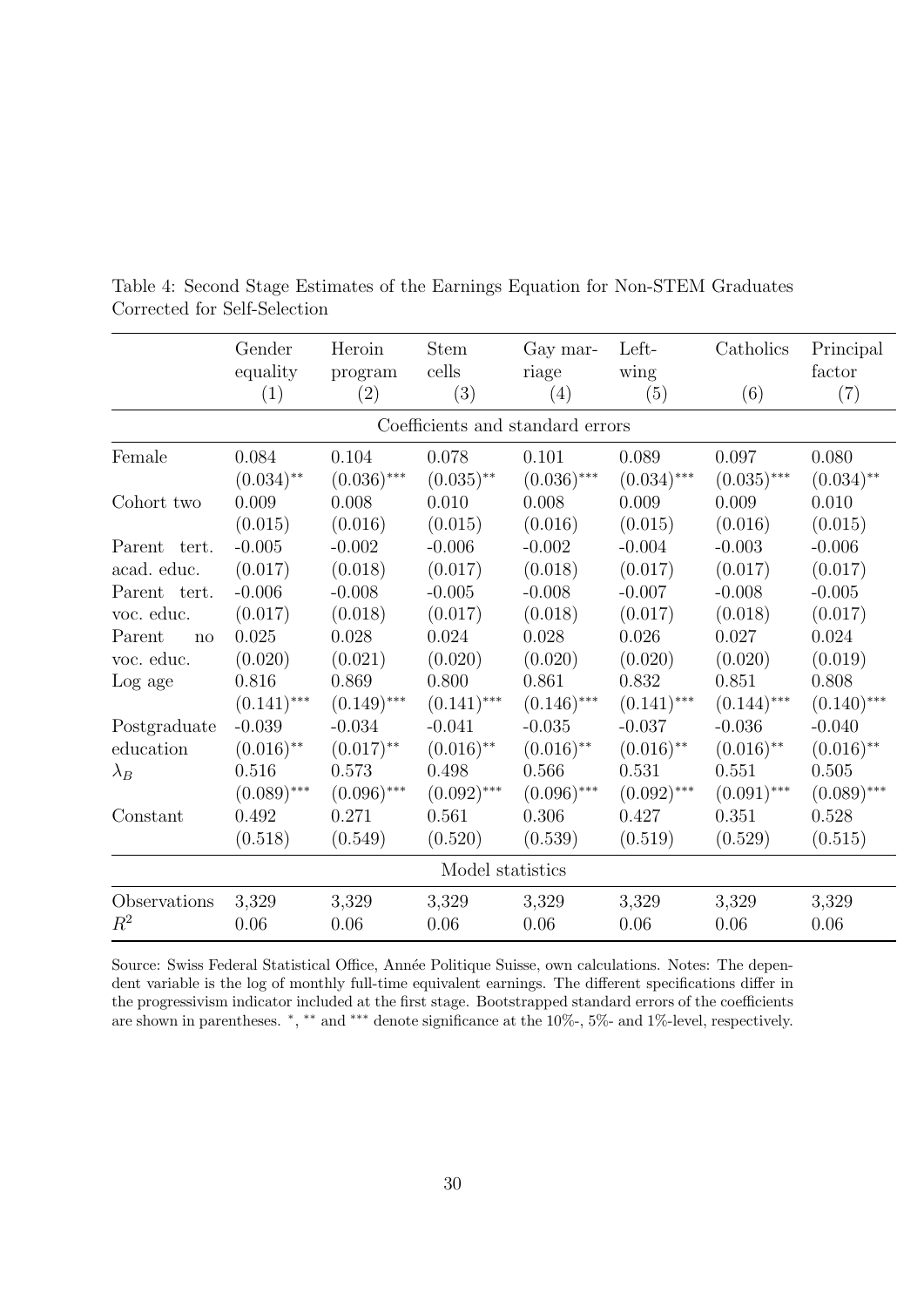Table 4: Second Stage Estimates of the Earnings Equation for Non-STEM Graduates Corrected for Self-Selection

| | Gender equality (1) | Heroin program (2) | Stem cells (3) | Gay marriage (4) | Left-wing (5) | Catholics (6) | Principal factor (7) |
|---|---|---|---|---|---|---|---|
| | | | | Coefficients and standard errors | | | |
| Female | 0.084 | 0.104 | 0.078 | 0.101 | 0.089 | 0.097 | 0.080 |
| | $(0.034)^{**}$ | $(0.036)^{***}$ | $(0.035)^{**}$ | $(0.036)^{***}$ | $(0.034)^{***}$ | $(0.035)^{***}$ | $(0.034)^{**}$ |
| Cohort two | 0.009 | 0.008 | 0.010 | 0.008 | 0.009 | 0.009 | 0.010 |
| | (0.015) | (0.016) | (0.015) | (0.016) | (0.015) | (0.016) | (0.015) |
| Parent tert. acad. educ. | -0.005 | -0.002 | -0.006 | -0.002 | -0.004 | -0.003 | -0.006 |
| | (0.017) | (0.018) | (0.017) | (0.018) | (0.017) | (0.017) | (0.017) |
| Parent tert. voc. educ. | -0.006 | -0.008 | -0.005 | -0.008 | -0.007 | -0.008 | -0.005 |
| | (0.017) | (0.018) | (0.017) | (0.018) | (0.017) | (0.018) | (0.017) |
| Parent no voc. educ. | 0.025 | 0.028 | 0.024 | 0.028 | 0.026 | 0.027 | 0.024 |
| | (0.020) | (0.021) | (0.020) | (0.020) | (0.020) | (0.020) | (0.019) |
| Log age | 0.816 | 0.869 | 0.800 | 0.861 | 0.832 | 0.851 | 0.808 |
| | $(0.141)^{***}$ | $(0.149)^{***}$ | $(0.141)^{***}$ | $(0.146)^{***}$ | $(0.141)^{***}$ | $(0.144)^{***}$ | $(0.140)^{***}$ |
| Postgraduate education | -0.039 | -0.034 | -0.041 | -0.035 | -0.037 | -0.036 | -0.040 |
| | $(0.016)^{**}$ | $(0.017)^{**}$ | $(0.016)^{**}$ | $(0.016)^{**}$ | $(0.016)^{**}$ | $(0.016)^{**}$ | $(0.016)^{**}$ |
| $\lambda_B$ | 0.516 | 0.573 | 0.498 | 0.566 | 0.531 | 0.551 | 0.505 |
| | $(0.089)^{***}$ | $(0.096)^{***}$ | $(0.092)^{***}$ | $(0.096)^{***}$ | $(0.092)^{***}$ | $(0.091)^{***}$ | $(0.089)^{***}$ |
| Constant | 0.492 | 0.271 | 0.561 | 0.306 | 0.427 | 0.351 | 0.528 |
| | (0.518) | (0.549) | (0.520) | (0.539) | (0.519) | (0.529) | (0.515) |
| | | | | Model statistics | | | |
| Observations | 3,329 | 3,329 | 3,329 | 3,329 | 3,329 | 3,329 | 3,329 |
| $R^2$ | 0.06 | 0.06 | 0.06 | 0.06 | 0.06 | 0.06 | 0.06 |

Source: Swiss Federal Statistical Office, Année Politique Suisse, own calculations. Notes: The dependent variable is the log of monthly full-time equivalent earnings. The different specifications differ in the progressivism indicator included at the first stage. Bootstrapped standard errors of the coefficients are shown in parentheses. $^{*}$, $^{**}$ and $^{***}$ denote significance at the 10%-, 5%- and 1%-level, respectively.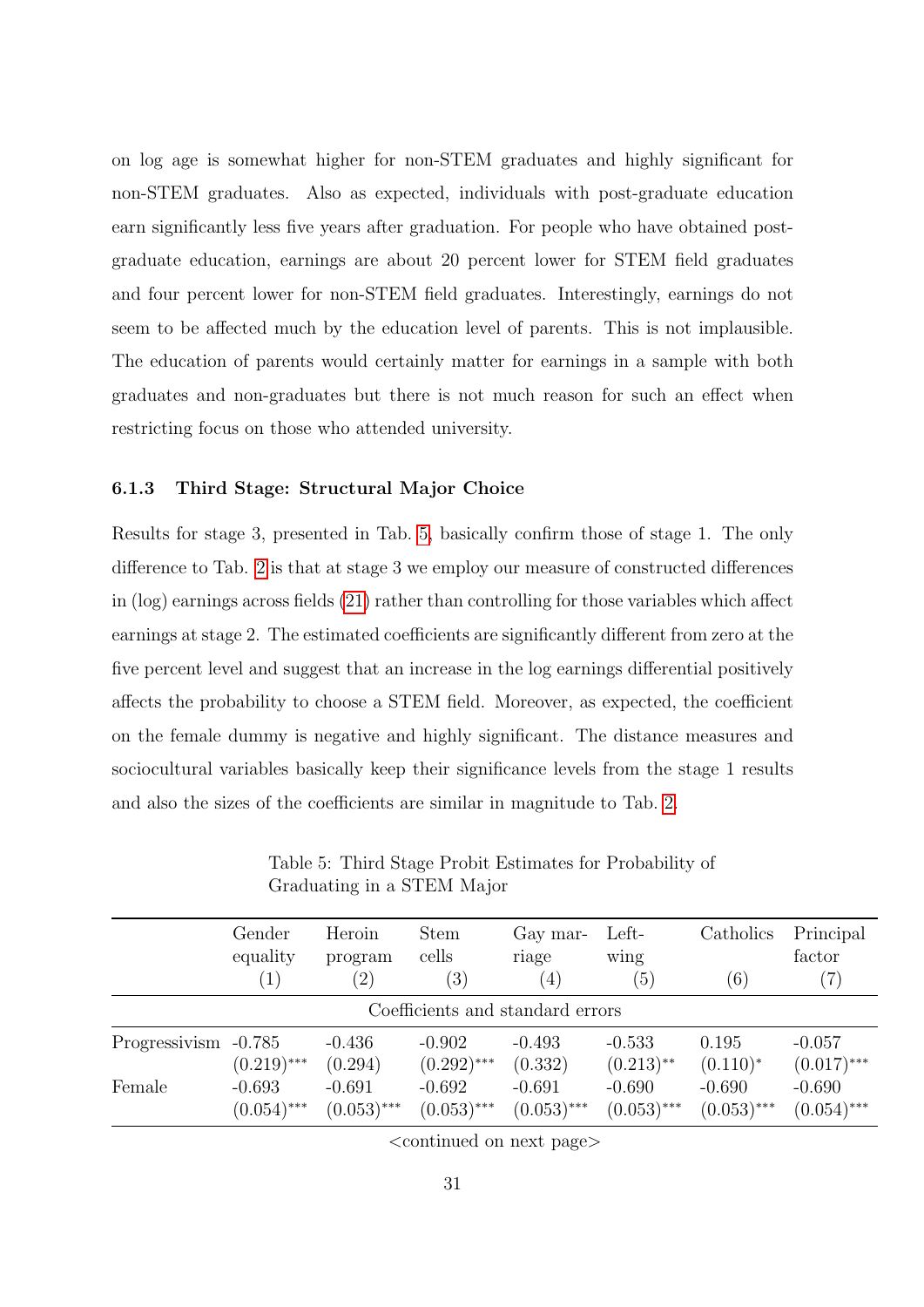on log age is somewhat higher for non-STEM graduates and highly significant for non-STEM graduates. Also as expected, individuals with post-graduate education earn significantly less five years after graduation. For people who have obtained post-graduate education, earnings are about 20 percent lower for STEM field graduates and four percent lower for non-STEM field graduates. Interestingly, earnings do not seem to be affected much by the education level of parents. This is not implausible. The education of parents would certainly matter for earnings in a sample with both graduates and non-graduates but there is not much reason for such an effect when restricting focus on those who attended university.

### 6.1.3 Third Stage: Structural Major Choice

Results for stage 3, presented in Tab. 5, basically confirm those of stage 1. The only difference to Tab. 2 is that at stage 3 we employ our measure of constructed differences in (log) earnings across fields (21) rather than controlling for those variables which affect earnings at stage 2. The estimated coefficients are significantly different from zero at the five percent level and suggest that an increase in the log earnings differential positively affects the probability to choose a STEM field. Moreover, as expected, the coefficient on the female dummy is negative and highly significant. The distance measures and sociocultural variables basically keep their significance levels from the stage 1 results and also the sizes of the coefficients are similar in magnitude to Tab. 2.

Table 5: Third Stage Probit Estimates for Probability of Graduating in a STEM Major

| | Gender equality (1) | Heroin program (2) | Stem cells (3) | Gay marriage (4) | Left-wing (5) | Catholics (6) | Principal factor (7) |
|---|---|---|---|---|---|---|---|
| | Coefficients and standard errors | | | | | | |
| Progressivism | -0.785 | -0.436 | -0.902 | -0.493 | -0.533 | 0.195 | -0.057 |
| | $(0.219)^{***}$ | (0.294) | $(0.292)^{***}$ | (0.332) | $(0.213)^{**}$ | $(0.110)^{*}$ | $(0.017)^{***}$ |
| Female | -0.693 | -0.691 | -0.692 | -0.691 | -0.690 | -0.690 | -0.690 |
| | $(0.054)^{***}$ | $(0.053)^{***}$ | $(0.053)^{***}$ | $(0.053)^{***}$ | $(0.053)^{***}$ | $(0.053)^{***}$ | $(0.054)^{***}$ |

<continued on next page>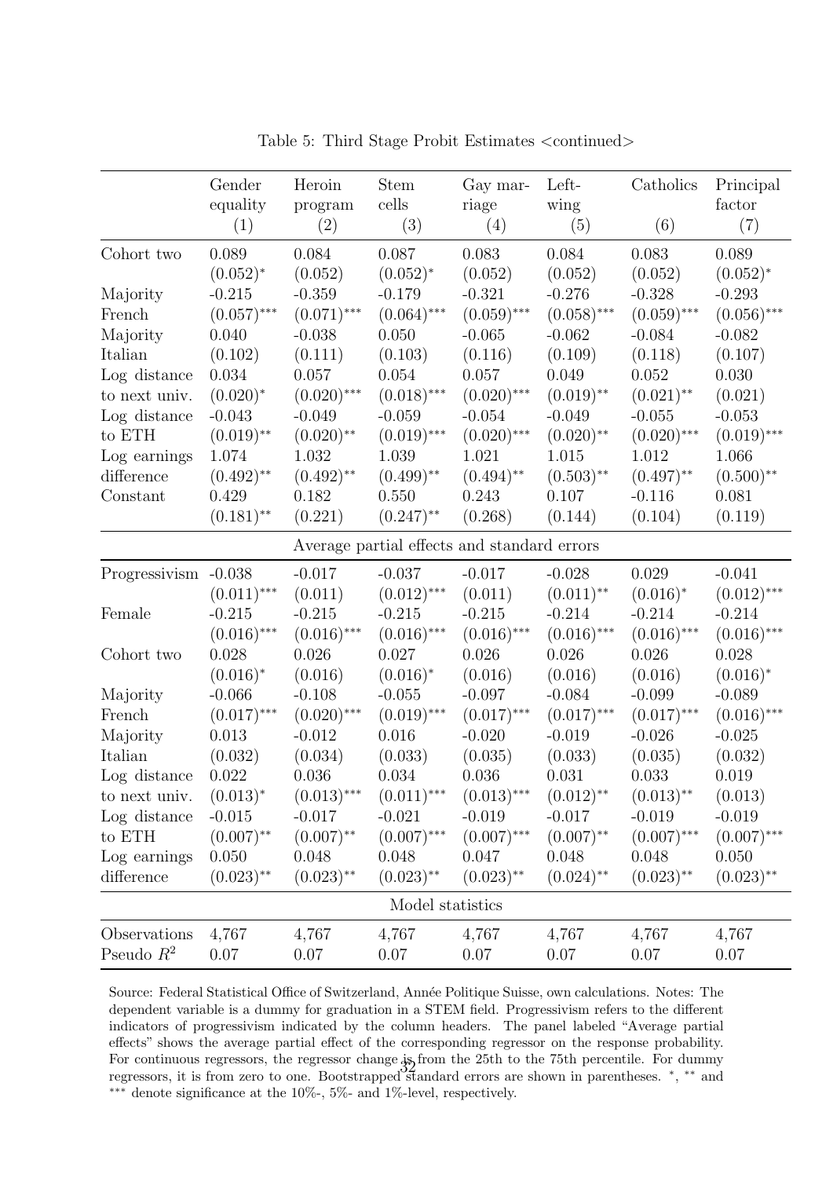Table 5: Third Stage Probit Estimates <continued>

| | Gender equality (1) | Heroin program (2) | Stem cells (3) | Gay marriage (4) | Left-wing (5) | Catholics (6) | Principal factor (7) |
|---|---|---|---|---|---|---|---|
| Cohort two | 0.089 | 0.084 | 0.087 | 0.083 | 0.084 | 0.083 | 0.089 |
| | $(0.052)^{*}$ | (0.052) | $(0.052)^{*}$ | (0.052) | (0.052) | (0.052) | $(0.052)^{*}$ |
| Majority French | -0.215 | -0.359 | -0.179 | -0.321 | -0.276 | -0.328 | -0.293 |
| | $(0.057)^{***}$ | $(0.071)^{***}$ | $(0.064)^{***}$ | $(0.059)^{***}$ | $(0.058)^{***}$ | $(0.059)^{***}$ | $(0.056)^{***}$ |
| Majority Italian | 0.040 | -0.038 | 0.050 | -0.065 | -0.062 | -0.084 | -0.082 |
| | (0.102) | (0.111) | (0.103) | (0.116) | (0.109) | (0.118) | (0.107) |
| Log distance to next univ. | 0.034 | 0.057 | 0.054 | 0.057 | 0.049 | 0.052 | 0.030 |
| | $(0.020)^{*}$ | $(0.020)^{***}$ | $(0.018)^{***}$ | $(0.020)^{***}$ | $(0.019)^{**}$ | $(0.021)^{**}$ | (0.021) |
| Log distance to ETH | -0.043 | -0.049 | -0.059 | -0.054 | -0.049 | -0.055 | -0.053 |
| | $(0.019)^{**}$ | $(0.020)^{**}$ | $(0.019)^{***}$ | $(0.020)^{***}$ | $(0.020)^{**}$ | $(0.020)^{***}$ | $(0.019)^{***}$ |
| Log earnings difference | 1.074 | 1.032 | 1.039 | 1.021 | 1.015 | 1.012 | 1.066 |
| | $(0.492)^{**}$ | $(0.492)^{**}$ | $(0.499)^{**}$ | $(0.494)^{**}$ | $(0.503)^{**}$ | $(0.497)^{**}$ | $(0.500)^{**}$ |
| Constant | 0.429 | 0.182 | 0.550 | 0.243 | 0.107 | -0.116 | 0.081 |
| | $(0.181)^{**}$ | (0.221) | $(0.247)^{**}$ | (0.268) | (0.144) | (0.104) | (0.119) |
| **Average partial effects and standard errors** | | | | | | | |
| Progressivism | -0.038 | -0.017 | -0.037 | -0.017 | -0.028 | 0.029 | -0.041 |
| | $(0.011)^{***}$ | (0.011) | $(0.012)^{***}$ | (0.011) | $(0.011)^{**}$ | $(0.016)^{*}$ | $(0.012)^{***}$ |
| Female | -0.215 | -0.215 | -0.215 | -0.215 | -0.214 | -0.214 | -0.214 |
| | $(0.016)^{***}$ | $(0.016)^{***}$ | $(0.016)^{***}$ | $(0.016)^{***}$ | $(0.016)^{***}$ | $(0.016)^{***}$ | $(0.016)^{***}$ |
| Cohort two | 0.028 | 0.026 | 0.027 | 0.026 | 0.026 | 0.026 | 0.028 |
| | $(0.016)^{*}$ | (0.016) | $(0.016)^{*}$ | (0.016) | (0.016) | (0.016) | $(0.016)^{*}$ |
| Majority French | -0.066 | -0.108 | -0.055 | -0.097 | -0.084 | -0.099 | -0.089 |
| | $(0.017)^{***}$ | $(0.020)^{***}$ | $(0.019)^{***}$ | $(0.017)^{***}$ | $(0.017)^{***}$ | $(0.017)^{***}$ | $(0.016)^{***}$ |
| Majority Italian | 0.013 | -0.012 | 0.016 | -0.020 | -0.019 | -0.026 | -0.025 |
| | (0.032) | (0.034) | (0.033) | (0.035) | (0.033) | (0.035) | (0.032) |
| Log distance to next univ. | 0.022 | 0.036 | 0.034 | 0.036 | 0.031 | 0.033 | 0.019 |
| | $(0.013)^{*}$ | $(0.013)^{***}$ | $(0.011)^{***}$ | $(0.013)^{***}$ | $(0.012)^{**}$ | $(0.013)^{**}$ | (0.013) |
| Log distance to ETH | -0.015 | -0.017 | -0.021 | -0.019 | -0.017 | -0.019 | -0.019 |
| | $(0.007)^{**}$ | $(0.007)^{**}$ | $(0.007)^{***}$ | $(0.007)^{***}$ | $(0.007)^{**}$ | $(0.007)^{***}$ | $(0.007)^{***}$ |
| Log earnings difference | 0.050 | 0.048 | 0.048 | 0.047 | 0.048 | 0.048 | 0.050 |
| | $(0.023)^{**}$ | $(0.023)^{**}$ | $(0.023)^{**}$ | $(0.023)^{**}$ | $(0.024)^{**}$ | $(0.023)^{**}$ | $(0.023)^{**}$ |
| **Model statistics** | | | | | | | |
| Observations | 4,767 | 4,767 | 4,767 | 4,767 | 4,767 | 4,767 | 4,767 |
| Pseudo $R^2$ | 0.07 | 0.07 | 0.07 | 0.07 | 0.07 | 0.07 | 0.07 |

Source: Federal Statistical Office of Switzerland, Année Politique Suisse, own calculations. Notes: The dependent variable is a dummy for graduation in a STEM field. Progressivism refers to the different indicators of progressivism indicated by the column headers. The panel labeled "Average partial effects" shows the average partial effect of the corresponding regressor on the response probability. For continuous regressors, the regressor change is from the 25th to the 75th percentile. For dummy regressors, it is from zero to one. Bootstrapped standard errors are shown in parentheses. $^{*}$, $^{**}$ and $^{***}$ denote significance at the 10%-, 5%- and 1%-level, respectively.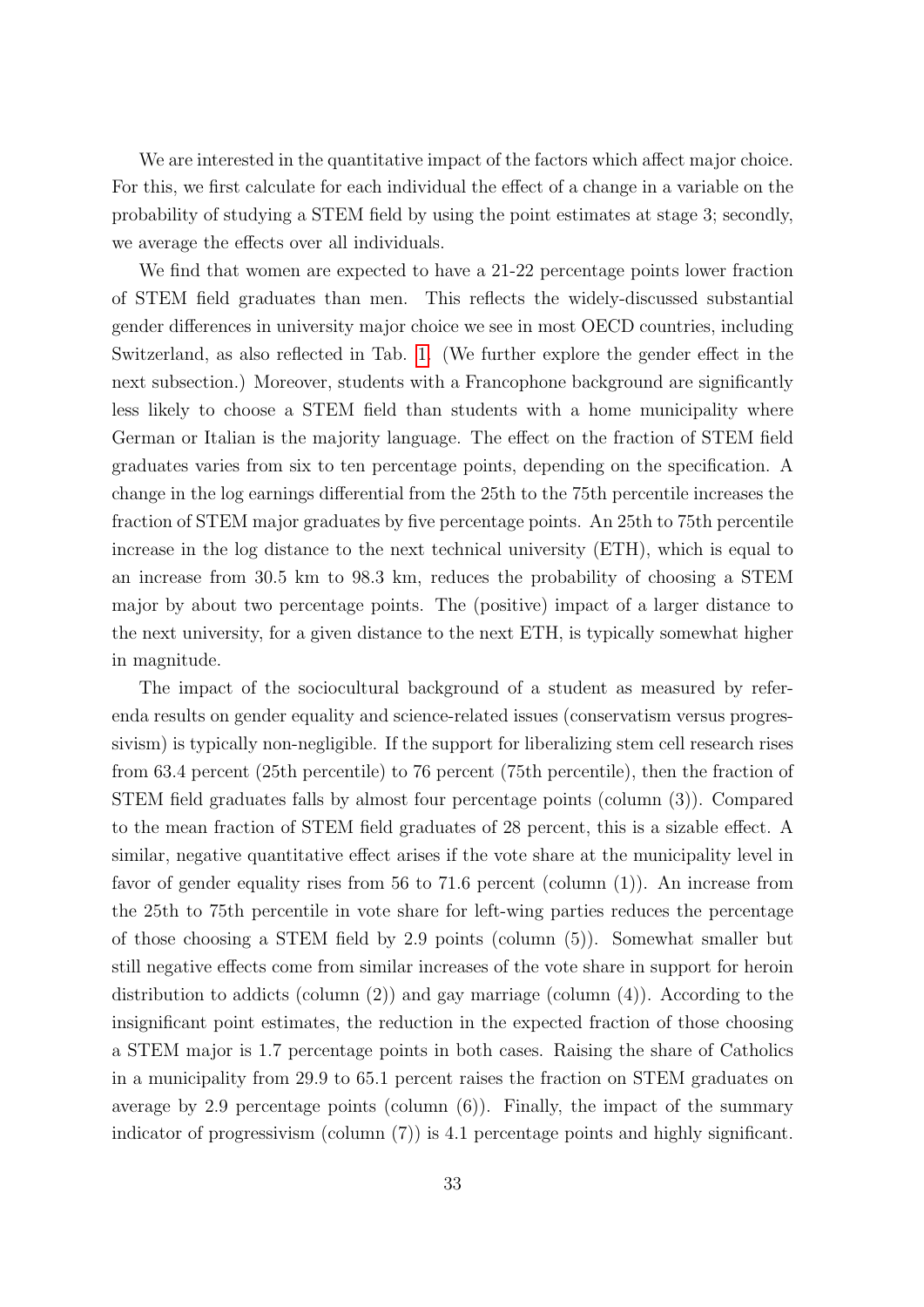We are interested in the quantitative impact of the factors which affect major choice. For this, we first calculate for each individual the effect of a change in a variable on the probability of studying a STEM field by using the point estimates at stage 3; secondly, we average the effects over all individuals.

We find that women are expected to have a 21-22 percentage points lower fraction of STEM field graduates than men. This reflects the widely-discussed substantial gender differences in university major choice we see in most OECD countries, including Switzerland, as also reflected in Tab. 1. (We further explore the gender effect in the next subsection.) Moreover, students with a Francophone background are significantly less likely to choose a STEM field than students with a home municipality where German or Italian is the majority language. The effect on the fraction of STEM field graduates varies from six to ten percentage points, depending on the specification. A change in the log earnings differential from the 25th to the 75th percentile increases the fraction of STEM major graduates by five percentage points. An 25th to 75th percentile increase in the log distance to the next technical university (ETH), which is equal to an increase from 30.5 km to 98.3 km, reduces the probability of choosing a STEM major by about two percentage points. The (positive) impact of a larger distance to the next university, for a given distance to the next ETH, is typically somewhat higher in magnitude.

The impact of the sociocultural background of a student as measured by referenda results on gender equality and science-related issues (conservatism versus progressivism) is typically non-negligible. If the support for liberalizing stem cell research rises from 63.4 percent (25th percentile) to 76 percent (75th percentile), then the fraction of STEM field graduates falls by almost four percentage points (column (3)). Compared to the mean fraction of STEM field graduates of 28 percent, this is a sizable effect. A similar, negative quantitative effect arises if the vote share at the municipality level in favor of gender equality rises from 56 to 71.6 percent (column (1)). An increase from the 25th to 75th percentile in vote share for left-wing parties reduces the percentage of those choosing a STEM field by 2.9 points (column (5)). Somewhat smaller but still negative effects come from similar increases of the vote share in support for heroin distribution to addicts (column (2)) and gay marriage (column (4)). According to the insignificant point estimates, the reduction in the expected fraction of those choosing a STEM major is 1.7 percentage points in both cases. Raising the share of Catholics in a municipality from 29.9 to 65.1 percent raises the fraction on STEM graduates on average by 2.9 percentage points (column (6)). Finally, the impact of the summary indicator of progressivism (column (7)) is 4.1 percentage points and highly significant.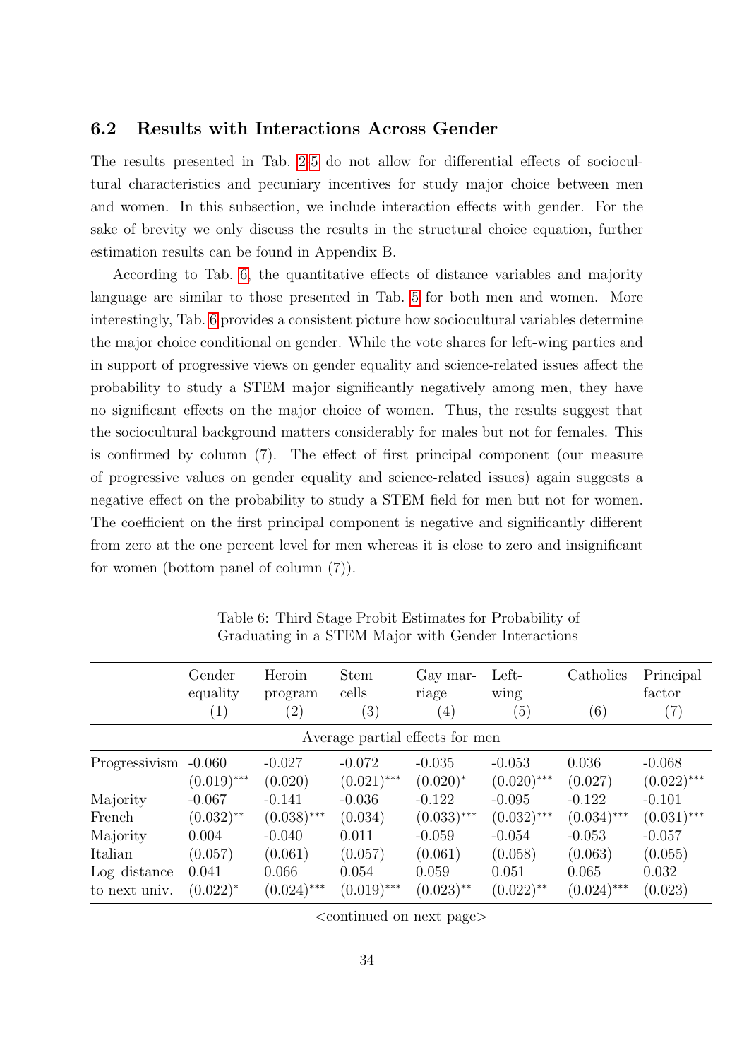## 6.2 Results with Interactions Across Gender

The results presented in Tab. 2-5 do not allow for differential effects of sociocultural characteristics and pecuniary incentives for study major choice between men and women. In this subsection, we include interaction effects with gender. For the sake of brevity we only discuss the results in the structural choice equation, further estimation results can be found in Appendix B.

According to Tab. 6, the quantitative effects of distance variables and majority language are similar to those presented in Tab. 5 for both men and women. More interestingly, Tab. 6 provides a consistent picture how sociocultural variables determine the major choice conditional on gender. While the vote shares for left-wing parties and in support of progressive views on gender equality and science-related issues affect the probability to study a STEM major significantly negatively among men, they have no significant effects on the major choice of women. Thus, the results suggest that the sociocultural background matters considerably for males but not for females. This is confirmed by column (7). The effect of first principal component (our measure of progressive values on gender equality and science-related issues) again suggests a negative effect on the probability to study a STEM field for men but not for women. The coefficient on the first principal component is negative and significantly different from zero at the one percent level for men whereas it is close to zero and insignificant for women (bottom panel of column (7)).

Table 6: Third Stage Probit Estimates for Probability of Graduating in a STEM Major with Gender Interactions

| | Gender equality (1) | Heroin program (2) | Stem cells (3) | Gay marriage (4) | Left-wing (5) | Catholics (6) | Principal factor (7) |
|---|---|---|---|---|---|---|---|
| | Average partial effects for men | | | | | | |
| Progressivism | -0.060 | -0.027 | -0.072 | -0.035 | -0.053 | 0.036 | -0.068 |
| | (0.019)*** | (0.020) | (0.021)*** | (0.020)* | (0.020)*** | (0.027) | (0.022)*** |
| Majority French | -0.067 | -0.141 | -0.036 | -0.122 | -0.095 | -0.122 | -0.101 |
| | (0.032)** | (0.038)*** | (0.034) | (0.033)*** | (0.032)*** | (0.034)*** | (0.031)*** |
| Majority Italian | 0.004 | -0.040 | 0.011 | -0.059 | -0.054 | -0.053 | -0.057 |
| | (0.057) | (0.061) | (0.057) | (0.061) | (0.058) | (0.063) | (0.055) |
| Log distance to next univ. | 0.041 | 0.066 | 0.054 | 0.059 | 0.051 | 0.065 | 0.032 |
| | (0.022)* | (0.024)*** | (0.019)*** | (0.023)** | (0.022)** | (0.024)*** | (0.023) |

<continued on next page>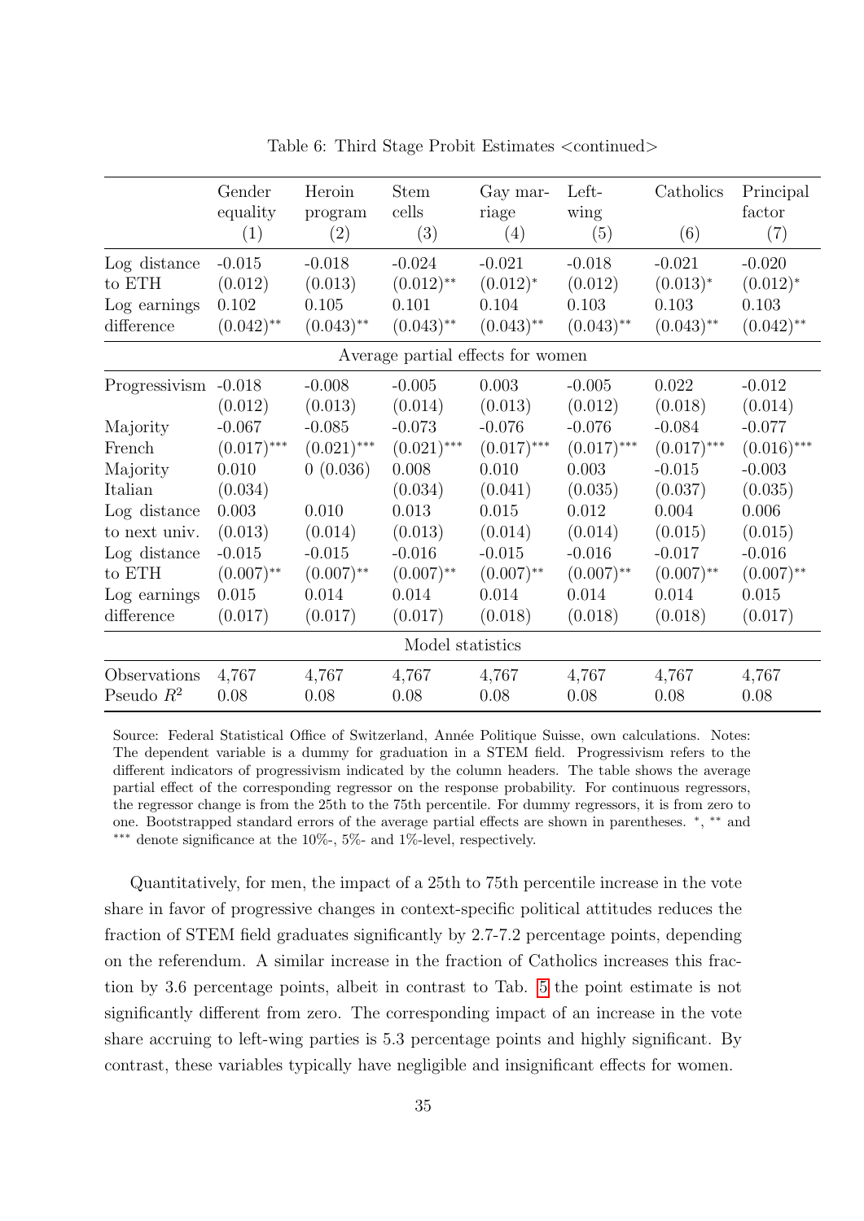Table 6: Third Stage Probit Estimates <continued>

| | Gender equality (1) | Heroin program (2) | Stem cells (3) | Gay marriage (4) | Left-wing (5) | Catholics (6) | Principal factor (7) |
|---|---|---|---|---|---|---|---|
| Log distance to ETH | -0.015 (0.012) | -0.018 (0.013) | -0.024 (0.012)** | -0.021 (0.012)* | -0.018 (0.012) | -0.021 (0.013)* | -0.020 (0.012)* |
| Log earnings difference | 0.102 (0.042)** | 0.105 (0.043)** | 0.101 (0.043)** | 0.104 (0.043)** | 0.103 (0.043)** | 0.103 (0.043)** | 0.103 (0.042)** |
| **Average partial effects for women** | | | | | | | |
| Progressivism | -0.018 (0.012) | -0.008 (0.013) | -0.005 (0.014) | 0.003 (0.013) | -0.005 (0.012) | 0.022 (0.018) | -0.012 (0.014) |
| Majority French | -0.067 (0.017)*** | -0.085 (0.021)*** | -0.073 (0.021)*** | -0.076 (0.017)*** | -0.076 (0.017)*** | -0.084 (0.017)*** | -0.077 (0.016)*** |
| Majority Italian | 0.010 (0.034) | 0 (0.036) | 0.008 (0.034) | 0.010 (0.041) | 0.003 (0.035) | -0.015 (0.037) | -0.003 (0.035) |
| Log distance to next univ. | 0.003 (0.013) | 0.010 (0.014) | 0.013 (0.013) | 0.015 (0.014) | 0.012 (0.014) | 0.004 (0.015) | 0.006 (0.015) |
| Log distance to ETH | -0.015 (0.007)** | -0.015 (0.007)** | -0.016 (0.007)** | -0.015 (0.007)** | -0.016 (0.007)** | -0.017 (0.007)** | -0.016 (0.007)** |
| Log earnings difference | 0.015 (0.017) | 0.014 (0.017) | 0.014 (0.017) | 0.014 (0.018) | 0.014 (0.018) | 0.014 (0.018) | 0.015 (0.017) |
| **Model statistics** | | | | | | | |
| Observations | 4,767 | 4,767 | 4,767 | 4,767 | 4,767 | 4,767 | 4,767 |
| Pseudo $R^2$ | 0.08 | 0.08 | 0.08 | 0.08 | 0.08 | 0.08 | 0.08 |

Source: Federal Statistical Office of Switzerland, Année Politique Suisse, own calculations. Notes: The dependent variable is a dummy for graduation in a STEM field. Progressivism refers to the different indicators of progressivism indicated by the column headers. The table shows the average partial effect of the corresponding regressor on the response probability. For continuous regressors, the regressor change is from the 25th to the 75th percentile. For dummy regressors, it is from zero to one. Bootstrapped standard errors of the average partial effects are shown in parentheses. *, ** and *** denote significance at the 10%-, 5%- and 1%-level, respectively.

Quantitatively, for men, the impact of a 25th to 75th percentile increase in the vote share in favor of progressive changes in context-specific political attitudes reduces the fraction of STEM field graduates significantly by 2.7-7.2 percentage points, depending on the referendum. A similar increase in the fraction of Catholics increases this fraction by 3.6 percentage points, albeit in contrast to Tab. 5 the point estimate is not significantly different from zero. The corresponding impact of an increase in the vote share accruing to left-wing parties is 5.3 percentage points and highly significant. By contrast, these variables typically have negligible and insignificant effects for women.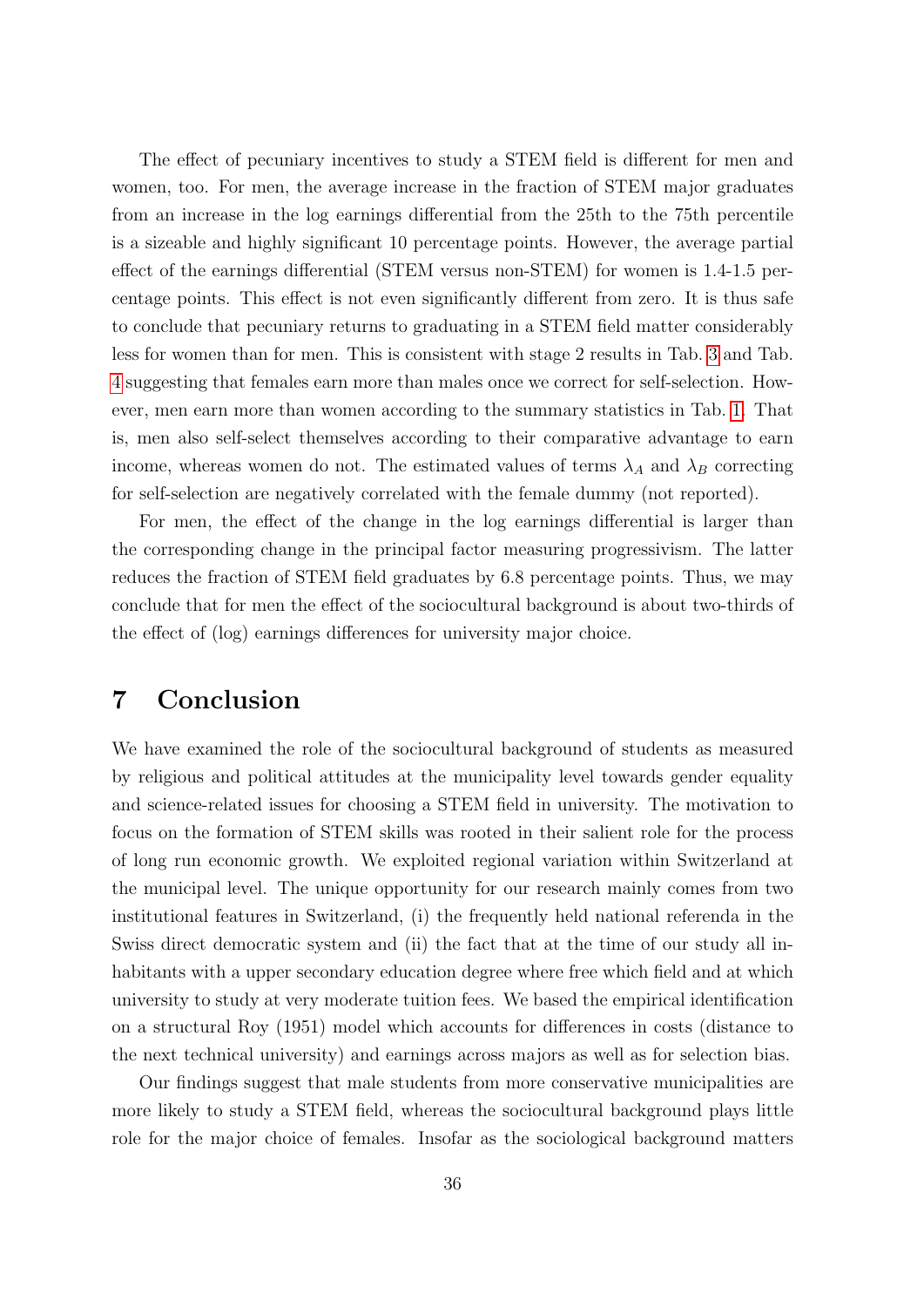The effect of pecuniary incentives to study a STEM field is different for men and women, too. For men, the average increase in the fraction of STEM major graduates from an increase in the log earnings differential from the 25th to the 75th percentile is a sizeable and highly significant 10 percentage points. However, the average partial effect of the earnings differential (STEM versus non-STEM) for women is 1.4-1.5 percentage points. This effect is not even significantly different from zero. It is thus safe to conclude that pecuniary returns to graduating in a STEM field matter considerably less for women than for men. This is consistent with stage 2 results in Tab. 3 and Tab. 4 suggesting that females earn more than males once we correct for self-selection. However, men earn more than women according to the summary statistics in Tab. 1. That is, men also self-select themselves according to their comparative advantage to earn income, whereas women do not. The estimated values of terms $\lambda_A$ and $\lambda_B$ correcting for self-selection are negatively correlated with the female dummy (not reported).

For men, the effect of the change in the log earnings differential is larger than the corresponding change in the principal factor measuring progressivism. The latter reduces the fraction of STEM field graduates by 6.8 percentage points. Thus, we may conclude that for men the effect of the sociocultural background is about two-thirds of the effect of (log) earnings differences for university major choice.

# 7 Conclusion

We have examined the role of the sociocultural background of students as measured by religious and political attitudes at the municipality level towards gender equality and science-related issues for choosing a STEM field in university. The motivation to focus on the formation of STEM skills was rooted in their salient role for the process of long run economic growth. We exploited regional variation within Switzerland at the municipal level. The unique opportunity for our research mainly comes from two institutional features in Switzerland, (i) the frequently held national referenda in the Swiss direct democratic system and (ii) the fact that at the time of our study all inhabitants with a upper secondary education degree where free which field and at which university to study at very moderate tuition fees. We based the empirical identification on a structural Roy (1951) model which accounts for differences in costs (distance to the next technical university) and earnings across majors as well as for selection bias.

Our findings suggest that male students from more conservative municipalities are more likely to study a STEM field, whereas the sociocultural background plays little role for the major choice of females. Insofar as the sociological background matters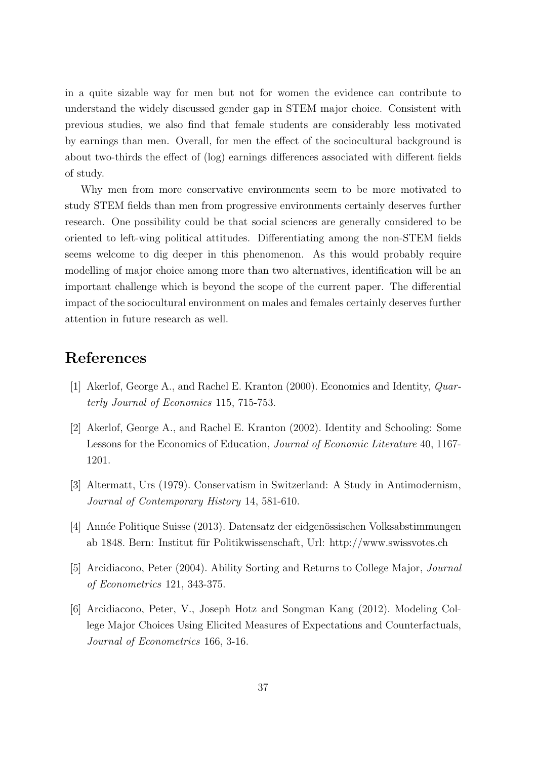in a quite sizable way for men but not for women the evidence can contribute to understand the widely discussed gender gap in STEM major choice. Consistent with previous studies, we also find that female students are considerably less motivated by earnings than men. Overall, for men the effect of the sociocultural background is about two-thirds the effect of (log) earnings differences associated with different fields of study.

Why men from more conservative environments seem to be more motivated to study STEM fields than men from progressive environments certainly deserves further research. One possibility could be that social sciences are generally considered to be oriented to left-wing political attitudes. Differentiating among the non-STEM fields seems welcome to dig deeper in this phenomenon. As this would probably require modelling of major choice among more than two alternatives, identification will be an important challenge which is beyond the scope of the current paper. The differential impact of the sociocultural environment on males and females certainly deserves further attention in future research as well.

# References

[1] Akerlof, George A., and Rachel E. Kranton (2000). Economics and Identity, *Quarterly Journal of Economics* 115, 715-753.

[2] Akerlof, George A., and Rachel E. Kranton (2002). Identity and Schooling: Some Lessons for the Economics of Education, *Journal of Economic Literature* 40, 1167-1201.

[3] Altermatt, Urs (1979). Conservatism in Switzerland: A Study in Antimodernism, *Journal of Contemporary History* 14, 581-610.

[4] Année Politique Suisse (2013). Datensatz der eidgenössischen Volksabstimmungen ab 1848. Bern: Institut für Politikwissenschaft, Url: http://www.swissvotes.ch

[5] Arcidiacono, Peter (2004). Ability Sorting and Returns to College Major, *Journal of Econometrics* 121, 343-375.

[6] Arcidiacono, Peter, V., Joseph Hotz and Songman Kang (2012). Modeling College Major Choices Using Elicited Measures of Expectations and Counterfactuals, *Journal of Econometrics* 166, 3-16.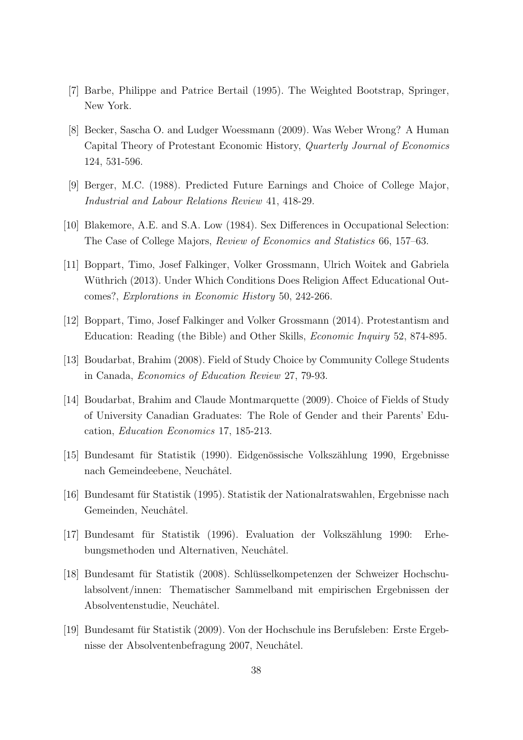[7] Barbe, Philippe and Patrice Bertail (1995). The Weighted Bootstrap, Springer, New York.

[8] Becker, Sascha O. and Ludger Woessmann (2009). Was Weber Wrong? A Human Capital Theory of Protestant Economic History, *Quarterly Journal of Economics* 124, 531-596.

[9] Berger, M.C. (1988). Predicted Future Earnings and Choice of College Major, *Industrial and Labour Relations Review* 41, 418-29.

[10] Blakemore, A.E. and S.A. Low (1984). Sex Differences in Occupational Selection: The Case of College Majors, *Review of Economics and Statistics* 66, 157–63.

[11] Boppart, Timo, Josef Falkinger, Volker Grossmann, Ulrich Woitek and Gabriela Wüthrich (2013). Under Which Conditions Does Religion Affect Educational Outcomes?, *Explorations in Economic History* 50, 242-266.

[12] Boppart, Timo, Josef Falkinger and Volker Grossmann (2014). Protestantism and Education: Reading (the Bible) and Other Skills, *Economic Inquiry* 52, 874-895.

[13] Boudarbat, Brahim (2008). Field of Study Choice by Community College Students in Canada, *Economics of Education Review* 27, 79-93.

[14] Boudarbat, Brahim and Claude Montmarquette (2009). Choice of Fields of Study of University Canadian Graduates: The Role of Gender and their Parents' Education, *Education Economics* 17, 185-213.

[15] Bundesamt für Statistik (1990). Eidgenössische Volkszählung 1990, Ergebnisse nach Gemeindeebene, Neuchâtel.

[16] Bundesamt für Statistik (1995). Statistik der Nationalratswahlen, Ergebnisse nach Gemeinden, Neuchâtel.

[17] Bundesamt für Statistik (1996). Evaluation der Volkszählung 1990: Erhebungsmethoden und Alternativen, Neuchâtel.

[18] Bundesamt für Statistik (2008). Schlüsselkompetenzen der Schweizer Hochschulabsolvent/innen: Thematischer Sammelband mit empirischen Ergebnissen der Absolventenstudie, Neuchâtel.

[19] Bundesamt für Statistik (2009). Von der Hochschule ins Berufsleben: Erste Ergebnisse der Absolventenbefragung 2007, Neuchâtel.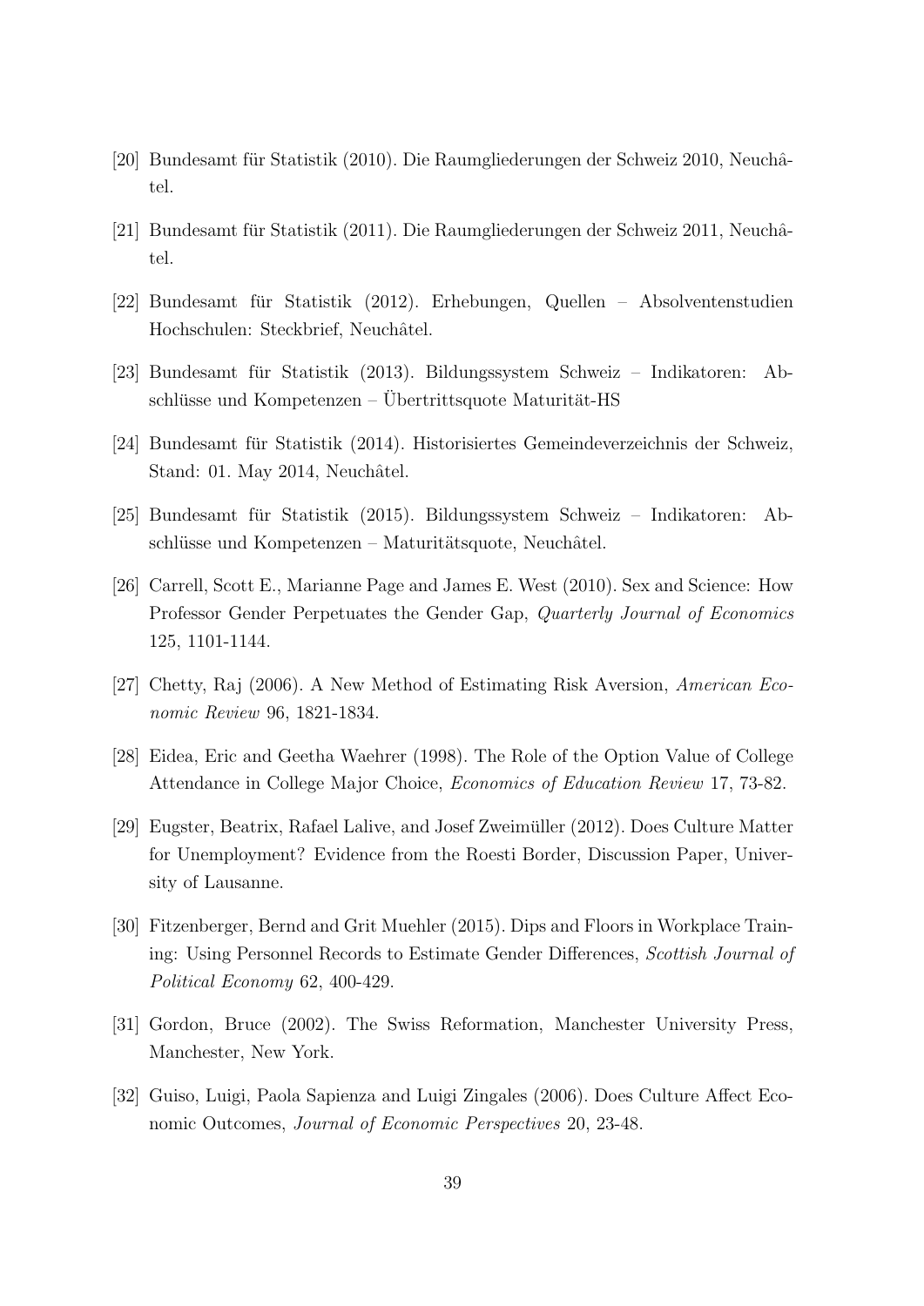[20] Bundesamt für Statistik (2010). Die Raumgliederungen der Schweiz 2010, Neuchâtel.

[21] Bundesamt für Statistik (2011). Die Raumgliederungen der Schweiz 2011, Neuchâtel.

[22] Bundesamt für Statistik (2012). Erhebungen, Quellen – Absolventenstudien Hochschulen: Steckbrief, Neuchâtel.

[23] Bundesamt für Statistik (2013). Bildungssystem Schweiz – Indikatoren: Abschlüsse und Kompetenzen – Übertrittsquote Maturität-HS

[24] Bundesamt für Statistik (2014). Historisiertes Gemeindeverzeichnis der Schweiz, Stand: 01. May 2014, Neuchâtel.

[25] Bundesamt für Statistik (2015). Bildungssystem Schweiz – Indikatoren: Abschlüsse und Kompetenzen – Maturitätsquote, Neuchâtel.

[26] Carrell, Scott E., Marianne Page and James E. West (2010). Sex and Science: How Professor Gender Perpetuates the Gender Gap, *Quarterly Journal of Economics* 125, 1101-1144.

[27] Chetty, Raj (2006). A New Method of Estimating Risk Aversion, *American Economic Review* 96, 1821-1834.

[28] Eidea, Eric and Geetha Waehrer (1998). The Role of the Option Value of College Attendance in College Major Choice, *Economics of Education Review* 17, 73-82.

[29] Eugster, Beatrix, Rafael Lalive, and Josef Zweimüller (2012). Does Culture Matter for Unemployment? Evidence from the Roesti Border, Discussion Paper, University of Lausanne.

[30] Fitzenberger, Bernd and Grit Muehler (2015). Dips and Floors in Workplace Training: Using Personnel Records to Estimate Gender Differences, *Scottish Journal of Political Economy* 62, 400-429.

[31] Gordon, Bruce (2002). The Swiss Reformation, Manchester University Press, Manchester, New York.

[32] Guiso, Luigi, Paola Sapienza and Luigi Zingales (2006). Does Culture Affect Economic Outcomes, *Journal of Economic Perspectives* 20, 23-48.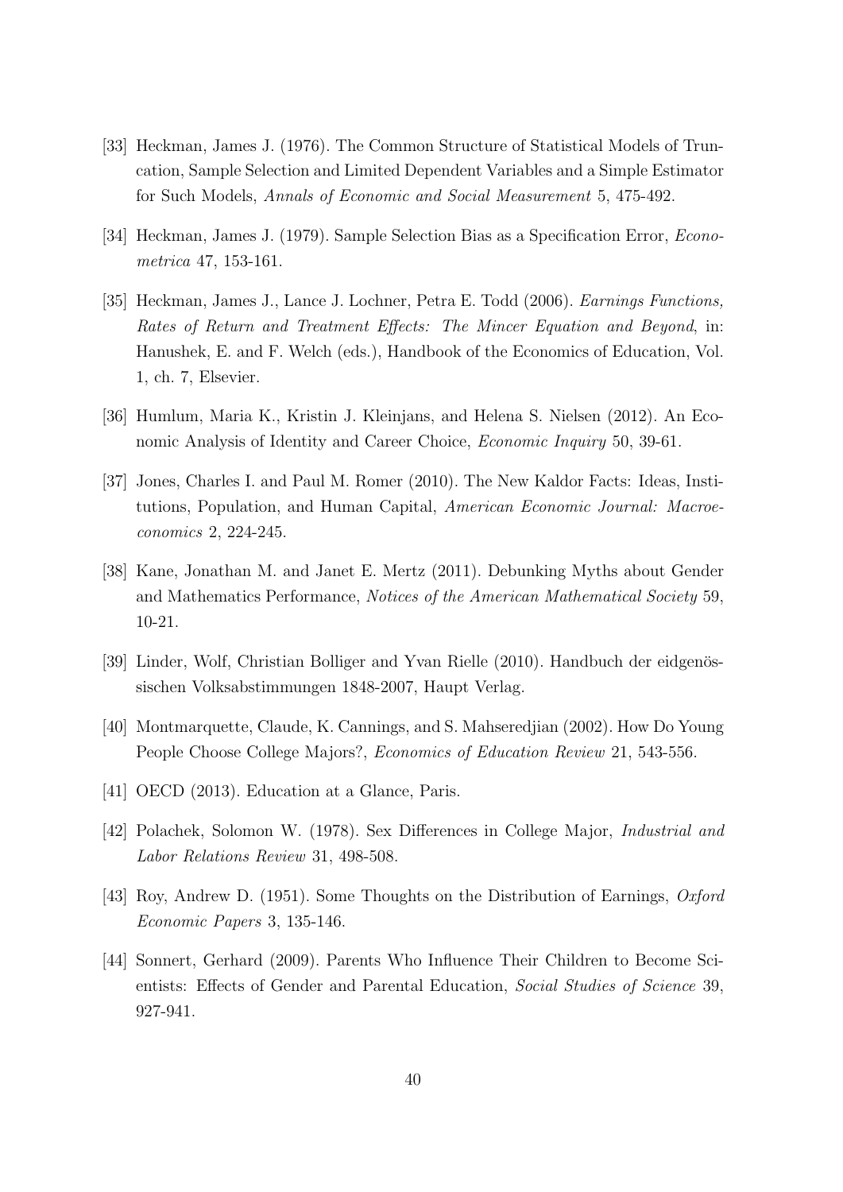[33] Heckman, James J. (1976). The Common Structure of Statistical Models of Truncation, Sample Selection and Limited Dependent Variables and a Simple Estimator for Such Models, *Annals of Economic and Social Measurement* 5, 475-492.

[34] Heckman, James J. (1979). Sample Selection Bias as a Specification Error, *Econometrica* 47, 153-161.

[35] Heckman, James J., Lance J. Lochner, Petra E. Todd (2006). *Earnings Functions, Rates of Return and Treatment Effects: The Mincer Equation and Beyond*, in: Hanushek, E. and F. Welch (eds.), Handbook of the Economics of Education, Vol. 1, ch. 7, Elsevier.

[36] Humlum, Maria K., Kristin J. Kleinjans, and Helena S. Nielsen (2012). An Economic Analysis of Identity and Career Choice, *Economic Inquiry* 50, 39-61.

[37] Jones, Charles I. and Paul M. Romer (2010). The New Kaldor Facts: Ideas, Institutions, Population, and Human Capital, *American Economic Journal: Macroeconomics* 2, 224-245.

[38] Kane, Jonathan M. and Janet E. Mertz (2011). Debunking Myths about Gender and Mathematics Performance, *Notices of the American Mathematical Society* 59, 10-21.

[39] Linder, Wolf, Christian Bolliger and Yvan Rielle (2010). Handbuch der eidgenössischen Volksabstimmungen 1848-2007, Haupt Verlag.

[40] Montmarquette, Claude, K. Cannings, and S. Mahseredjian (2002). How Do Young People Choose College Majors?, *Economics of Education Review* 21, 543-556.

[41] OECD (2013). Education at a Glance, Paris.

[42] Polachek, Solomon W. (1978). Sex Differences in College Major, *Industrial and Labor Relations Review* 31, 498-508.

[43] Roy, Andrew D. (1951). Some Thoughts on the Distribution of Earnings, *Oxford Economic Papers* 3, 135-146.

[44] Sonnert, Gerhard (2009). Parents Who Influence Their Children to Become Scientists: Effects of Gender and Parental Education, *Social Studies of Science* 39, 927-941.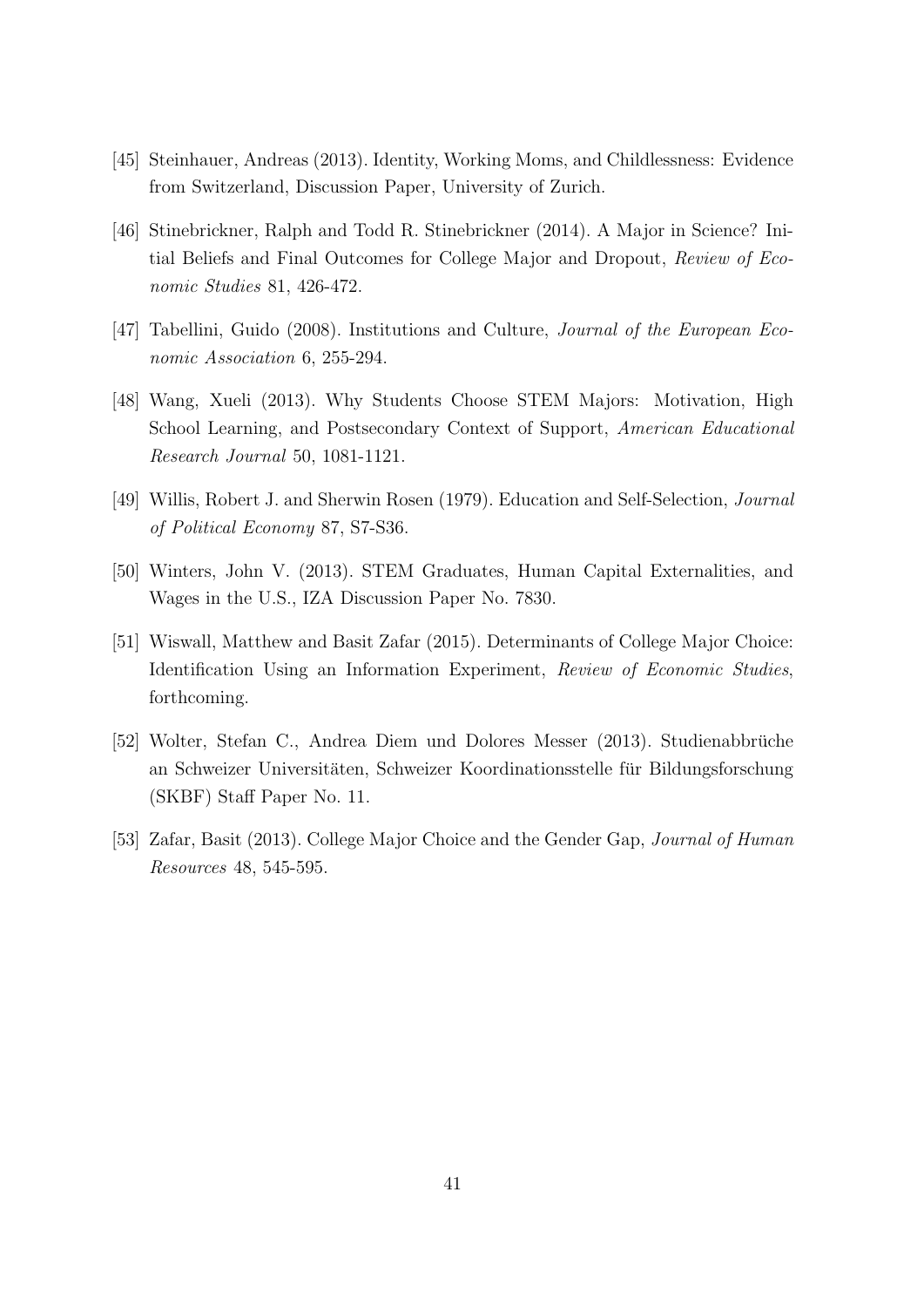[45] Steinhauer, Andreas (2013). Identity, Working Moms, and Childlessness: Evidence from Switzerland, Discussion Paper, University of Zurich.

[46] Stinebrickner, Ralph and Todd R. Stinebrickner (2014). A Major in Science? Initial Beliefs and Final Outcomes for College Major and Dropout, *Review of Economic Studies* 81, 426-472.

[47] Tabellini, Guido (2008). Institutions and Culture, *Journal of the European Economic Association* 6, 255-294.

[48] Wang, Xueli (2013). Why Students Choose STEM Majors: Motivation, High School Learning, and Postsecondary Context of Support, *American Educational Research Journal* 50, 1081-1121.

[49] Willis, Robert J. and Sherwin Rosen (1979). Education and Self-Selection, *Journal of Political Economy* 87, S7-S36.

[50] Winters, John V. (2013). STEM Graduates, Human Capital Externalities, and Wages in the U.S., IZA Discussion Paper No. 7830.

[51] Wiswall, Matthew and Basit Zafar (2015). Determinants of College Major Choice: Identification Using an Information Experiment, *Review of Economic Studies*, forthcoming.

[52] Wolter, Stefan C., Andrea Diem und Dolores Messer (2013). Studienabbrüche an Schweizer Universitäten, Schweizer Koordinationsstelle für Bildungsforschung (SKBF) Staff Paper No. 11.

[53] Zafar, Basit (2013). College Major Choice and the Gender Gap, *Journal of Human Resources* 48, 545-595.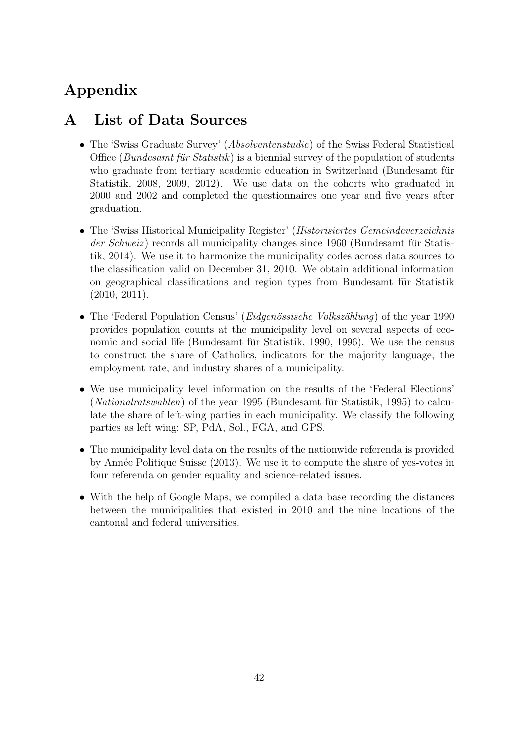# Appendix

## A List of Data Sources

- The 'Swiss Graduate Survey' (*Absolventenstudie*) of the Swiss Federal Statistical Office (*Bundesamt für Statistik*) is a biennial survey of the population of students who graduate from tertiary academic education in Switzerland (Bundesamt für Statistik, 2008, 2009, 2012). We use data on the cohorts who graduated in 2000 and 2002 and completed the questionnaires one year and five years after graduation.
- The 'Swiss Historical Municipality Register' (*Historisiertes Gemeindeverzeichnis der Schweiz*) records all municipality changes since 1960 (Bundesamt für Statistik, 2014). We use it to harmonize the municipality codes across data sources to the classification valid on December 31, 2010. We obtain additional information on geographical classifications and region types from Bundesamt für Statistik (2010, 2011).
- The 'Federal Population Census' (*Eidgenössische Volkszählung*) of the year 1990 provides population counts at the municipality level on several aspects of economic and social life (Bundesamt für Statistik, 1990, 1996). We use the census to construct the share of Catholics, indicators for the majority language, the employment rate, and industry shares of a municipality.
- We use municipality level information on the results of the 'Federal Elections' (*Nationalratswahlen*) of the year 1995 (Bundesamt für Statistik, 1995) to calculate the share of left-wing parties in each municipality. We classify the following parties as left wing: SP, PdA, Sol., FGA, and GPS.
- The municipality level data on the results of the nationwide referenda is provided by Année Politique Suisse (2013). We use it to compute the share of yes-votes in four referenda on gender equality and science-related issues.
- With the help of Google Maps, we compiled a data base recording the distances between the municipalities that existed in 2010 and the nine locations of the cantonal and federal universities.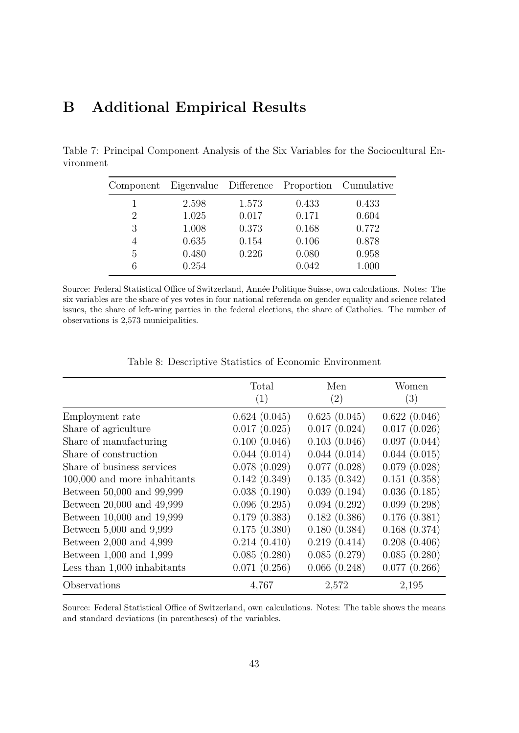# B Additional Empirical Results

Table 7: Principal Component Analysis of the Six Variables for the Sociocultural Environment

| Component | Eigenvalue | Difference | Proportion | Cumulative |
|---|---|---|---|---|
| 1 | 2.598 | 1.573 | 0.433 | 0.433 |
| 2 | 1.025 | 0.017 | 0.171 | 0.604 |
| 3 | 1.008 | 0.373 | 0.168 | 0.772 |
| 4 | 0.635 | 0.154 | 0.106 | 0.878 |
| 5 | 0.480 | 0.226 | 0.080 | 0.958 |
| 6 | 0.254 | | 0.042 | 1.000 |

Source: Federal Statistical Office of Switzerland, Année Politique Suisse, own calculations. Notes: The six variables are the share of yes votes in four national referenda on gender equality and science related issues, the share of left-wing parties in the federal elections, the share of Catholics. The number of observations is 2,573 municipalities.

Table 8: Descriptive Statistics of Economic Environment

| | Total (1) | Men (2) | Women (3) |
|---|---|---|---|
| Employment rate | 0.624 (0.045) | 0.625 (0.045) | 0.622 (0.046) |
| Share of agriculture | 0.017 (0.025) | 0.017 (0.024) | 0.017 (0.026) |
| Share of manufacturing | 0.100 (0.046) | 0.103 (0.046) | 0.097 (0.044) |
| Share of construction | 0.044 (0.014) | 0.044 (0.014) | 0.044 (0.015) |
| Share of business services | 0.078 (0.029) | 0.077 (0.028) | 0.079 (0.028) |
| 100,000 and more inhabitants | 0.142 (0.349) | 0.135 (0.342) | 0.151 (0.358) |
| Between 50,000 and 99,999 | 0.038 (0.190) | 0.039 (0.194) | 0.036 (0.185) |
| Between 20,000 and 49,999 | 0.096 (0.295) | 0.094 (0.292) | 0.099 (0.298) |
| Between 10,000 and 19,999 | 0.179 (0.383) | 0.182 (0.386) | 0.176 (0.381) |
| Between 5,000 and 9,999 | 0.175 (0.380) | 0.180 (0.384) | 0.168 (0.374) |
| Between 2,000 and 4,999 | 0.214 (0.410) | 0.219 (0.414) | 0.208 (0.406) |
| Between 1,000 and 1,999 | 0.085 (0.280) | 0.085 (0.279) | 0.085 (0.280) |
| Less than 1,000 inhabitants | 0.071 (0.256) | 0.066 (0.248) | 0.077 (0.266) |
| Observations | 4,767 | 2,572 | 2,195 |

Source: Federal Statistical Office of Switzerland, own calculations. Notes: The table shows the means and standard deviations (in parentheses) of the variables.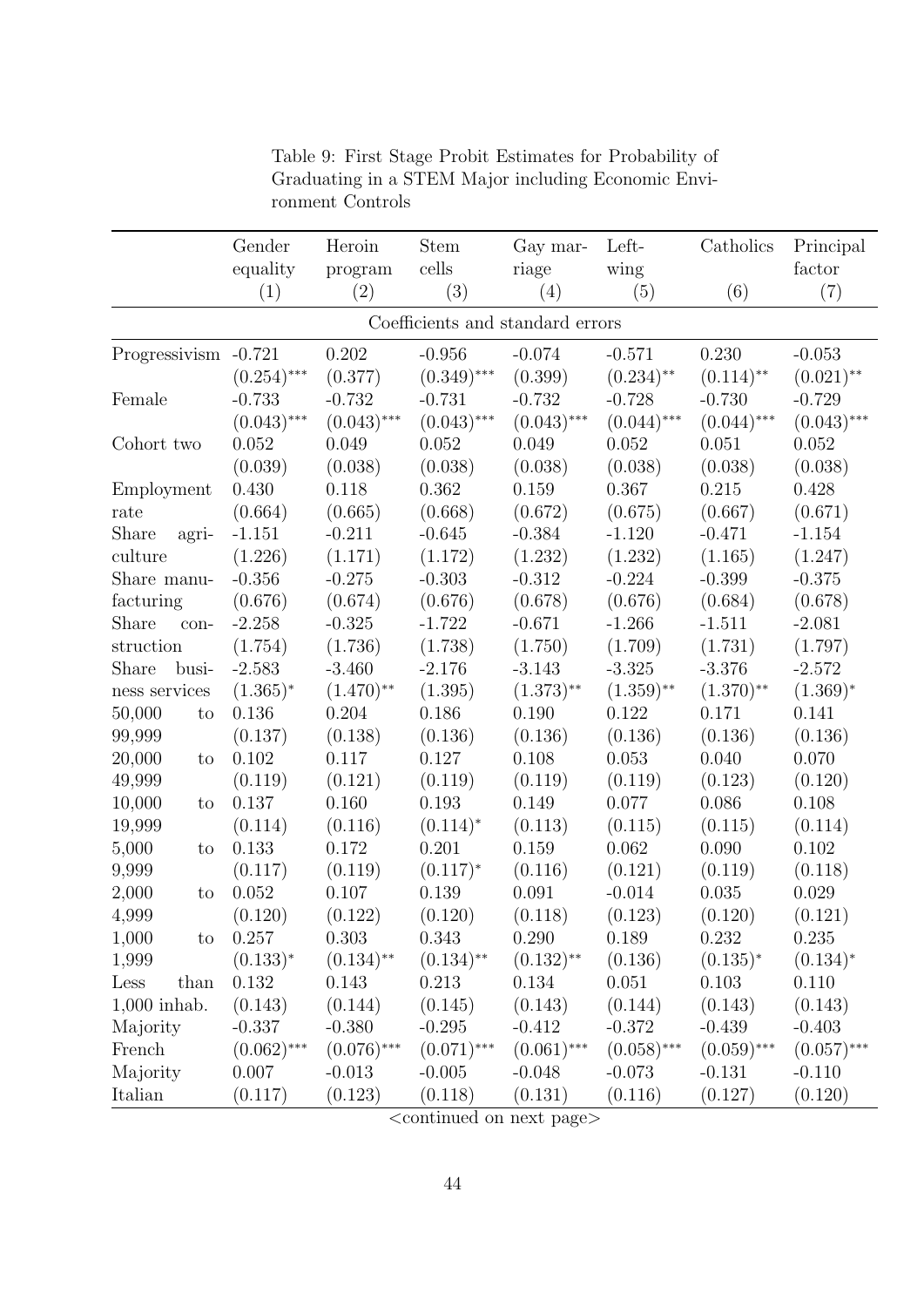Table 9: First Stage Probit Estimates for Probability of Graduating in a STEM Major including Economic Environment Controls

| | Gender equality (1) | Heroin program (2) | Stem cells (3) | Gay marriage (4) | Left-wing (5) | Catholics (6) | Principal factor (7) |
|---|---|---|---|---|---|---|---|
| | | | Coefficients and standard errors | | | | |
| Progressivism | -0.721 | 0.202 | -0.956 | -0.074 | -0.571 | 0.230 | -0.053 |
| | $(0.254)^{***}$ | (0.377) | $(0.349)^{***}$ | (0.399) | $(0.234)^{**}$ | $(0.114)^{**}$ | $(0.021)^{**}$ |
| Female | -0.733 | -0.732 | -0.731 | -0.732 | -0.728 | -0.730 | -0.729 |
| | $(0.043)^{***}$ | $(0.043)^{***}$ | $(0.043)^{***}$ | $(0.043)^{***}$ | $(0.044)^{***}$ | $(0.044)^{***}$ | $(0.043)^{***}$ |
| Cohort two | 0.052 | 0.049 | 0.052 | 0.049 | 0.052 | 0.051 | 0.052 |
| | (0.039) | (0.038) | (0.038) | (0.038) | (0.038) | (0.038) | (0.038) |
| Employment rate | 0.430 | 0.118 | 0.362 | 0.159 | 0.367 | 0.215 | 0.428 |
| | (0.664) | (0.665) | (0.668) | (0.672) | (0.675) | (0.667) | (0.671) |
| Share agriculture | -1.151 | -0.211 | -0.645 | -0.384 | -1.120 | -0.471 | -1.154 |
| | (1.226) | (1.171) | (1.172) | (1.232) | (1.232) | (1.165) | (1.247) |
| Share manufacturing | -0.356 | -0.275 | -0.303 | -0.312 | -0.224 | -0.399 | -0.375 |
| | (0.676) | (0.674) | (0.676) | (0.678) | (0.676) | (0.684) | (0.678) |
| Share construction | -2.258 | -0.325 | -1.722 | -0.671 | -1.266 | -1.511 | -2.081 |
| | (1.754) | (1.736) | (1.738) | (1.750) | (1.709) | (1.731) | (1.797) |
| Share business services | -2.583 | -3.460 | -2.176 | -3.143 | -3.325 | -3.376 | -2.572 |
| | $(1.365)^{*}$ | $(1.470)^{**}$ | (1.395) | $(1.373)^{**}$ | $(1.359)^{**}$ | $(1.370)^{**}$ | $(1.369)^{*}$ |
| 50,000 to 99,999 | 0.136 | 0.204 | 0.186 | 0.190 | 0.122 | 0.171 | 0.141 |
| | (0.137) | (0.138) | (0.136) | (0.136) | (0.136) | (0.136) | (0.136) |
| 20,000 to 49,999 | 0.102 | 0.117 | 0.127 | 0.108 | 0.053 | 0.040 | 0.070 |
| | (0.119) | (0.121) | (0.119) | (0.119) | (0.119) | (0.123) | (0.120) |
| 10,000 to 19,999 | 0.137 | 0.160 | 0.193 | 0.149 | 0.077 | 0.086 | 0.108 |
| | (0.114) | (0.116) | $(0.114)^{*}$ | (0.113) | (0.115) | (0.115) | (0.114) |
| 5,000 to 9,999 | 0.133 | 0.172 | 0.201 | 0.159 | 0.062 | 0.090 | 0.102 |
| | (0.117) | (0.119) | $(0.117)^{*}$ | (0.116) | (0.121) | (0.119) | (0.118) |
| 2,000 to 4,999 | 0.052 | 0.107 | 0.139 | 0.091 | -0.014 | 0.035 | 0.029 |
| | (0.120) | (0.122) | (0.120) | (0.118) | (0.123) | (0.120) | (0.121) |
| 1,000 to 1,999 | 0.257 | 0.303 | 0.343 | 0.290 | 0.189 | 0.232 | 0.235 |
| | $(0.133)^{*}$ | $(0.134)^{**}$ | $(0.134)^{**}$ | $(0.132)^{**}$ | (0.136) | $(0.135)^{*}$ | $(0.134)^{*}$ |
| Less than 1,000 inhab. | 0.132 | 0.143 | 0.213 | 0.134 | 0.051 | 0.103 | 0.110 |
| | (0.143) | (0.144) | (0.145) | (0.143) | (0.144) | (0.143) | (0.143) |
| Majority French | -0.337 | -0.380 | -0.295 | -0.412 | -0.372 | -0.439 | -0.403 |
| | $(0.062)^{***}$ | $(0.076)^{***}$ | $(0.071)^{***}$ | $(0.061)^{***}$ | $(0.058)^{***}$ | $(0.059)^{***}$ | $(0.057)^{***}$ |
| Majority Italian | 0.007 | -0.013 | -0.005 | -0.048 | -0.073 | -0.131 | -0.110 |
| | (0.117) | (0.123) | (0.118) | (0.131) | (0.116) | (0.127) | (0.120) |

<continued on next page>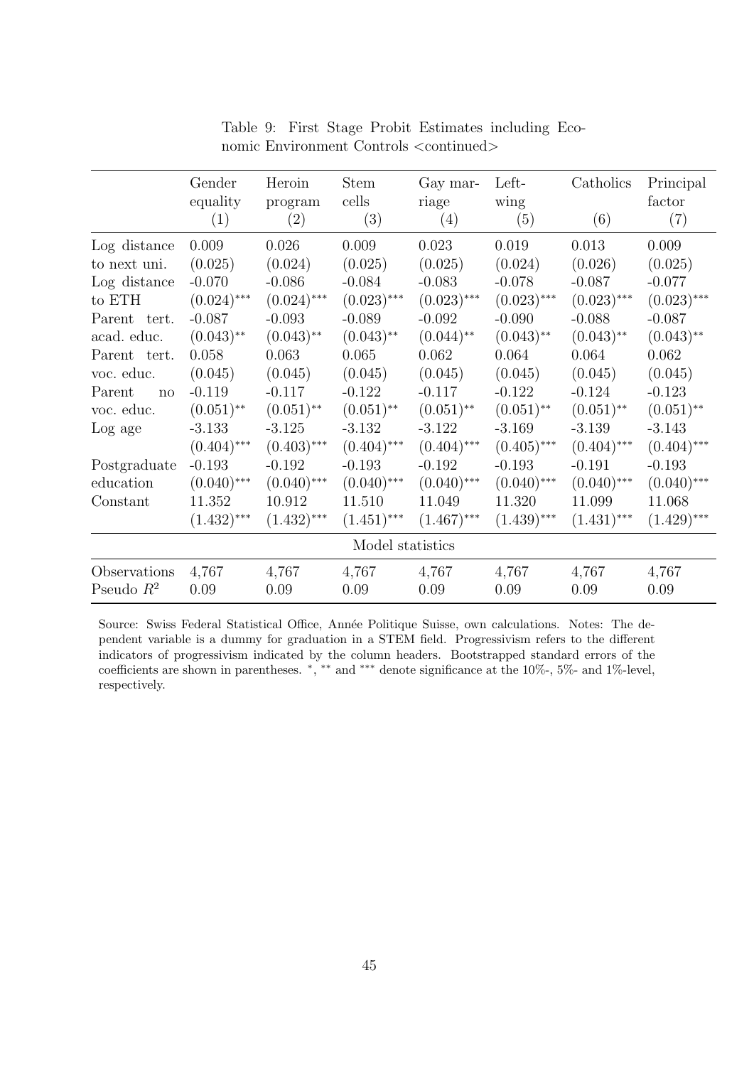Table 9: First Stage Probit Estimates including Economic Environment Controls <continued>

| | Gender equality (1) | Heroin program (2) | Stem cells (3) | Gay marriage (4) | Left-wing (5) | Catholics (6) | Principal factor (7) |
|---|---|---|---|---|---|---|---|
| Log distance to next uni. | 0.009 | 0.026 | 0.009 | 0.023 | 0.019 | 0.013 | 0.009 |
| | (0.025) | (0.024) | (0.025) | (0.025) | (0.024) | (0.026) | (0.025) |
| Log distance to ETH | -0.070 | -0.086 | -0.084 | -0.083 | -0.078 | -0.087 | -0.077 |
| | $(0.024)^{***}$ | $(0.024)^{***}$ | $(0.023)^{***}$ | $(0.023)^{***}$ | $(0.023)^{***}$ | $(0.023)^{***}$ | $(0.023)^{***}$ |
| Parent tert. acad. educ. | -0.087 | -0.093 | -0.089 | -0.092 | -0.090 | -0.088 | -0.087 |
| | $(0.043)^{**}$ | $(0.043)^{**}$ | $(0.043)^{**}$ | $(0.044)^{**}$ | $(0.043)^{**}$ | $(0.043)^{**}$ | $(0.043)^{**}$ |
| Parent tert. voc. educ. | 0.058 | 0.063 | 0.065 | 0.062 | 0.064 | 0.064 | 0.062 |
| | (0.045) | (0.045) | (0.045) | (0.045) | (0.045) | (0.045) | (0.045) |
| Parent no voc. educ. | -0.119 | -0.117 | -0.122 | -0.117 | -0.122 | -0.124 | -0.123 |
| | $(0.051)^{**}$ | $(0.051)^{**}$ | $(0.051)^{**}$ | $(0.051)^{**}$ | $(0.051)^{**}$ | $(0.051)^{**}$ | $(0.051)^{**}$ |
| Log age | -3.133 | -3.125 | -3.132 | -3.122 | -3.169 | -3.139 | -3.143 |
| | $(0.404)^{***}$ | $(0.403)^{***}$ | $(0.404)^{***}$ | $(0.404)^{***}$ | $(0.405)^{***}$ | $(0.404)^{***}$ | $(0.404)^{***}$ |
| Postgraduate education | -0.193 | -0.192 | -0.193 | -0.192 | -0.193 | -0.191 | -0.193 |
| | $(0.040)^{***}$ | $(0.040)^{***}$ | $(0.040)^{***}$ | $(0.040)^{***}$ | $(0.040)^{***}$ | $(0.040)^{***}$ | $(0.040)^{***}$ |
| Constant | 11.352 | 10.912 | 11.510 | 11.049 | 11.320 | 11.099 | 11.068 |
| | $(1.432)^{***}$ | $(1.432)^{***}$ | $(1.451)^{***}$ | $(1.467)^{***}$ | $(1.439)^{***}$ | $(1.431)^{***}$ | $(1.429)^{***}$ |
| Model statistics | | | | | | | |
| Observations | 4,767 | 4,767 | 4,767 | 4,767 | 4,767 | 4,767 | 4,767 |
| Pseudo $R^2$ | 0.09 | 0.09 | 0.09 | 0.09 | 0.09 | 0.09 | 0.09 |

Source: Swiss Federal Statistical Office, Année Politique Suisse, own calculations. Notes: The dependent variable is a dummy for graduation in a STEM field. Progressivism refers to the different indicators of progressivism indicated by the column headers. Bootstrapped standard errors of the coefficients are shown in parentheses. $^{*}$, $^{**}$ and $^{***}$ denote significance at the 10%-, 5%- and 1%-level, respectively.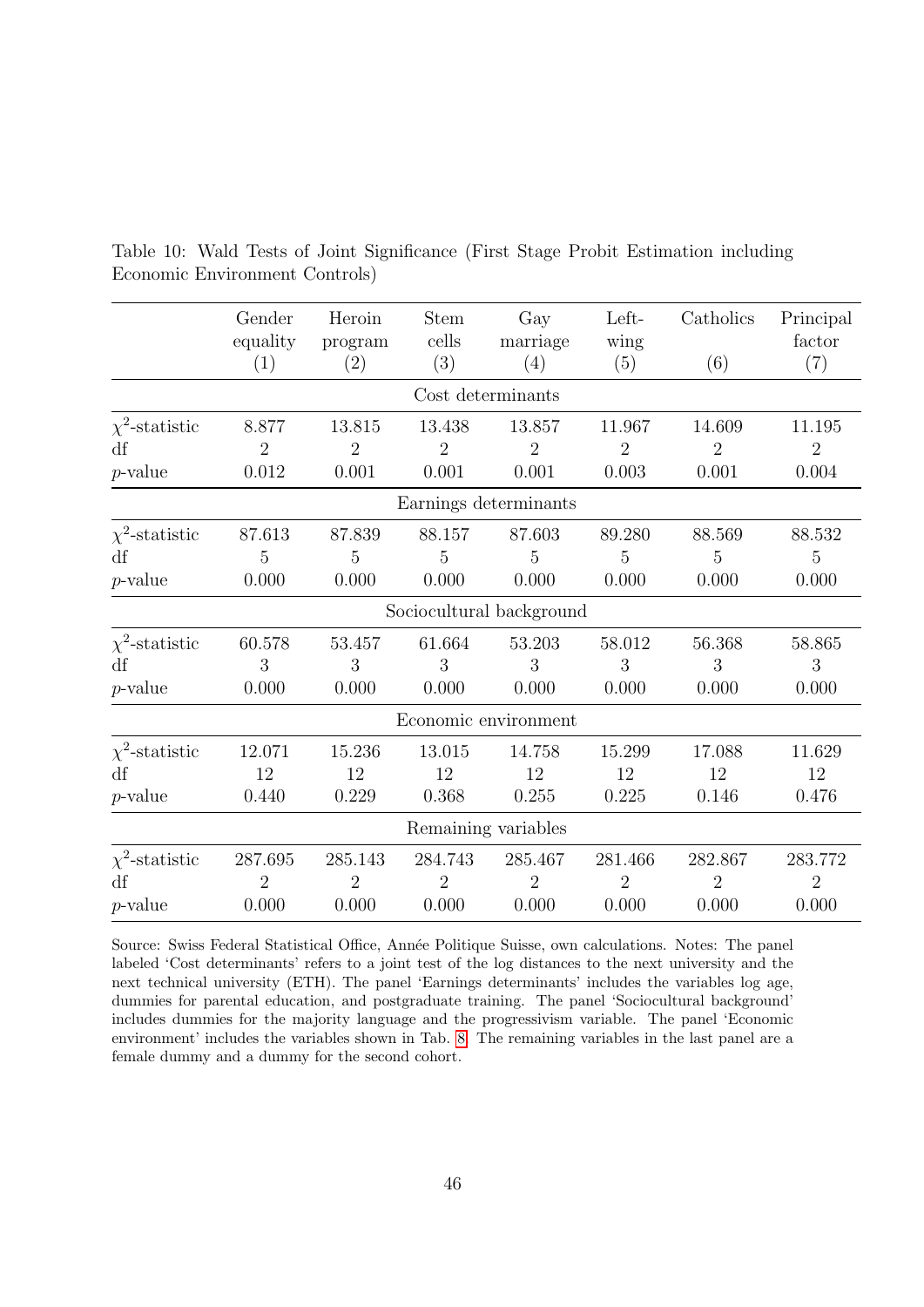Table 10: Wald Tests of Joint Significance (First Stage Probit Estimation including Economic Environment Controls)

| | Gender equality (1) | Heroin program (2) | Stem cells (3) | Gay marriage (4) | Left-wing (5) | Catholics (6) | Principal factor (7) |
|---|---|---|---|---|---|---|---|
| | | | Cost determinants | | | | |
| $\chi^2$-statistic | 8.877 | 13.815 | 13.438 | 13.857 | 11.967 | 14.609 | 11.195 |
| df | 2 | 2 | 2 | 2 | 2 | 2 | 2 |
| $p$-value | 0.012 | 0.001 | 0.001 | 0.001 | 0.003 | 0.001 | 0.004 |
| | | | Earnings determinants | | | | |
| $\chi^2$-statistic | 87.613 | 87.839 | 88.157 | 87.603 | 89.280 | 88.569 | 88.532 |
| df | 5 | 5 | 5 | 5 | 5 | 5 | 5 |
| $p$-value | 0.000 | 0.000 | 0.000 | 0.000 | 0.000 | 0.000 | 0.000 |
| | | | Sociocultural background | | | | |
| $\chi^2$-statistic | 60.578 | 53.457 | 61.664 | 53.203 | 58.012 | 56.368 | 58.865 |
| df | 3 | 3 | 3 | 3 | 3 | 3 | 3 |
| $p$-value | 0.000 | 0.000 | 0.000 | 0.000 | 0.000 | 0.000 | 0.000 |
| | | | Economic environment | | | | |
| $\chi^2$-statistic | 12.071 | 15.236 | 13.015 | 14.758 | 15.299 | 17.088 | 11.629 |
| df | 12 | 12 | 12 | 12 | 12 | 12 | 12 |
| $p$-value | 0.440 | 0.229 | 0.368 | 0.255 | 0.225 | 0.146 | 0.476 |
| | | | Remaining variables | | | | |
| $\chi^2$-statistic | 287.695 | 285.143 | 284.743 | 285.467 | 281.466 | 282.867 | 283.772 |
| df | 2 | 2 | 2 | 2 | 2 | 2 | 2 |
| $p$-value | 0.000 | 0.000 | 0.000 | 0.000 | 0.000 | 0.000 | 0.000 |

Source: Swiss Federal Statistical Office, Année Politique Suisse, own calculations. Notes: The panel labeled 'Cost determinants' refers to a joint test of the log distances to the next university and the next technical university (ETH). The panel 'Earnings determinants' includes the variables log age, dummies for parental education, and postgraduate training. The panel 'Sociocultural background' includes dummies for the majority language and the progressivism variable. The panel 'Economic environment' includes the variables shown in Tab. 8. The remaining variables in the last panel are a female dummy and a dummy for the second cohort.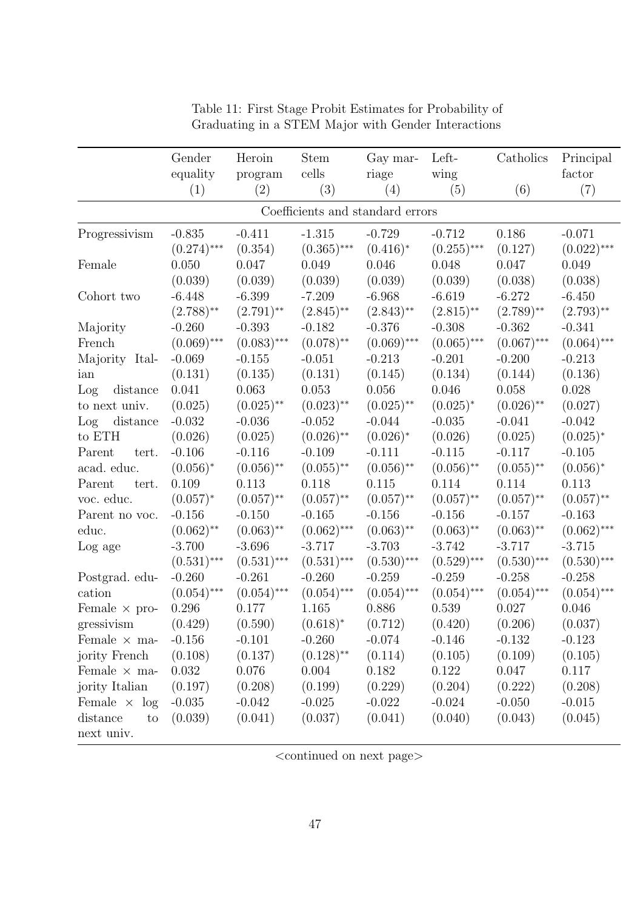Table 11: First Stage Probit Estimates for Probability of Graduating in a STEM Major with Gender Interactions

| | Gender equality (1) | Heroin program (2) | Stem cells (3) | Gay marriage (4) | Left-wing (5) | Catholics (6) | Principal factor (7) |
|---|---|---|---|---|---|---|---|
| | Coefficients and standard errors | | | | | | |
| Progressivism | -0.835 | -0.411 | -1.315 | -0.729 | -0.712 | 0.186 | -0.071 |
| | (0.274)*** | (0.354) | (0.365)*** | (0.416)* | (0.255)*** | (0.127) | (0.022)*** |
| Female | 0.050 | 0.047 | 0.049 | 0.046 | 0.048 | 0.047 | 0.049 |
| | (0.039) | (0.039) | (0.039) | (0.039) | (0.039) | (0.038) | (0.038) |
| Cohort two | -6.448 | -6.399 | -7.209 | -6.968 | -6.619 | -6.272 | -6.450 |
| | (2.788)** | (2.791)** | (2.845)** | (2.843)** | (2.815)** | (2.789)** | (2.793)** |
| Majority French | -0.260 | -0.393 | -0.182 | -0.376 | -0.308 | -0.362 | -0.341 |
| | (0.069)*** | (0.083)*** | (0.078)** | (0.069)*** | (0.065)*** | (0.067)*** | (0.064)*** |
| Majority Italian | -0.069 | -0.155 | -0.051 | -0.213 | -0.201 | -0.200 | -0.213 |
| | (0.131) | (0.135) | (0.131) | (0.145) | (0.134) | (0.144) | (0.136) |
| Log distance to next univ. | 0.041 | 0.063 | 0.053 | 0.056 | 0.046 | 0.058 | 0.028 |
| | (0.025) | (0.025)** | (0.023)** | (0.025)** | (0.025)* | (0.026)** | (0.027) |
| Log distance to ETH | -0.032 | -0.036 | -0.052 | -0.044 | -0.035 | -0.041 | -0.042 |
| | (0.026) | (0.025) | (0.026)** | (0.026)* | (0.026) | (0.025) | (0.025)* |
| Parent tert. acad. educ. | -0.106 | -0.116 | -0.109 | -0.111 | -0.115 | -0.117 | -0.105 |
| | (0.056)* | (0.056)** | (0.055)** | (0.056)** | (0.056)** | (0.055)** | (0.056)* |
| Parent tert. voc. educ. | 0.109 | 0.113 | 0.118 | 0.115 | 0.114 | 0.114 | 0.113 |
| | (0.057)* | (0.057)** | (0.057)** | (0.057)** | (0.057)** | (0.057)** | (0.057)** |
| Parent no voc. educ. | -0.156 | -0.150 | -0.165 | -0.156 | -0.156 | -0.157 | -0.163 |
| | (0.062)** | (0.063)** | (0.062)*** | (0.063)** | (0.063)** | (0.063)** | (0.062)*** |
| Log age | -3.700 | -3.696 | -3.717 | -3.703 | -3.742 | -3.717 | -3.715 |
| | (0.531)*** | (0.531)*** | (0.531)*** | (0.530)*** | (0.529)*** | (0.530)*** | (0.530)*** |
| Postgrad. education | -0.260 | -0.261 | -0.260 | -0.259 | -0.259 | -0.258 | -0.258 |
| | (0.054)*** | (0.054)*** | (0.054)*** | (0.054)*** | (0.054)*** | (0.054)*** | (0.054)*** |
| Female × progressivism | 0.296 | 0.177 | 1.165 | 0.886 | 0.539 | 0.027 | 0.046 |
| | (0.429) | (0.590) | (0.618)* | (0.712) | (0.420) | (0.206) | (0.037) |
| Female × majority French | -0.156 | -0.101 | -0.260 | -0.074 | -0.146 | -0.132 | -0.123 |
| | (0.108) | (0.137) | (0.128)** | (0.114) | (0.105) | (0.109) | (0.105) |
| Female × majority Italian | 0.032 | 0.076 | 0.004 | 0.182 | 0.122 | 0.047 | 0.117 |
| | (0.197) | (0.208) | (0.199) | (0.229) | (0.204) | (0.222) | (0.208) |
| Female × log distance to next univ. | -0.035 | -0.042 | -0.025 | -0.022 | -0.024 | -0.050 | -0.015 |
| | (0.039) | (0.041) | (0.037) | (0.041) | (0.040) | (0.043) | (0.045) |

<continued on next page>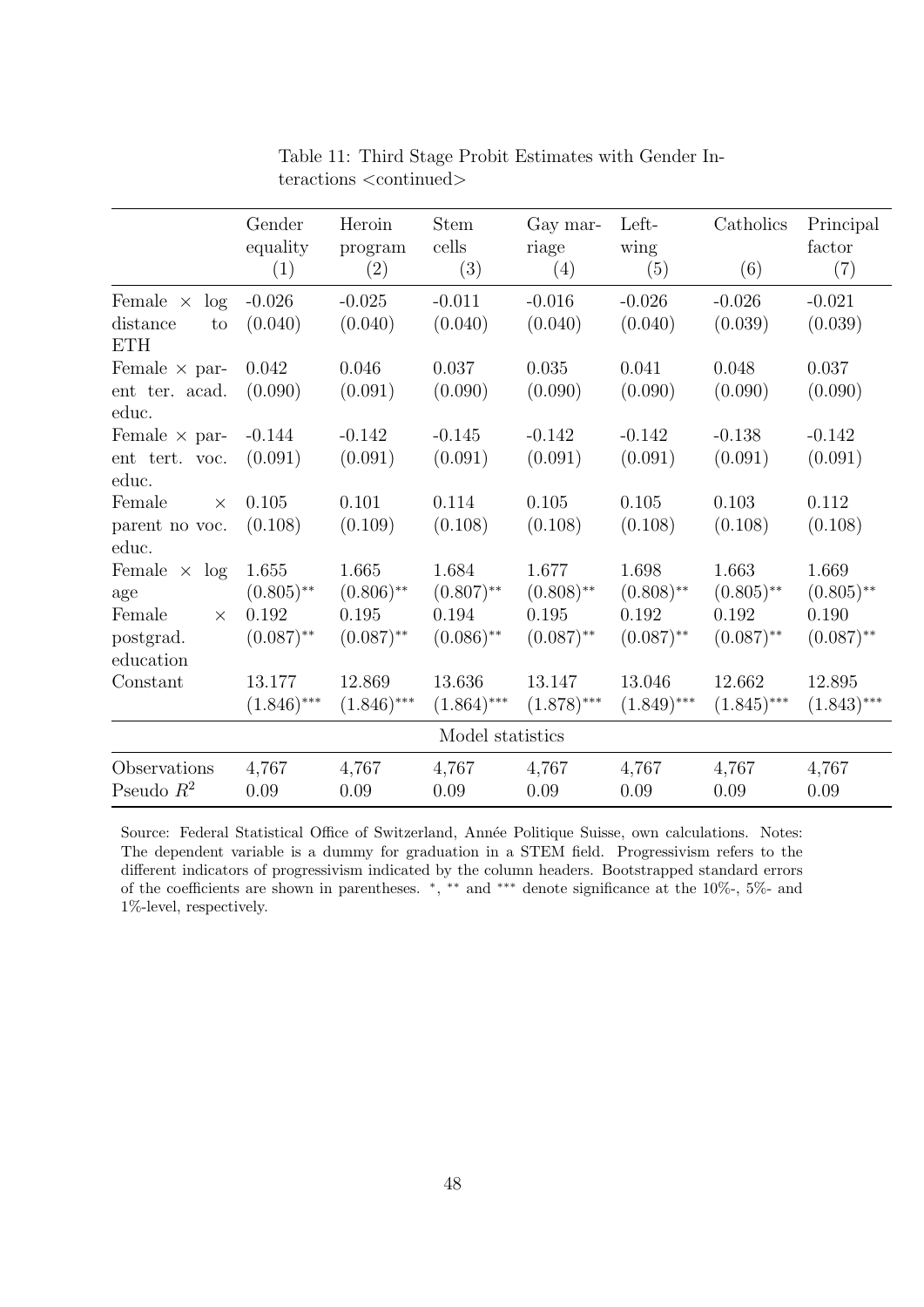Table 11: Third Stage Probit Estimates with Gender Interactions <continued>

| | Gender equality (1) | Heroin program (2) | Stem cells (3) | Gay marriage (4) | Left-wing (5) | Catholics (6) | Principal factor (7) |
|---|---|---|---|---|---|---|---|
| Female × log distance to ETH | -0.026 | -0.025 | -0.011 | -0.016 | -0.026 | -0.026 | -0.021 |
| | (0.040) | (0.040) | (0.040) | (0.040) | (0.040) | (0.039) | (0.039) |
| Female × parent ter. acad. educ. | 0.042 | 0.046 | 0.037 | 0.035 | 0.041 | 0.048 | 0.037 |
| | (0.090) | (0.091) | (0.090) | (0.090) | (0.090) | (0.090) | (0.090) |
| Female × parent tert. voc. educ. | -0.144 | -0.142 | -0.145 | -0.142 | -0.142 | -0.138 | -0.142 |
| | (0.091) | (0.091) | (0.091) | (0.091) | (0.091) | (0.091) | (0.091) |
| Female × parent no voc. educ. | 0.105 | 0.101 | 0.114 | 0.105 | 0.105 | 0.103 | 0.112 |
| | (0.108) | (0.109) | (0.108) | (0.108) | (0.108) | (0.108) | (0.108) |
| Female × log age | 1.655 | 1.665 | 1.684 | 1.677 | 1.698 | 1.663 | 1.669 |
| | $(0.805)^{**}$ | $(0.806)^{**}$ | $(0.807)^{**}$ | $(0.808)^{**}$ | $(0.808)^{**}$ | $(0.805)^{**}$ | $(0.805)^{**}$ |
| Female × postgrad. education | 0.192 | 0.195 | 0.194 | 0.195 | 0.192 | 0.192 | 0.190 |
| | $(0.087)^{**}$ | $(0.087)^{**}$ | $(0.086)^{**}$ | $(0.087)^{**}$ | $(0.087)^{**}$ | $(0.087)^{**}$ | $(0.087)^{**}$ |
| Constant | 13.177 | 12.869 | 13.636 | 13.147 | 13.046 | 12.662 | 12.895 |
| | $(1.846)^{***}$ | $(1.846)^{***}$ | $(1.864)^{***}$ | $(1.878)^{***}$ | $(1.849)^{***}$ | $(1.845)^{***}$ | $(1.843)^{***}$ |
| Model statistics | | | | | | | |
| Observations | 4,767 | 4,767 | 4,767 | 4,767 | 4,767 | 4,767 | 4,767 |
| Pseudo $R^2$ | 0.09 | 0.09 | 0.09 | 0.09 | 0.09 | 0.09 | 0.09 |

Source: Federal Statistical Office of Switzerland, Année Politique Suisse, own calculations. Notes: The dependent variable is a dummy for graduation in a STEM field. Progressivism refers to the different indicators of progressivism indicated by the column headers. Bootstrapped standard errors of the coefficients are shown in parentheses. $^{*}$, $^{**}$ and $^{***}$ denote significance at the 10%-, 5%- and 1%-level, respectively.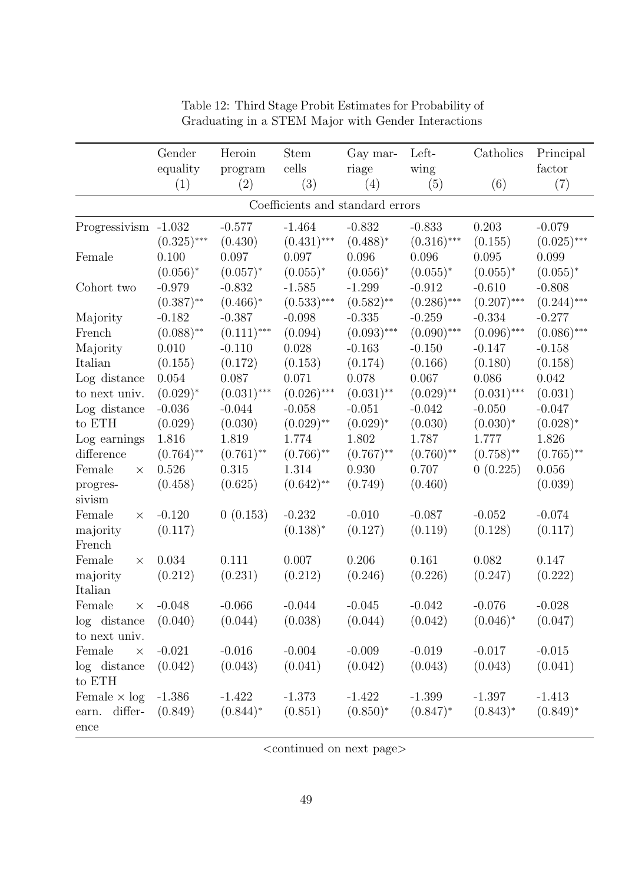Table 12: Third Stage Probit Estimates for Probability of Graduating in a STEM Major with Gender Interactions

| | Gender equality (1) | Heroin program (2) | Stem cells (3) | Gay marriage (4) | Left-wing (5) | Catholics (6) | Principal factor (7) |
|---|---|---|---|---|---|---|---|
| | | | Coefficients and standard errors | | | | |
| Progressivism | -1.032 | -0.577 | -1.464 | -0.832 | -0.833 | 0.203 | -0.079 |
| | (0.325)*** | (0.430) | (0.431)*** | (0.488)* | (0.316)*** | (0.155) | (0.025)*** |
| Female | 0.100 | 0.097 | 0.097 | 0.096 | 0.096 | 0.095 | 0.099 |
| | (0.056)* | (0.057)* | (0.055)* | (0.056)* | (0.055)* | (0.055)* | (0.055)* |
| Cohort two | -0.979 | -0.832 | -1.585 | -1.299 | -0.912 | -0.610 | -0.808 |
| | (0.387)** | (0.466)* | (0.533)*** | (0.582)** | (0.286)*** | (0.207)*** | (0.244)*** |
| Majority French | -0.182 | -0.387 | -0.098 | -0.335 | -0.259 | -0.334 | -0.277 |
| | (0.088)** | (0.111)*** | (0.094) | (0.093)*** | (0.090)*** | (0.096)*** | (0.086)*** |
| Majority Italian | 0.010 | -0.110 | 0.028 | -0.163 | -0.150 | -0.147 | -0.158 |
| | (0.155) | (0.172) | (0.153) | (0.174) | (0.166) | (0.180) | (0.158) |
| Log distance to next univ. | 0.054 | 0.087 | 0.071 | 0.078 | 0.067 | 0.086 | 0.042 |
| | (0.029)* | (0.031)*** | (0.026)*** | (0.031)** | (0.029)** | (0.031)*** | (0.031) |
| Log distance to ETH | -0.036 | -0.044 | -0.058 | -0.051 | -0.042 | -0.050 | -0.047 |
| | (0.029) | (0.030) | (0.029)** | (0.029)* | (0.030) | (0.030)* | (0.028)* |
| Log earnings difference | 1.816 | 1.819 | 1.774 | 1.802 | 1.787 | 1.777 | 1.826 |
| | (0.764)** | (0.761)** | (0.766)** | (0.767)** | (0.760)** | (0.758)** | (0.765)** |
| Female × progressivism | 0.526 | 0.315 | 1.314 | 0.930 | 0.707 | 0 (0.225) | 0.056 |
| | (0.458) | (0.625) | (0.642)** | (0.749) | (0.460) | | (0.039) |
| Female × majority French | -0.120 | 0 (0.153) | -0.232 | -0.010 | -0.087 | -0.052 | -0.074 |
| | (0.117) | | (0.138)* | (0.127) | (0.119) | (0.128) | (0.117) |
| Female × majority Italian | 0.034 | 0.111 | 0.007 | 0.206 | 0.161 | 0.082 | 0.147 |
| | (0.212) | (0.231) | (0.212) | (0.246) | (0.226) | (0.247) | (0.222) |
| Female × log distance to next univ. | -0.048 | -0.066 | -0.044 | -0.045 | -0.042 | -0.076 | -0.028 |
| | (0.040) | (0.044) | (0.038) | (0.044) | (0.042) | (0.046)* | (0.047) |
| Female × log distance to ETH | -0.021 | -0.016 | -0.004 | -0.009 | -0.019 | -0.017 | -0.015 |
| | (0.042) | (0.043) | (0.041) | (0.042) | (0.043) | (0.043) | (0.041) |
| Female × log earn. difference | -1.386 | -1.422 | -1.373 | -1.422 | -1.399 | -1.397 | -1.413 |
| | (0.849) | (0.844)* | (0.851) | (0.850)* | (0.847)* | (0.843)* | (0.849)* |

<continued on next page>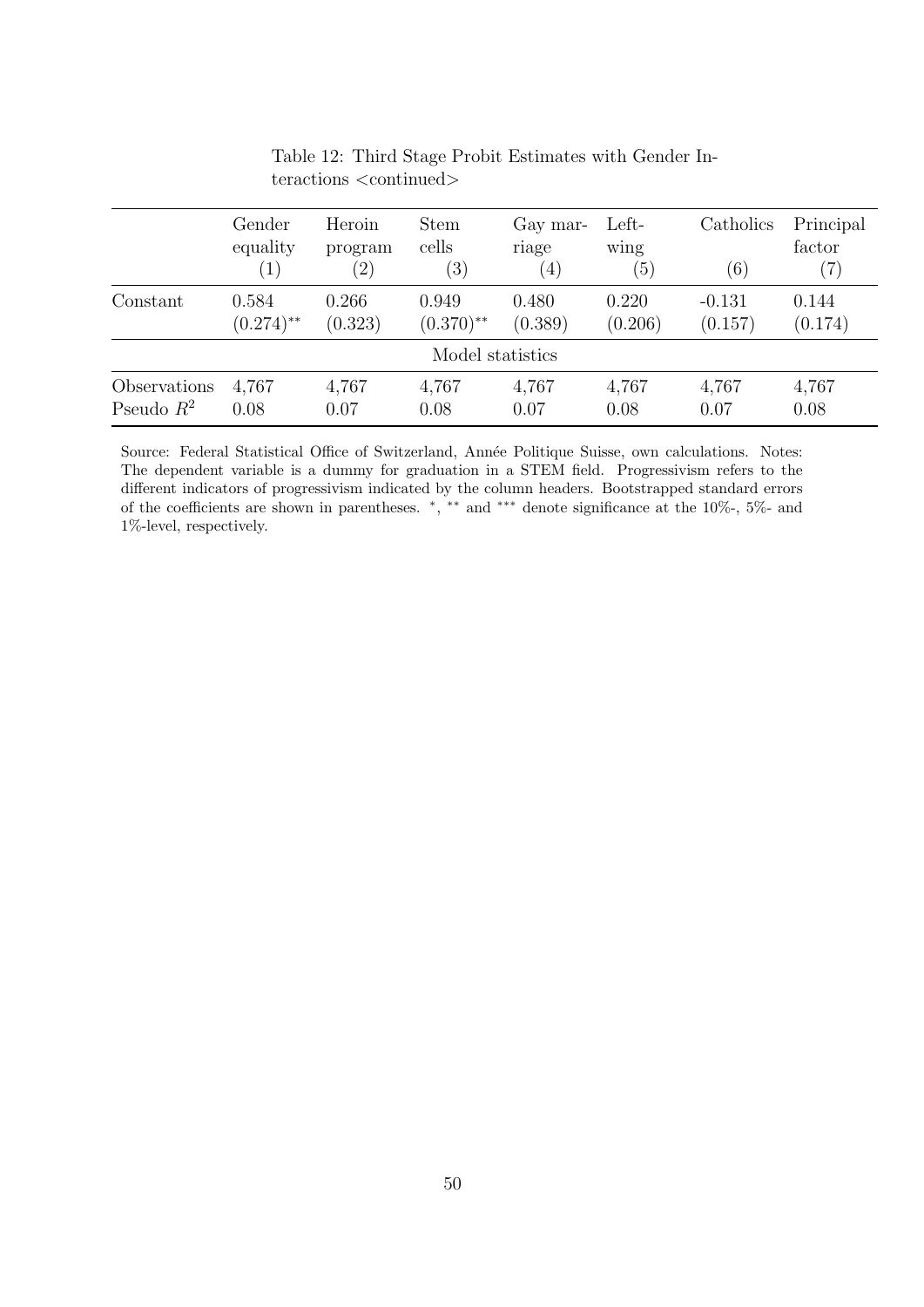Table 12: Third Stage Probit Estimates with Gender Interactions <continued>

| | Gender equality (1) | Heroin program (2) | Stem cells (3) | Gay marriage (4) | Left-wing (5) | Catholics (6) | Principal factor (7) |
|---|---|---|---|---|---|---|---|
| Constant | 0.584 | 0.266 | 0.949 | 0.480 | 0.220 | -0.131 | 0.144 |
| | (0.274)** | (0.323) | (0.370)** | (0.389) | (0.206) | (0.157) | (0.174) |
| Model statistics | | | | | | | |
| Observations | 4,767 | 4,767 | 4,767 | 4,767 | 4,767 | 4,767 | 4,767 |
| Pseudo $R^2$ | 0.08 | 0.07 | 0.08 | 0.07 | 0.08 | 0.07 | 0.08 |

Source: Federal Statistical Office of Switzerland, Année Politique Suisse, own calculations. Notes: The dependent variable is a dummy for graduation in a STEM field. Progressivism refers to the different indicators of progressivism indicated by the column headers. Bootstrapped standard errors of the coefficients are shown in parentheses. *, ** and *** denote significance at the 10%-, 5%- and 1%-level, respectively.